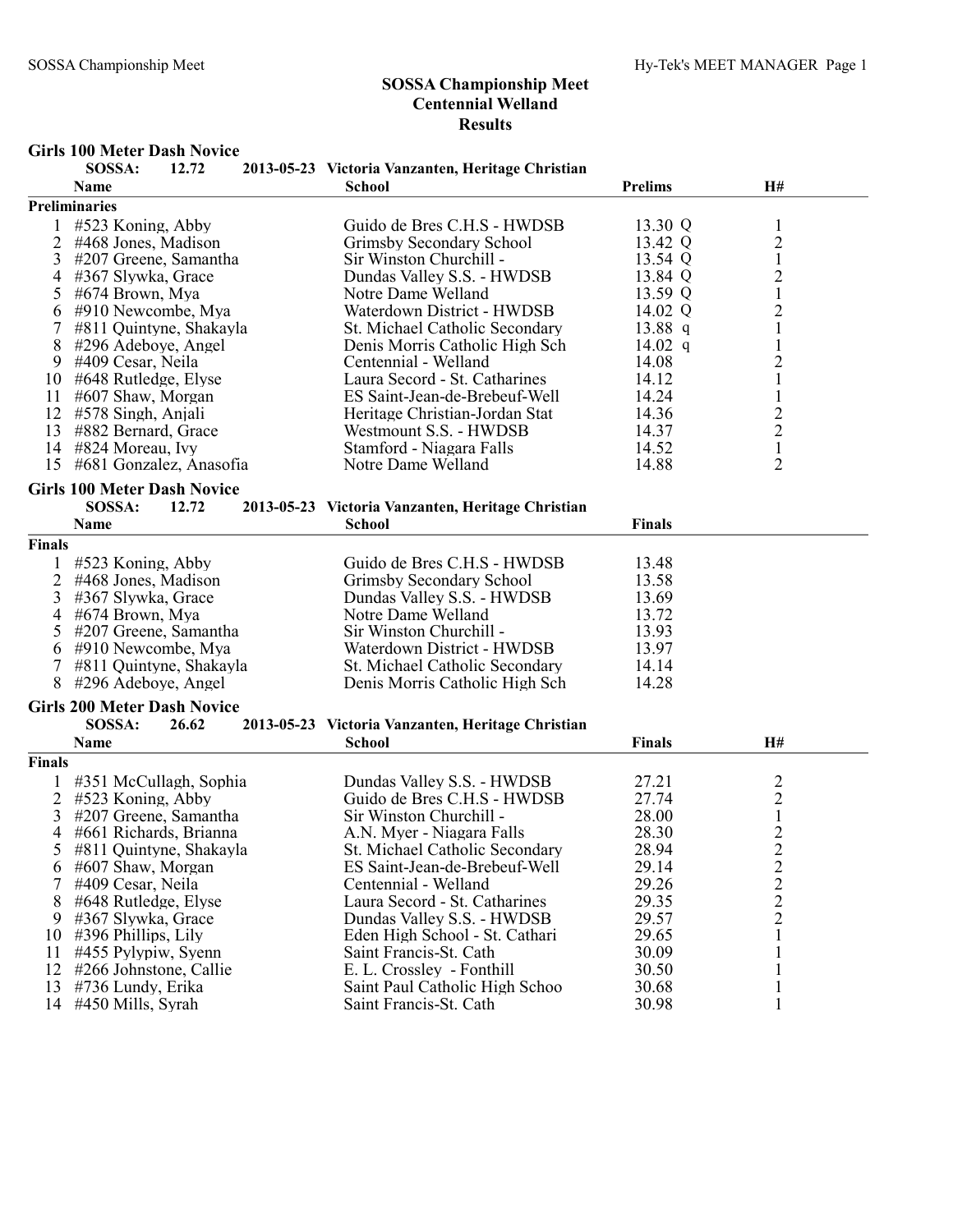# SOSSA Championship Meet
## Centennial Welland
## Results

### Girls 100 Meter Dash Novice

SOSSA: 12.72 2013-05-23 Victoria Vanzanten, Heritage Christian

**Preliminaries**

| | Name | School | Prelims | H# |
|---|---|---|---|---|
| 1 | #523 Koning, Abby | Guido de Bres C.H.S - HWDSB | 13.30 Q | 1 |
| 2 | #468 Jones, Madison | Grimsby Secondary School | 13.42 Q | 2 |
| 3 | #207 Greene, Samantha | Sir Winston Churchill - | 13.54 Q | 1 |
| 4 | #367 Slywka, Grace | Dundas Valley S.S. - HWDSB | 13.84 Q | 2 |
| 5 | #674 Brown, Mya | Notre Dame Welland | 13.59 Q | 1 |
| 6 | #910 Newcombe, Mya | Waterdown District - HWDSB | 14.02 Q | 2 |
| 7 | #811 Quintyne, Shakayla | St. Michael Catholic Secondary | 13.88 q | 1 |
| 8 | #296 Adeboye, Angel | Denis Morris Catholic High Sch | 14.02 q | 1 |
| 9 | #409 Cesar, Neila | Centennial - Welland | 14.08 | 2 |
| 10 | #648 Rutledge, Elyse | Laura Secord - St. Catharines | 14.12 | 1 |
| 11 | #607 Shaw, Morgan | ES Saint-Jean-de-Brebeuf-Well | 14.24 | 1 |
| 12 | #578 Singh, Anjali | Heritage Christian-Jordan Stat | 14.36 | 2 |
| 13 | #882 Bernard, Grace | Westmount S.S. - HWDSB | 14.37 | 2 |
| 14 | #824 Moreau, Ivy | Stamford - Niagara Falls | 14.52 | 1 |
| 15 | #681 Gonzalez, Anasofia | Notre Dame Welland | 14.88 | 2 |

### Girls 100 Meter Dash Novice

SOSSA: 12.72 2013-05-23 Victoria Vanzanten, Heritage Christian

**Finals**

| | Name | School | Finals |
|---|---|---|---|
| 1 | #523 Koning, Abby | Guido de Bres C.H.S - HWDSB | 13.48 |
| 2 | #468 Jones, Madison | Grimsby Secondary School | 13.58 |
| 3 | #367 Slywka, Grace | Dundas Valley S.S. - HWDSB | 13.69 |
| 4 | #674 Brown, Mya | Notre Dame Welland | 13.72 |
| 5 | #207 Greene, Samantha | Sir Winston Churchill - | 13.93 |
| 6 | #910 Newcombe, Mya | Waterdown District - HWDSB | 13.97 |
| 7 | #811 Quintyne, Shakayla | St. Michael Catholic Secondary | 14.14 |
| 8 | #296 Adeboye, Angel | Denis Morris Catholic High Sch | 14.28 |

### Girls 200 Meter Dash Novice

SOSSA: 26.62 2013-05-23 Victoria Vanzanten, Heritage Christian

**Finals**

| | Name | School | Finals | H# |
|---|---|---|---|---|
| 1 | #351 McCullagh, Sophia | Dundas Valley S.S. - HWDSB | 27.21 | 2 |
| 2 | #523 Koning, Abby | Guido de Bres C.H.S - HWDSB | 27.74 | 2 |
| 3 | #207 Greene, Samantha | Sir Winston Churchill - | 28.00 | 1 |
| 4 | #661 Richards, Brianna | A.N. Myer - Niagara Falls | 28.30 | 2 |
| 5 | #811 Quintyne, Shakayla | St. Michael Catholic Secondary | 28.94 | 2 |
| 6 | #607 Shaw, Morgan | ES Saint-Jean-de-Brebeuf-Well | 29.14 | 2 |
| 7 | #409 Cesar, Neila | Centennial - Welland | 29.26 | 2 |
| 8 | #648 Rutledge, Elyse | Laura Secord - St. Catharines | 29.35 | 2 |
| 9 | #367 Slywka, Grace | Dundas Valley S.S. - HWDSB | 29.57 | 2 |
| 10 | #396 Phillips, Lily | Eden High School - St. Cathari | 29.65 | 1 |
| 11 | #455 Pylypiw, Syenn | Saint Francis-St. Cath | 30.09 | 1 |
| 12 | #266 Johnstone, Callie | E. L. Crossley - Fonthill | 30.50 | 1 |
| 13 | #736 Lundy, Erika | Saint Paul Catholic High Schoo | 30.68 | 1 |
| 14 | #450 Mills, Syrah | Saint Francis-St. Cath | 30.98 | 1 |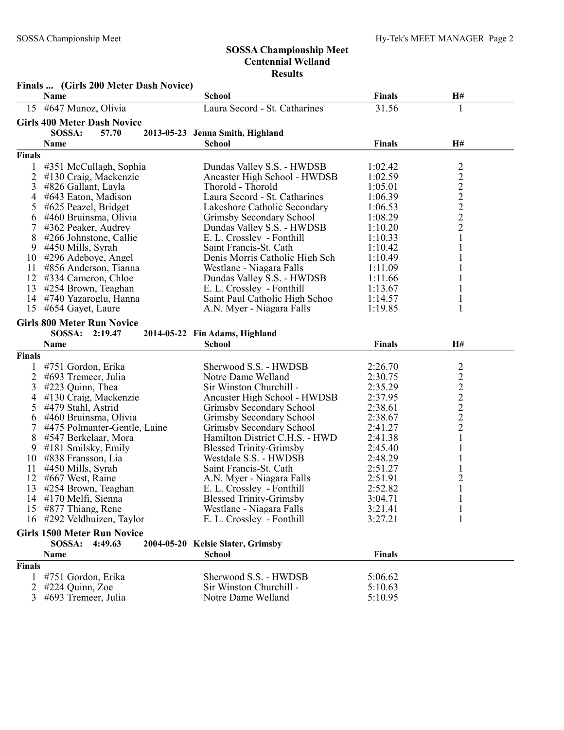## SOSSA Championship Meet
## Centennial Welland
## Results

### Finals ... (Girls 200 Meter Dash Novice)

| | Name | School | Finals | H# |
|---|---|---|---|---|
| 15 | #647 Munoz, Olivia | Laura Secord - St. Catharines | 31.56 | 1 |

### Girls 400 Meter Dash Novice

**SOSSA: 57.70 2013-05-23 Jenna Smith, Highland**

**Finals**

| | Name | School | Finals | H# |
|---|---|---|---|---|
| 1 | #351 McCullagh, Sophia | Dundas Valley S.S. - HWDSB | 1:02.42 | 2 |
| 2 | #130 Craig, Mackenzie | Ancaster High School - HWDSB | 1:02.59 | 2 |
| 3 | #826 Gallant, Layla | Thorold - Thorold | 1:05.01 | 2 |
| 4 | #643 Eaton, Madison | Laura Secord - St. Catharines | 1:06.39 | 2 |
| 5 | #625 Peazel, Bridget | Lakeshore Catholic Secondary | 1:06.53 | 2 |
| 6 | #460 Bruinsma, Olivia | Grimsby Secondary School | 1:08.29 | 2 |
| 7 | #362 Peaker, Audrey | Dundas Valley S.S. - HWDSB | 1:10.20 | 2 |
| 8 | #266 Johnstone, Callie | E. L. Crossley - Fonthill | 1:10.33 | 1 |
| 9 | #450 Mills, Syrah | Saint Francis-St. Cath | 1:10.42 | 1 |
| 10 | #296 Adeboye, Angel | Denis Morris Catholic High Sch | 1:10.49 | 1 |
| 11 | #856 Anderson, Tianna | Westlane - Niagara Falls | 1:11.09 | 1 |
| 12 | #334 Cameron, Chloe | Dundas Valley S.S. - HWDSB | 1:11.66 | 1 |
| 13 | #254 Brown, Teaghan | E. L. Crossley - Fonthill | 1:13.67 | 1 |
| 14 | #740 Yazaroglu, Hanna | Saint Paul Catholic High Schoo | 1:14.57 | 1 |
| 15 | #654 Gayet, Laure | A.N. Myer - Niagara Falls | 1:19.85 | 1 |

### Girls 800 Meter Run Novice

**SOSSA: 2:19.47 2014-05-22 Fin Adams, Highland**

**Finals**

| | Name | School | Finals | H# |
|---|---|---|---|---|
| 1 | #751 Gordon, Erika | Sherwood S.S. - HWDSB | 2:26.70 | 2 |
| 2 | #693 Tremeer, Julia | Notre Dame Welland | 2:30.75 | 2 |
| 3 | #223 Quinn, Thea | Sir Winston Churchill - | 2:35.29 | 2 |
| 4 | #130 Craig, Mackenzie | Ancaster High School - HWDSB | 2:37.95 | 2 |
| 5 | #479 Stahl, Astrid | Grimsby Secondary School | 2:38.61 | 2 |
| 6 | #460 Bruinsma, Olivia | Grimsby Secondary School | 2:38.67 | 2 |
| 7 | #475 Polmanter-Gentle, Laine | Grimsby Secondary School | 2:41.27 | 2 |
| 8 | #547 Berkelaar, Mora | Hamilton District C.H.S. - HWD | 2:41.38 | 1 |
| 9 | #181 Smilsky, Emily | Blessed Trinity-Grimsby | 2:45.40 | 1 |
| 10 | #838 Fransson, Lia | Westdale S.S. - HWDSB | 2:48.29 | 1 |
| 11 | #450 Mills, Syrah | Saint Francis-St. Cath | 2:51.27 | 1 |
| 12 | #667 West, Raine | A.N. Myer - Niagara Falls | 2:51.91 | 2 |
| 13 | #254 Brown, Teaghan | E. L. Crossley - Fonthill | 2:52.82 | 1 |
| 14 | #170 Melfi, Sienna | Blessed Trinity-Grimsby | 3:04.71 | 1 |
| 15 | #877 Thiang, Rene | Westlane - Niagara Falls | 3:21.41 | 1 |
| 16 | #292 Veldhuizen, Taylor | E. L. Crossley - Fonthill | 3:27.21 | 1 |

### Girls 1500 Meter Run Novice

**SOSSA: 4:49.63 2004-05-20 Kelsie Slater, Grimsby**

**Finals**

| | Name | School | Finals |
|---|---|---|---|
| 1 | #751 Gordon, Erika | Sherwood S.S. - HWDSB | 5:06.62 |
| 2 | #224 Quinn, Zoe | Sir Winston Churchill - | 5:10.63 |
| 3 | #693 Tremeer, Julia | Notre Dame Welland | 5:10.95 |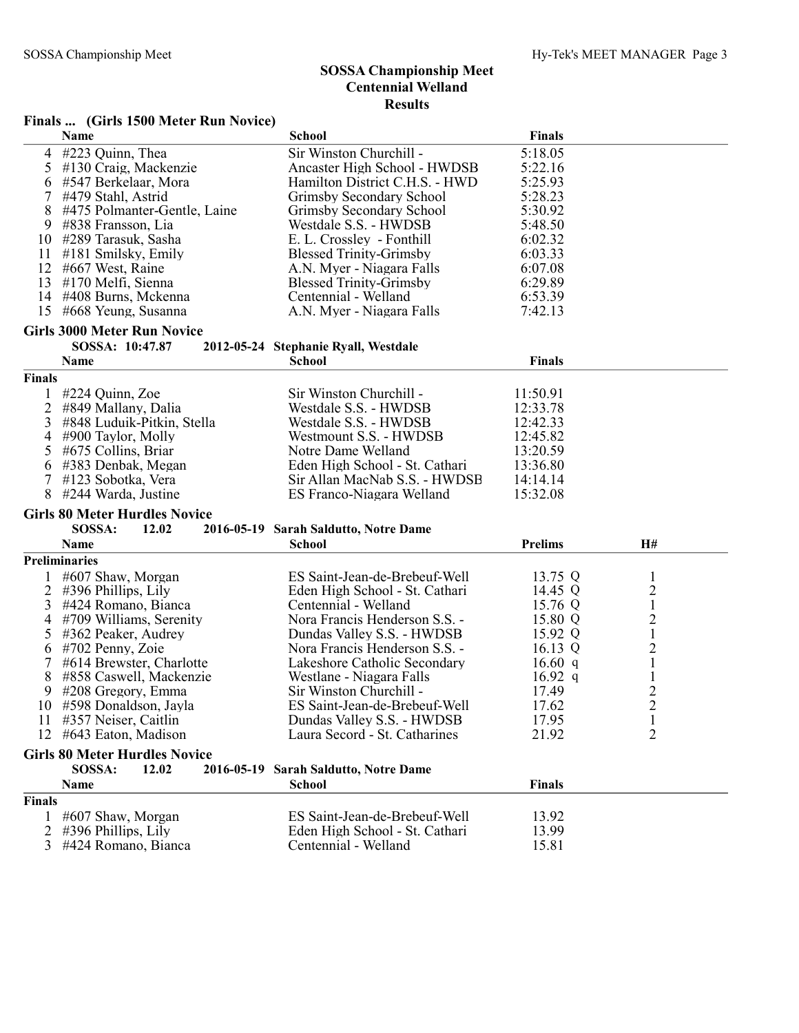# SOSSA Championship Meet
## Centennial Welland
### Results

**Finals ... (Girls 1500 Meter Run Novice)**

| | Name | School | Finals |
|---|---|---|---|
| 4 | #223 Quinn, Thea | Sir Winston Churchill - | 5:18.05 |
| 5 | #130 Craig, Mackenzie | Ancaster High School - HWDSB | 5:22.16 |
| 6 | #547 Berkelaar, Mora | Hamilton District C.H.S. - HWD | 5:25.93 |
| 7 | #479 Stahl, Astrid | Grimsby Secondary School | 5:28.23 |
| 8 | #475 Polmanter-Gentle, Laine | Grimsby Secondary School | 5:30.92 |
| 9 | #838 Fransson, Lia | Westdale S.S. - HWDSB | 5:48.50 |
| 10 | #289 Tarasuk, Sasha | E. L. Crossley - Fonthill | 6:02.32 |
| 11 | #181 Smilsky, Emily | Blessed Trinity-Grimsby | 6:03.33 |
| 12 | #667 West, Raine | A.N. Myer - Niagara Falls | 6:07.08 |
| 13 | #170 Melfi, Sienna | Blessed Trinity-Grimsby | 6:29.89 |
| 14 | #408 Burns, Mckenna | Centennial - Welland | 6:53.39 |
| 15 | #668 Yeung, Susanna | A.N. Myer - Niagara Falls | 7:42.13 |

**Girls 3000 Meter Run Novice**

SOSSA: 10:47.87 2012-05-24 Stephanie Ryall, Westdale

**Finals**

| | Name | School | Finals |
|---|---|---|---|
| 1 | #224 Quinn, Zoe | Sir Winston Churchill - | 11:50.91 |
| 2 | #849 Mallany, Dalia | Westdale S.S. - HWDSB | 12:33.78 |
| 3 | #848 Luduik-Pitkin, Stella | Westdale S.S. - HWDSB | 12:42.33 |
| 4 | #900 Taylor, Molly | Westmount S.S. - HWDSB | 12:45.82 |
| 5 | #675 Collins, Briar | Notre Dame Welland | 13:20.59 |
| 6 | #383 Denbak, Megan | Eden High School - St. Cathari | 13:36.80 |
| 7 | #123 Sobotka, Vera | Sir Allan MacNab S.S. - HWDSB | 14:14.14 |
| 8 | #244 Warda, Justine | ES Franco-Niagara Welland | 15:32.08 |

**Girls 80 Meter Hurdles Novice**

SOSSA: 12.02 2016-05-19 Sarah Saldutto, Notre Dame

**Preliminaries**

| | Name | School | Prelims | H# |
|---|---|---|---|---|
| 1 | #607 Shaw, Morgan | ES Saint-Jean-de-Brebeuf-Well | 13.75 Q | 1 |
| 2 | #396 Phillips, Lily | Eden High School - St. Cathari | 14.45 Q | 2 |
| 3 | #424 Romano, Bianca | Centennial - Welland | 15.76 Q | 1 |
| 4 | #709 Williams, Serenity | Nora Francis Henderson S.S. - | 15.80 Q | 2 |
| 5 | #362 Peaker, Audrey | Dundas Valley S.S. - HWDSB | 15.92 Q | 1 |
| 6 | #702 Penny, Zoie | Nora Francis Henderson S.S. - | 16.13 Q | 2 |
| 7 | #614 Brewster, Charlotte | Lakeshore Catholic Secondary | 16.60 q | 1 |
| 8 | #858 Caswell, Mackenzie | Westlane - Niagara Falls | 16.92 q | 1 |
| 9 | #208 Gregory, Emma | Sir Winston Churchill - | 17.49 | 2 |
| 10 | #598 Donaldson, Jayla | ES Saint-Jean-de-Brebeuf-Well | 17.62 | 2 |
| 11 | #357 Neiser, Caitlin | Dundas Valley S.S. - HWDSB | 17.95 | 1 |
| 12 | #643 Eaton, Madison | Laura Secord - St. Catharines | 21.92 | 2 |

**Girls 80 Meter Hurdles Novice**

SOSSA: 12.02 2016-05-19 Sarah Saldutto, Notre Dame

**Finals**

| | Name | School | Finals |
|---|---|---|---|
| 1 | #607 Shaw, Morgan | ES Saint-Jean-de-Brebeuf-Well | 13.92 |
| 2 | #396 Phillips, Lily | Eden High School - St. Cathari | 13.99 |
| 3 | #424 Romano, Bianca | Centennial - Welland | 15.81 |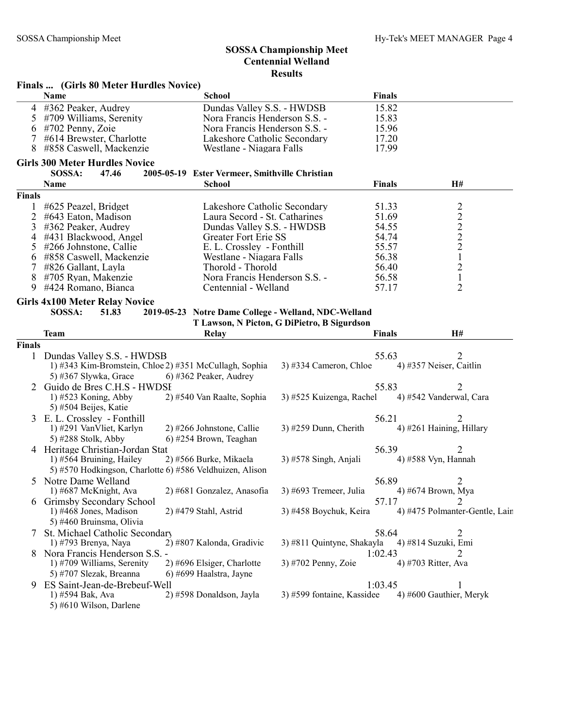## SOSSA Championship Meet
## Centennial Welland
## Results

### Finals ... (Girls 80 Meter Hurdles Novice)

| | Name | School | Finals |
|---|---|---|---|
| 4 | #362 Peaker, Audrey | Dundas Valley S.S. - HWDSB | 15.82 |
| 5 | #709 Williams, Serenity | Nora Francis Henderson S.S. - | 15.83 |
| 6 | #702 Penny, Zoie | Nora Francis Henderson S.S. - | 15.96 |
| 7 | #614 Brewster, Charlotte | Lakeshore Catholic Secondary | 17.20 |
| 8 | #858 Caswell, Mackenzie | Westlane - Niagara Falls | 17.99 |

### Girls 300 Meter Hurdles Novice

SOSSA: 47.46 2005-05-19 Ester Vermeer, Smithville Christian

| | Name | School | Finals | H# |
|---|---|---|---|---|
| **Finals** | | | | |
| 1 | #625 Peazel, Bridget | Lakeshore Catholic Secondary | 51.33 | 2 |
| 2 | #643 Eaton, Madison | Laura Secord - St. Catharines | 51.69 | 2 |
| 3 | #362 Peaker, Audrey | Dundas Valley S.S. - HWDSB | 54.55 | 2 |
| 4 | #431 Blackwood, Angel | Greater Fort Erie SS | 54.74 | 2 |
| 5 | #266 Johnstone, Callie | E. L. Crossley - Fonthill | 55.57 | 2 |
| 6 | #858 Caswell, Mackenzie | Westlane - Niagara Falls | 56.38 | 1 |
| 7 | #826 Gallant, Layla | Thorold - Thorold | 56.40 | 2 |
| 8 | #705 Ryan, Makenzie | Nora Francis Henderson S.S. - | 56.58 | 1 |
| 9 | #424 Romano, Bianca | Centennial - Welland | 57.17 | 2 |

### Girls 4x100 Meter Relay Novice

SOSSA: 51.83 2019-05-23 Notre Dame College - Welland, NDC-Welland
T Lawson, N Picton, G DiPietro, B Sigurdson

| | Team | Relay | Finals | H# |
|---|---|---|---|---|
| **Finals** | | | | |
| 1 | Dundas Valley S.S. - HWDSB | | 55.63 | 2 |
| | 1) #343 Kim-Bromstein, Chloe 2) #351 McCullagh, Sophia 3) #334 Cameron, Chloe 4) #357 Neiser, Caitlin 5) #367 Slywka, Grace 6) #362 Peaker, Audrey | | | |
| 2 | Guido de Bres C.H.S - HWDSI | | 55.83 | 2 |
| | 1) #523 Koning, Abby 2) #540 Van Raalte, Sophia 3) #525 Kuizenga, Rachel 4) #542 Vanderwal, Cara 5) #504 Beijes, Katie | | | |
| 3 | E. L. Crossley - Fonthill | | 56.21 | 2 |
| | 1) #291 VanVliet, Karlyn 2) #266 Johnstone, Callie 3) #259 Dunn, Cherith 4) #261 Haining, Hillary 5) #288 Stolk, Abby 6) #254 Brown, Teaghan | | | |
| 4 | Heritage Christian-Jordan Stat | | 56.39 | 2 |
| | 1) #564 Bruining, Hailey 2) #566 Burke, Mikaela 3) #578 Singh, Anjali 4) #588 Vyn, Hannah 5) #570 Hodkingson, Charlotte 6) #586 Veldhuizen, Alison | | | |
| 5 | Notre Dame Welland | | 56.89 | 2 |
| | 1) #687 McKnight, Ava 2) #681 Gonzalez, Anasofia 3) #693 Tremeer, Julia 4) #674 Brown, Mya | | | |
| 6 | Grimsby Secondary School | | 57.17 | 2 |
| | 1) #468 Jones, Madison 2) #479 Stahl, Astrid 3) #458 Boychuk, Keira 4) #475 Polmanter-Gentle, Lain 5) #460 Bruinsma, Olivia | | | |
| 7 | St. Michael Catholic Secondary | | 58.64 | 2 |
| | 1) #793 Brenya, Naya 2) #807 Kalonda, Gradivic 3) #811 Quintyne, Shakayla 4) #814 Suzuki, Emi | | | |
| 8 | Nora Francis Henderson S.S. - | | 1:02.43 | 2 |
| | 1) #709 Williams, Serenity 2) #696 Elsiger, Charlotte 3) #702 Penny, Zoie 4) #703 Ritter, Ava 5) #707 Slezak, Breanna 6) #699 Haalstra, Jayne | | | |
| 9 | ES Saint-Jean-de-Brebeuf-Well | | 1:03.45 | 1 |
| | 1) #594 Bak, Ava 2) #598 Donaldson, Jayla 3) #599 fontaine, Kassidee 4) #600 Gauthier, Meryk 5) #610 Wilson, Darlene | | | |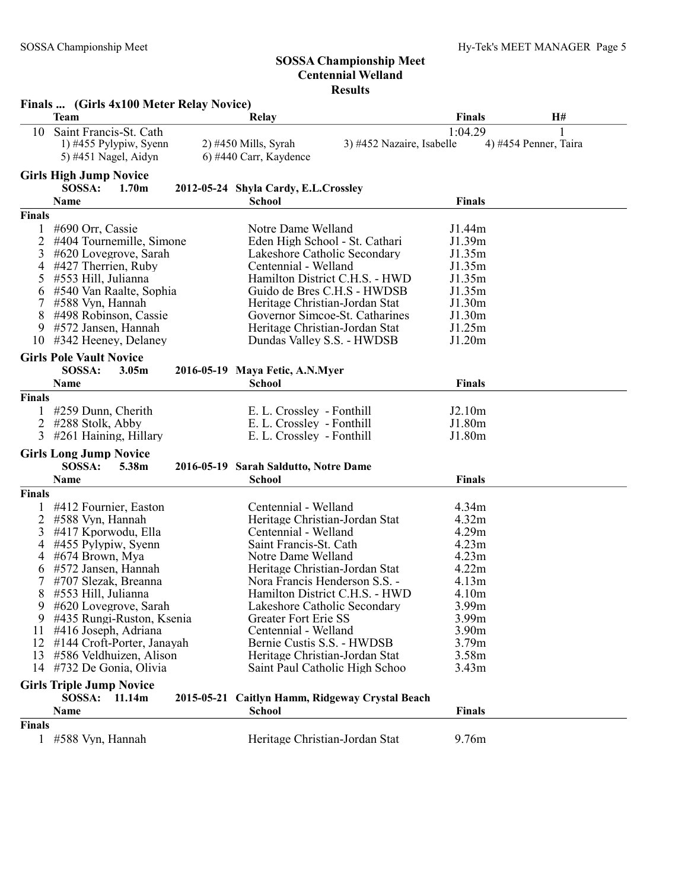## SOSSA Championship Meet
## Centennial Welland
## Results

### Finals ... (Girls 4x100 Meter Relay Novice)

| | Team | Relay | | Finals | H# |
|---|---|---|---|---|---|
| 10 | Saint Francis-St. Cath | | | 1:04.29 | 1 |
| | 1) #455 Pylypiw, Syenn | 2) #450 Mills, Syrah | 3) #452 Nazaire, Isabelle | 4) #454 Penner, Taira | |
| | 5) #451 Nagel, Aidyn | 6) #440 Carr, Kaydence | | | |

### Girls High Jump Novice

SOSSA: 1.70m 2012-05-24 Shyla Cardy, E.L.Crossley

| | Name | School | Finals |
|---|---|---|---|
| **Finals** | | | |
| 1 | #690 Orr, Cassie | Notre Dame Welland | J1.44m |
| 2 | #404 Tournemille, Simone | Eden High School - St. Cathari | J1.39m |
| 3 | #620 Lovegrove, Sarah | Lakeshore Catholic Secondary | J1.35m |
| 4 | #427 Therrien, Ruby | Centennial - Welland | J1.35m |
| 5 | #553 Hill, Julianna | Hamilton District C.H.S. - HWD | J1.35m |
| 6 | #540 Van Raalte, Sophia | Guido de Bres C.H.S - HWDSB | J1.35m |
| 7 | #588 Vyn, Hannah | Heritage Christian-Jordan Stat | J1.30m |
| 8 | #498 Robinson, Cassie | Governor Simcoe-St. Catharines | J1.30m |
| 9 | #572 Jansen, Hannah | Heritage Christian-Jordan Stat | J1.25m |
| 10 | #342 Heeney, Delaney | Dundas Valley S.S. - HWDSB | J1.20m |

### Girls Pole Vault Novice

SOSSA: 3.05m 2016-05-19 Maya Fetic, A.N.Myer

| | Name | School | Finals |
|---|---|---|---|
| **Finals** | | | |
| 1 | #259 Dunn, Cherith | E. L. Crossley - Fonthill | J2.10m |
| 2 | #288 Stolk, Abby | E. L. Crossley - Fonthill | J1.80m |
| 3 | #261 Haining, Hillary | E. L. Crossley - Fonthill | J1.80m |

### Girls Long Jump Novice

SOSSA: 5.38m 2016-05-19 Sarah Saldutto, Notre Dame

| | Name | School | Finals |
|---|---|---|---|
| **Finals** | | | |
| 1 | #412 Fournier, Easton | Centennial - Welland | 4.34m |
| 2 | #588 Vyn, Hannah | Heritage Christian-Jordan Stat | 4.32m |
| 3 | #417 Kporwodu, Ella | Centennial - Welland | 4.29m |
| 4 | #455 Pylypiw, Syenn | Saint Francis-St. Cath | 4.23m |
| 4 | #674 Brown, Mya | Notre Dame Welland | 4.23m |
| 6 | #572 Jansen, Hannah | Heritage Christian-Jordan Stat | 4.22m |
| 7 | #707 Slezak, Breanna | Nora Francis Henderson S.S. - | 4.13m |
| 8 | #553 Hill, Julianna | Hamilton District C.H.S. - HWD | 4.10m |
| 9 | #620 Lovegrove, Sarah | Lakeshore Catholic Secondary | 3.99m |
| 9 | #435 Rungi-Ruston, Ksenia | Greater Fort Erie SS | 3.99m |
| 11 | #416 Joseph, Adriana | Centennial - Welland | 3.90m |
| 12 | #144 Croft-Porter, Janayah | Bernie Custis S.S. - HWDSB | 3.79m |
| 13 | #586 Veldhuizen, Alison | Heritage Christian-Jordan Stat | 3.58m |
| 14 | #732 De Gonia, Olivia | Saint Paul Catholic High Schoo | 3.43m |

### Girls Triple Jump Novice

SOSSA: 11.14m 2015-05-21 Caitlyn Hamm, Ridgeway Crystal Beach

| | Name | School | Finals |
|---|---|---|---|
| **Finals** | | | |
| 1 | #588 Vyn, Hannah | Heritage Christian-Jordan Stat | 9.76m |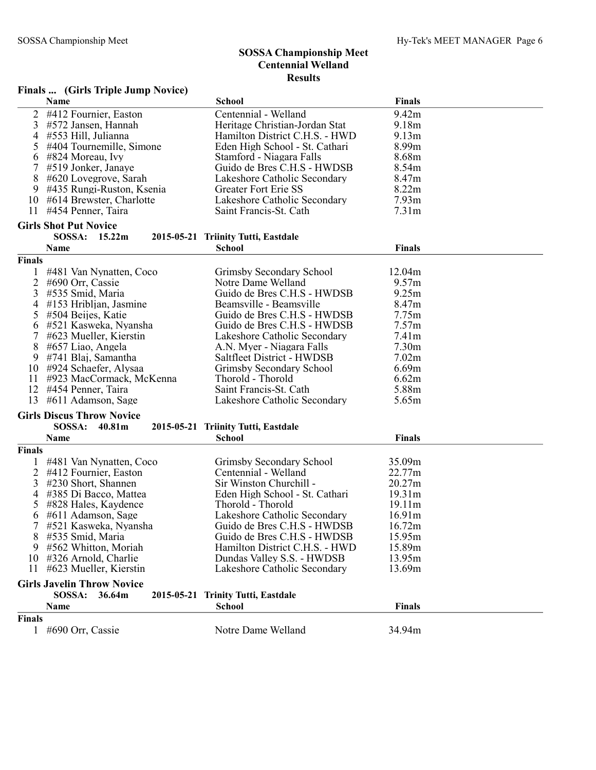## SOSSA Championship Meet
## Centennial Welland
## Results

### Finals ... (Girls Triple Jump Novice)

| | Name | School | Finals |
|---|---|---|---|
| 2 | #412 Fournier, Easton | Centennial - Welland | 9.42m |
| 3 | #572 Jansen, Hannah | Heritage Christian-Jordan Stat | 9.18m |
| 4 | #553 Hill, Julianna | Hamilton District C.H.S. - HWD | 9.13m |
| 5 | #404 Tournemille, Simone | Eden High School - St. Cathari | 8.99m |
| 6 | #824 Moreau, Ivy | Stamford - Niagara Falls | 8.68m |
| 7 | #519 Jonker, Janaye | Guido de Bres C.H.S - HWDSB | 8.54m |
| 8 | #620 Lovegrove, Sarah | Lakeshore Catholic Secondary | 8.47m |
| 9 | #435 Rungi-Ruston, Ksenia | Greater Fort Erie SS | 8.22m |
| 10 | #614 Brewster, Charlotte | Lakeshore Catholic Secondary | 7.93m |
| 11 | #454 Penner, Taira | Saint Francis-St. Cath | 7.31m |

### Girls Shot Put Novice

**SOSSA: 15.22m 2015-05-21 Triinity Tutti, Eastdale**

| | Name | School | Finals |
|---|---|---|---|
| **Finals** | | | |
| 1 | #481 Van Nynatten, Coco | Grimsby Secondary School | 12.04m |
| 2 | #690 Orr, Cassie | Notre Dame Welland | 9.57m |
| 3 | #535 Smid, Maria | Guido de Bres C.H.S - HWDSB | 9.25m |
| 4 | #153 Hribljan, Jasmine | Beamsville - Beamsville | 8.47m |
| 5 | #504 Beijes, Katie | Guido de Bres C.H.S - HWDSB | 7.75m |
| 6 | #521 Kasweka, Nyansha | Guido de Bres C.H.S - HWDSB | 7.57m |
| 7 | #623 Mueller, Kierstin | Lakeshore Catholic Secondary | 7.41m |
| 8 | #657 Liao, Angela | A.N. Myer - Niagara Falls | 7.30m |
| 9 | #741 Blaj, Samantha | Saltfleet District - HWDSB | 7.02m |
| 10 | #924 Schaefer, Alysaa | Grimsby Secondary School | 6.69m |
| 11 | #923 MacCormack, McKenna | Thorold - Thorold | 6.62m |
| 12 | #454 Penner, Taira | Saint Francis-St. Cath | 5.88m |
| 13 | #611 Adamson, Sage | Lakeshore Catholic Secondary | 5.65m |

### Girls Discus Throw Novice

**SOSSA: 40.81m 2015-05-21 Triinity Tutti, Eastdale**

| | Name | School | Finals |
|---|---|---|---|
| **Finals** | | | |
| 1 | #481 Van Nynatten, Coco | Grimsby Secondary School | 35.09m |
| 2 | #412 Fournier, Easton | Centennial - Welland | 22.77m |
| 3 | #230 Short, Shannen | Sir Winston Churchill - | 20.27m |
| 4 | #385 Di Bacco, Mattea | Eden High School - St. Cathari | 19.31m |
| 5 | #828 Hales, Kaydence | Thorold - Thorold | 19.11m |
| 6 | #611 Adamson, Sage | Lakeshore Catholic Secondary | 16.91m |
| 7 | #521 Kasweka, Nyansha | Guido de Bres C.H.S - HWDSB | 16.72m |
| 8 | #535 Smid, Maria | Guido de Bres C.H.S - HWDSB | 15.95m |
| 9 | #562 Whitton, Moriah | Hamilton District C.H.S. - HWD | 15.89m |
| 10 | #326 Arnold, Charlie | Dundas Valley S.S. - HWDSB | 13.95m |
| 11 | #623 Mueller, Kierstin | Lakeshore Catholic Secondary | 13.69m |

### Girls Javelin Throw Novice

**SOSSA: 36.64m 2015-05-21 Trinity Tutti, Eastdale**

| | Name | School | Finals |
|---|---|---|---|
| **Finals** | | | |
| 1 | #690 Orr, Cassie | Notre Dame Welland | 34.94m |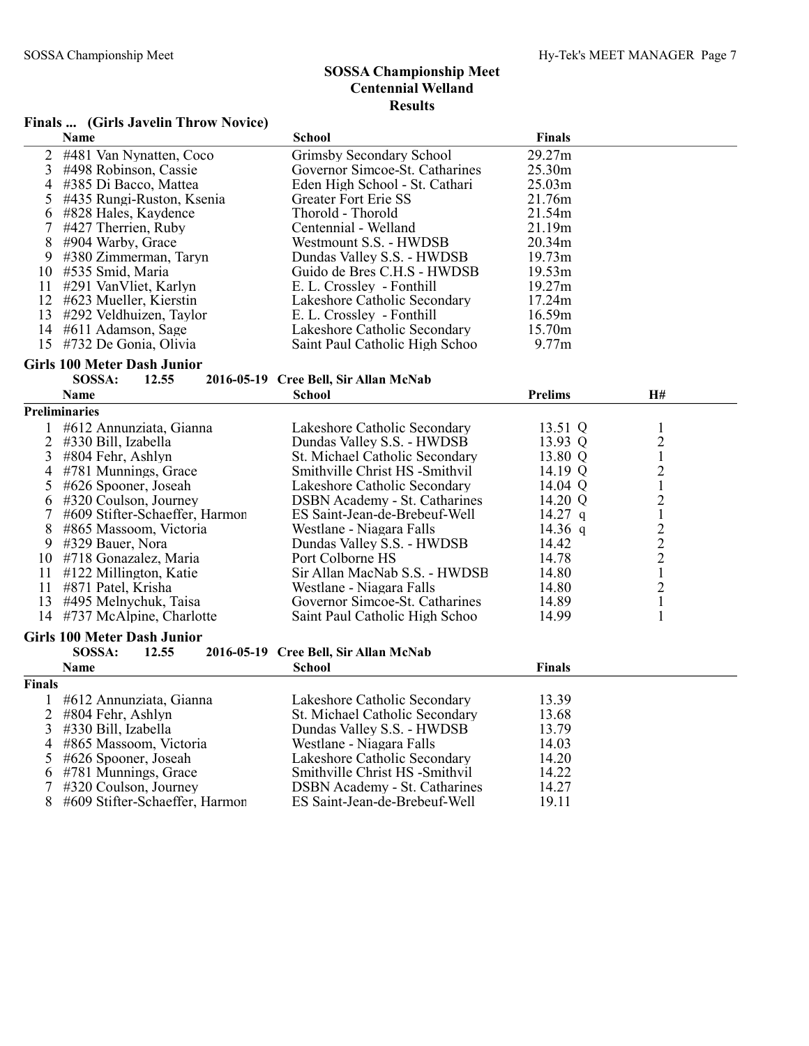# SOSSA Championship Meet
## Centennial Welland
### Results

**Finals ... (Girls Javelin Throw Novice)**

| | Name | School | Finals |
|---|---|---|---|
| 2 | #481 Van Nynatten, Coco | Grimsby Secondary School | 29.27m |
| 3 | #498 Robinson, Cassie | Governor Simcoe-St. Catharines | 25.30m |
| 4 | #385 Di Bacco, Mattea | Eden High School - St. Cathari | 25.03m |
| 5 | #435 Rungi-Ruston, Ksenia | Greater Fort Erie SS | 21.76m |
| 6 | #828 Hales, Kaydence | Thorold - Thorold | 21.54m |
| 7 | #427 Therrien, Ruby | Centennial - Welland | 21.19m |
| 8 | #904 Warby, Grace | Westmount S.S. - HWDSB | 20.34m |
| 9 | #380 Zimmerman, Taryn | Dundas Valley S.S. - HWDSB | 19.73m |
| 10 | #535 Smid, Maria | Guido de Bres C.H.S - HWDSB | 19.53m |
| 11 | #291 VanVliet, Karlyn | E. L. Crossley - Fonthill | 19.27m |
| 12 | #623 Mueller, Kierstin | Lakeshore Catholic Secondary | 17.24m |
| 13 | #292 Veldhuizen, Taylor | E. L. Crossley - Fonthill | 16.59m |
| 14 | #611 Adamson, Sage | Lakeshore Catholic Secondary | 15.70m |
| 15 | #732 De Gonia, Olivia | Saint Paul Catholic High Schoo | 9.77m |

**Girls 100 Meter Dash Junior**

SOSSA: 12.55 2016-05-19 Cree Bell, Sir Allan McNab

**Preliminaries**

| | Name | School | Prelims | | H# |
|---|---|---|---|---|---|
| 1 | #612 Annunziata, Gianna | Lakeshore Catholic Secondary | 13.51 | Q | 1 |
| 2 | #330 Bill, Izabella | Dundas Valley S.S. - HWDSB | 13.93 | Q | 2 |
| 3 | #804 Fehr, Ashlyn | St. Michael Catholic Secondary | 13.80 | Q | 1 |
| 4 | #781 Munnings, Grace | Smithville Christ HS -Smithvil | 14.19 | Q | 2 |
| 5 | #626 Spooner, Joseah | Lakeshore Catholic Secondary | 14.04 | Q | 1 |
| 6 | #320 Coulson, Journey | DSBN Academy - St. Catharines | 14.20 | Q | 2 |
| 7 | #609 Stifter-Schaeffer, Harmon | ES Saint-Jean-de-Brebeuf-Well | 14.27 | q | 1 |
| 8 | #865 Massoom, Victoria | Westlane - Niagara Falls | 14.36 | q | 2 |
| 9 | #329 Bauer, Nora | Dundas Valley S.S. - HWDSB | 14.42 | | 2 |
| 10 | #718 Gonazalez, Maria | Port Colborne HS | 14.78 | | 2 |
| 11 | #122 Millington, Katie | Sir Allan MacNab S.S. - HWDSB | 14.80 | | 1 |
| 11 | #871 Patel, Krisha | Westlane - Niagara Falls | 14.80 | | 2 |
| 13 | #495 Melnychuk, Taisa | Governor Simcoe-St. Catharines | 14.89 | | 1 |
| 14 | #737 McAlpine, Charlotte | Saint Paul Catholic High Schoo | 14.99 | | 1 |

**Girls 100 Meter Dash Junior**

SOSSA: 12.55 2016-05-19 Cree Bell, Sir Allan McNab

**Finals**

| | Name | School | Finals |
|---|---|---|---|
| 1 | #612 Annunziata, Gianna | Lakeshore Catholic Secondary | 13.39 |
| 2 | #804 Fehr, Ashlyn | St. Michael Catholic Secondary | 13.68 |
| 3 | #330 Bill, Izabella | Dundas Valley S.S. - HWDSB | 13.79 |
| 4 | #865 Massoom, Victoria | Westlane - Niagara Falls | 14.03 |
| 5 | #626 Spooner, Joseah | Lakeshore Catholic Secondary | 14.20 |
| 6 | #781 Munnings, Grace | Smithville Christ HS -Smithvil | 14.22 |
| 7 | #320 Coulson, Journey | DSBN Academy - St. Catharines | 14.27 |
| 8 | #609 Stifter-Schaeffer, Harmon | ES Saint-Jean-de-Brebeuf-Well | 19.11 |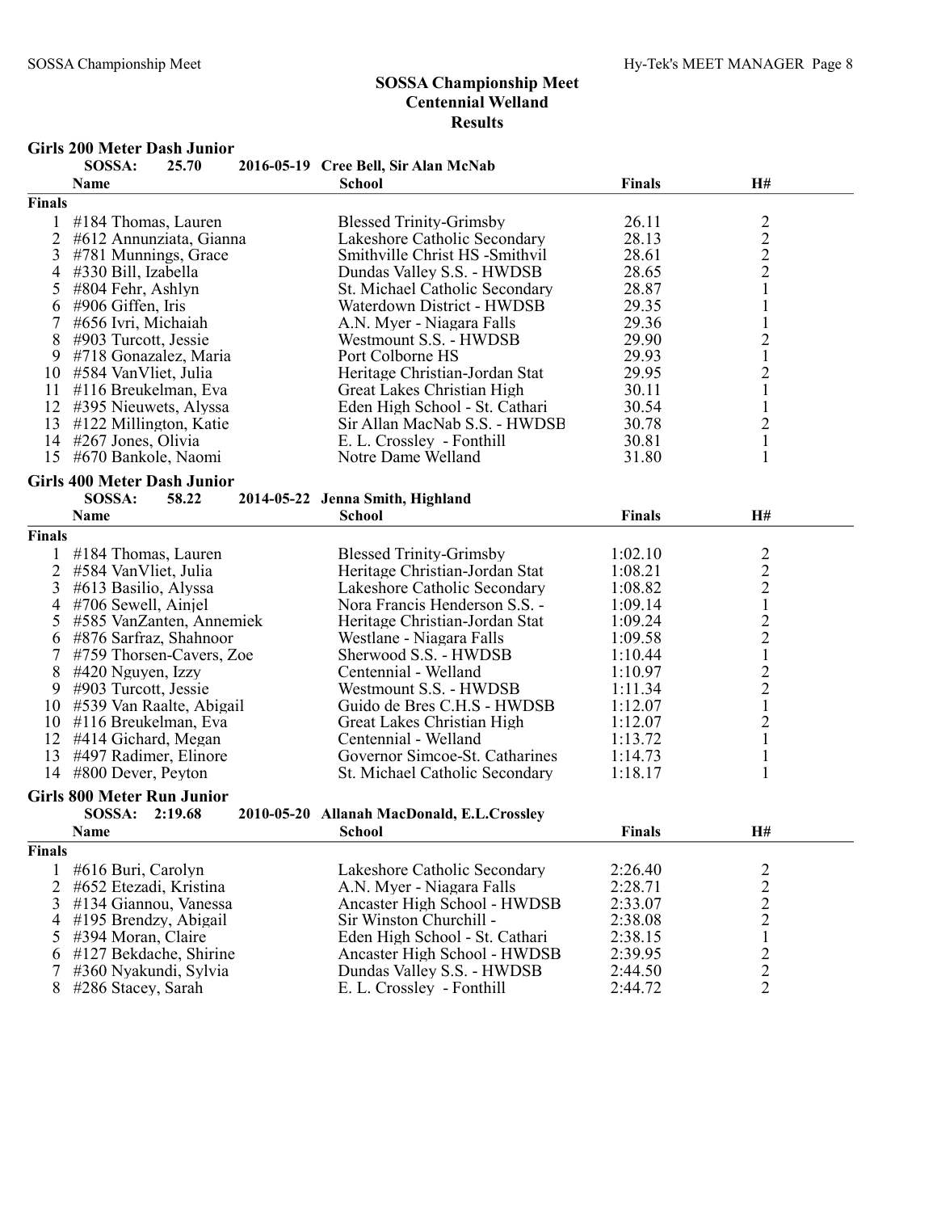# SOSSA Championship Meet
## Centennial Welland
## Results

### Girls 200 Meter Dash Junior

SOSSA: 25.70 2016-05-19 Cree Bell, Sir Alan McNab

| | Name | School | Finals | H# |
|---|---|---|---|---|
| **Finals** | | | | |
| 1 | #184 Thomas, Lauren | Blessed Trinity-Grimsby | 26.11 | 2 |
| 2 | #612 Annunziata, Gianna | Lakeshore Catholic Secondary | 28.13 | 2 |
| 3 | #781 Munnings, Grace | Smithville Christ HS -Smithvil | 28.61 | 2 |
| 4 | #330 Bill, Izabella | Dundas Valley S.S. - HWDSB | 28.65 | 2 |
| 5 | #804 Fehr, Ashlyn | St. Michael Catholic Secondary | 28.87 | 1 |
| 6 | #906 Giffen, Iris | Waterdown District - HWDSB | 29.35 | 1 |
| 7 | #656 Ivri, Michaiah | A.N. Myer - Niagara Falls | 29.36 | 1 |
| 8 | #903 Turcott, Jessie | Westmount S.S. - HWDSB | 29.90 | 2 |
| 9 | #718 Gonazalez, Maria | Port Colborne HS | 29.93 | 1 |
| 10 | #584 VanVliet, Julia | Heritage Christian-Jordan Stat | 29.95 | 2 |
| 11 | #116 Breukelman, Eva | Great Lakes Christian High | 30.11 | 1 |
| 12 | #395 Nieuwets, Alyssa | Eden High School - St. Cathari | 30.54 | 1 |
| 13 | #122 Millington, Katie | Sir Allan MacNab S.S. - HWDSB | 30.78 | 2 |
| 14 | #267 Jones, Olivia | E. L. Crossley - Fonthill | 30.81 | 1 |
| 15 | #670 Bankole, Naomi | Notre Dame Welland | 31.80 | 1 |

### Girls 400 Meter Dash Junior

SOSSA: 58.22 2014-05-22 Jenna Smith, Highland

| | Name | School | Finals | H# |
|---|---|---|---|---|
| **Finals** | | | | |
| 1 | #184 Thomas, Lauren | Blessed Trinity-Grimsby | 1:02.10 | 2 |
| 2 | #584 VanVliet, Julia | Heritage Christian-Jordan Stat | 1:08.21 | 2 |
| 3 | #613 Basilio, Alyssa | Lakeshore Catholic Secondary | 1:08.82 | 2 |
| 4 | #706 Sewell, Ainjel | Nora Francis Henderson S.S. - | 1:09.14 | 1 |
| 5 | #585 VanZanten, Annemiek | Heritage Christian-Jordan Stat | 1:09.24 | 2 |
| 6 | #876 Sarfraz, Shahnoor | Westlane - Niagara Falls | 1:09.58 | 2 |
| 7 | #759 Thorsen-Cavers, Zoe | Sherwood S.S. - HWDSB | 1:10.44 | 1 |
| 8 | #420 Nguyen, Izzy | Centennial - Welland | 1:10.97 | 2 |
| 9 | #903 Turcott, Jessie | Westmount S.S. - HWDSB | 1:11.34 | 2 |
| 10 | #539 Van Raalte, Abigail | Guido de Bres C.H.S - HWDSB | 1:12.07 | 1 |
| 10 | #116 Breukelman, Eva | Great Lakes Christian High | 1:12.07 | 2 |
| 12 | #414 Gichard, Megan | Centennial - Welland | 1:13.72 | 1 |
| 13 | #497 Radimer, Elinore | Governor Simcoe-St. Catharines | 1:14.73 | 1 |
| 14 | #800 Dever, Peyton | St. Michael Catholic Secondary | 1:18.17 | 1 |

### Girls 800 Meter Run Junior

SOSSA: 2:19.68 2010-05-20 Allanah MacDonald, E.L.Crossley

| | Name | School | Finals | H# |
|---|---|---|---|---|
| **Finals** | | | | |
| 1 | #616 Buri, Carolyn | Lakeshore Catholic Secondary | 2:26.40 | 2 |
| 2 | #652 Etezadi, Kristina | A.N. Myer - Niagara Falls | 2:28.71 | 2 |
| 3 | #134 Giannou, Vanessa | Ancaster High School - HWDSB | 2:33.07 | 2 |
| 4 | #195 Brendzy, Abigail | Sir Winston Churchill - | 2:38.08 | 2 |
| 5 | #394 Moran, Claire | Eden High School - St. Cathari | 2:38.15 | 1 |
| 6 | #127 Bekdache, Shirine | Ancaster High School - HWDSB | 2:39.95 | 2 |
| 7 | #360 Nyakundi, Sylvia | Dundas Valley S.S. - HWDSB | 2:44.50 | 2 |
| 8 | #286 Stacey, Sarah | E. L. Crossley - Fonthill | 2:44.72 | 2 |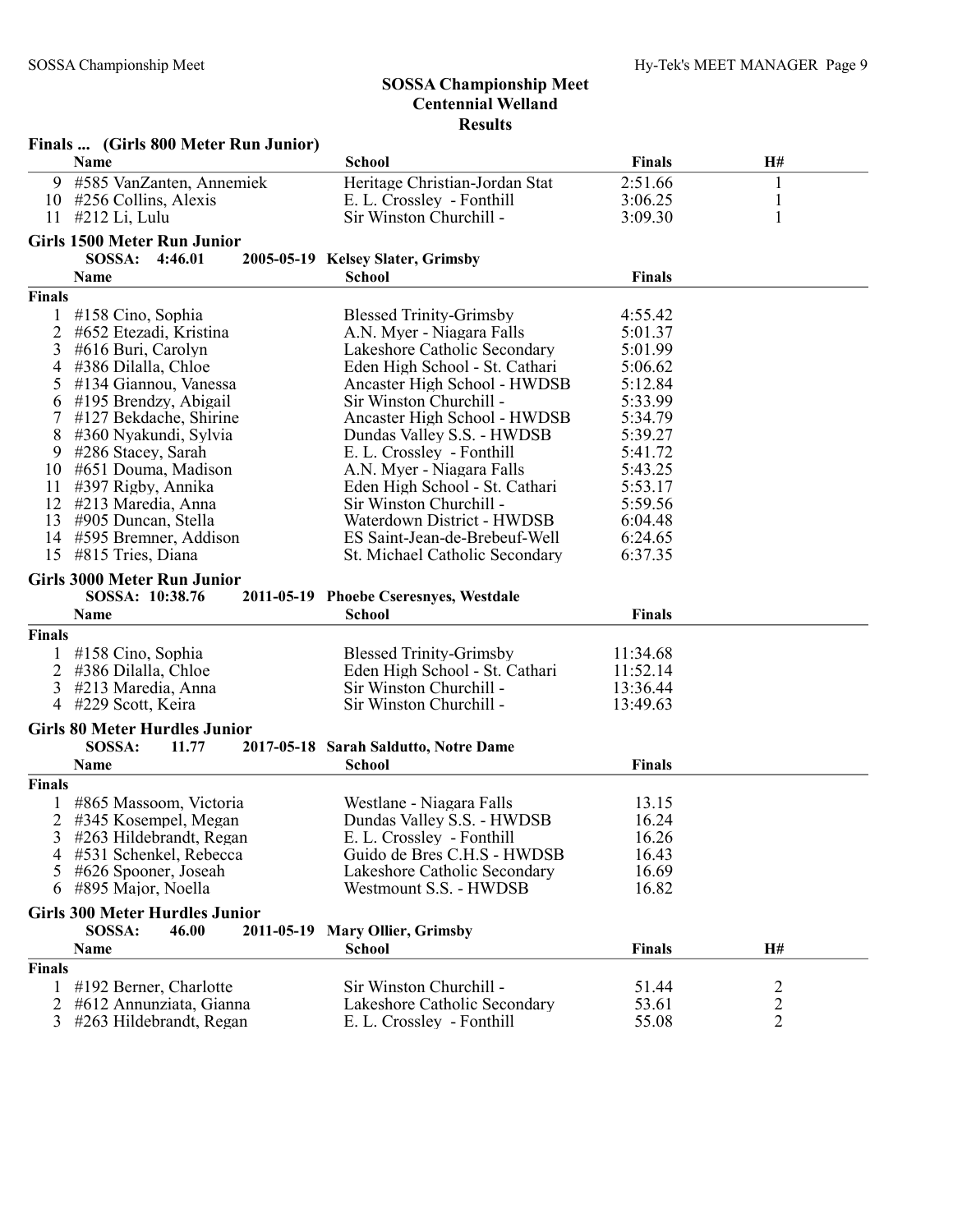# SOSSA Championship Meet
## Centennial Welland
## Results

### Finals ... (Girls 800 Meter Run Junior)

| | Name | School | Finals | H# |
|---|---|---|---|---|
| 9 | #585 VanZanten, Annemiek | Heritage Christian-Jordan Stat | 2:51.66 | 1 |
| 10 | #256 Collins, Alexis | E. L. Crossley - Fonthill | 3:06.25 | 1 |
| 11 | #212 Li, Lulu | Sir Winston Churchill - | 3:09.30 | 1 |

### Girls 1500 Meter Run Junior

**SOSSA: 4:46.01 2005-05-19 Kelsey Slater, Grimsby**

**Finals**

| | Name | School | Finals |
|---|---|---|---|
| 1 | #158 Cino, Sophia | Blessed Trinity-Grimsby | 4:55.42 |
| 2 | #652 Etezadi, Kristina | A.N. Myer - Niagara Falls | 5:01.37 |
| 3 | #616 Buri, Carolyn | Lakeshore Catholic Secondary | 5:01.99 |
| 4 | #386 Dilalla, Chloe | Eden High School - St. Cathari | 5:06.62 |
| 5 | #134 Giannou, Vanessa | Ancaster High School - HWDSB | 5:12.84 |
| 6 | #195 Brendzy, Abigail | Sir Winston Churchill - | 5:33.99 |
| 7 | #127 Bekdache, Shirine | Ancaster High School - HWDSB | 5:34.79 |
| 8 | #360 Nyakundi, Sylvia | Dundas Valley S.S. - HWDSB | 5:39.27 |
| 9 | #286 Stacey, Sarah | E. L. Crossley - Fonthill | 5:41.72 |
| 10 | #651 Douma, Madison | A.N. Myer - Niagara Falls | 5:43.25 |
| 11 | #397 Rigby, Annika | Eden High School - St. Cathari | 5:53.17 |
| 12 | #213 Maredia, Anna | Sir Winston Churchill - | 5:59.56 |
| 13 | #905 Duncan, Stella | Waterdown District - HWDSB | 6:04.48 |
| 14 | #595 Bremner, Addison | ES Saint-Jean-de-Brebeuf-Well | 6:24.65 |
| 15 | #815 Tries, Diana | St. Michael Catholic Secondary | 6:37.35 |

### Girls 3000 Meter Run Junior

**SOSSA: 10:38.76 2011-05-19 Phoebe Cseresnyes, Westdale**

**Finals**

| | Name | School | Finals |
|---|---|---|---|
| 1 | #158 Cino, Sophia | Blessed Trinity-Grimsby | 11:34.68 |
| 2 | #386 Dilalla, Chloe | Eden High School - St. Cathari | 11:52.14 |
| 3 | #213 Maredia, Anna | Sir Winston Churchill - | 13:36.44 |
| 4 | #229 Scott, Keira | Sir Winston Churchill - | 13:49.63 |

### Girls 80 Meter Hurdles Junior

**SOSSA: 11.77 2017-05-18 Sarah Saldutto, Notre Dame**

**Finals**

| | Name | School | Finals |
|---|---|---|---|
| 1 | #865 Massoom, Victoria | Westlane - Niagara Falls | 13.15 |
| 2 | #345 Kosempel, Megan | Dundas Valley S.S. - HWDSB | 16.24 |
| 3 | #263 Hildebrandt, Regan | E. L. Crossley - Fonthill | 16.26 |
| 4 | #531 Schenkel, Rebecca | Guido de Bres C.H.S - HWDSB | 16.43 |
| 5 | #626 Spooner, Joseah | Lakeshore Catholic Secondary | 16.69 |
| 6 | #895 Major, Noella | Westmount S.S. - HWDSB | 16.82 |

### Girls 300 Meter Hurdles Junior

**SOSSA: 46.00 2011-05-19 Mary Ollier, Grimsby**

**Finals**

| | Name | School | Finals | H# |
|---|---|---|---|---|
| 1 | #192 Berner, Charlotte | Sir Winston Churchill - | 51.44 | 2 |
| 2 | #612 Annunziata, Gianna | Lakeshore Catholic Secondary | 53.61 | 2 |
| 3 | #263 Hildebrandt, Regan | E. L. Crossley - Fonthill | 55.08 | 2 |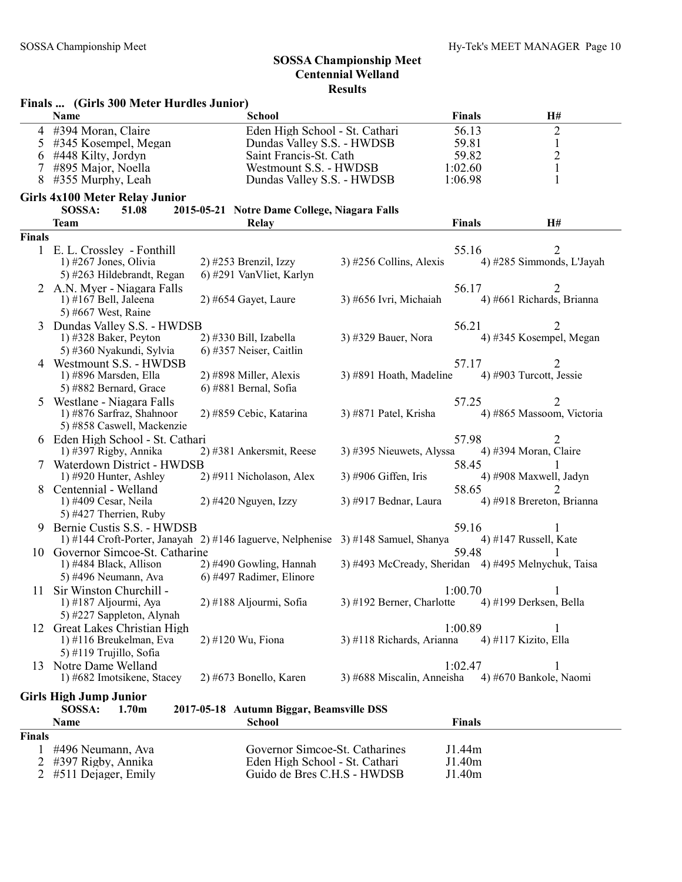## SOSSA Championship Meet
### Centennial Welland
### Results

**Finals ... (Girls 300 Meter Hurdles Junior)**

| | Name | School | Finals | H# |
|---|---|---|---|---|
| 4 | #394 Moran, Claire | Eden High School - St. Cathari | 56.13 | 2 |
| 5 | #345 Kosempel, Megan | Dundas Valley S.S. - HWDSB | 59.81 | 1 |
| 6 | #448 Kilty, Jordyn | Saint Francis-St. Cath | 59.82 | 2 |
| 7 | #895 Major, Noella | Westmount S.S. - HWDSB | 1:02.60 | 1 |
| 8 | #355 Murphy, Leah | Dundas Valley S.S. - HWDSB | 1:06.98 | 1 |

**Girls 4x100 Meter Relay Junior**

SOSSA: 51.08 2015-05-21 Notre Dame College, Niagara Falls

| | Team | Relay | | Finals | H# |
|---|---|---|---|---|---|
| **Finals** | | | | | |
| 1 | E. L. Crossley - Fonthill | | | 55.16 | 2 |
| | 1) #267 Jones, Olivia | 2) #253 Brenzil, Izzy | 3) #256 Collins, Alexis | 4) #285 Simmonds, L'Jayah | |
| | 5) #263 Hildebrandt, Regan | 6) #291 VanVliet, Karlyn | | | |
| 2 | A.N. Myer - Niagara Falls | | | 56.17 | 2 |
| | 1) #167 Bell, Jaleena | 2) #654 Gayet, Laure | 3) #656 Ivri, Michaiah | 4) #661 Richards, Brianna | |
| | 5) #667 West, Raine | | | | |
| 3 | Dundas Valley S.S. - HWDSB | | | 56.21 | 2 |
| | 1) #328 Baker, Peyton | 2) #330 Bill, Izabella | 3) #329 Bauer, Nora | 4) #345 Kosempel, Megan | |
| | 5) #360 Nyakundi, Sylvia | 6) #357 Neiser, Caitlin | | | |
| 4 | Westmount S.S. - HWDSB | | | 57.17 | 2 |
| | 1) #896 Marsden, Ella | 2) #898 Miller, Alexis | 3) #891 Hoath, Madeline | 4) #903 Turcott, Jessie | |
| | 5) #882 Bernard, Grace | 6) #881 Bernal, Sofia | | | |
| 5 | Westlane - Niagara Falls | | | 57.25 | 2 |
| | 1) #876 Sarfraz, Shahnoor | 2) #859 Cebic, Katarina | 3) #871 Patel, Krisha | 4) #865 Massoom, Victoria | |
| | 5) #858 Caswell, Mackenzie | | | | |
| 6 | Eden High School - St. Cathari | | | 57.98 | 2 |
| | 1) #397 Rigby, Annika | 2) #381 Ankersmit, Reese | 3) #395 Nieuwets, Alyssa | 4) #394 Moran, Claire | |
| 7 | Waterdown District - HWDSB | | | 58.45 | 1 |
| | 1) #920 Hunter, Ashley | 2) #911 Nicholason, Alex | 3) #906 Giffen, Iris | 4) #908 Maxwell, Jadyn | |
| 8 | Centennial - Welland | | | 58.65 | 2 |
| | 1) #409 Cesar, Neila | 2) #420 Nguyen, Izzy | 3) #917 Bednar, Laura | 4) #918 Brereton, Brianna | |
| | 5) #427 Therrien, Ruby | | | | |
| 9 | Bernie Custis S.S. - HWDSB | | | 59.16 | 1 |
| | 1) #144 Croft-Porter, Janayah | 2) #146 Iaguerve, Nelphenise | 3) #148 Samuel, Shanya | 4) #147 Russell, Kate | |
| 10 | Governor Simcoe-St. Catharine | | | 59.48 | 1 |
| | 1) #484 Black, Allison | 2) #490 Gowling, Hannah | 3) #493 McCready, Sheridan | 4) #495 Melnychuk, Taisa | |
| | 5) #496 Neumann, Ava | 6) #497 Radimer, Elinore | | | |
| 11 | Sir Winston Churchill - | | | 1:00.70 | 1 |
| | 1) #187 Aljourmi, Aya | 2) #188 Aljourmi, Sofia | 3) #192 Berner, Charlotte | 4) #199 Derksen, Bella | |
| | 5) #227 Sappleton, Alynah | | | | |
| 12 | Great Lakes Christian High | | | 1:00.89 | 1 |
| | 1) #116 Breukelman, Eva | 2) #120 Wu, Fiona | 3) #118 Richards, Arianna | 4) #117 Kizito, Ella | |
| | 5) #119 Trujillo, Sofia | | | | |
| 13 | Notre Dame Welland | | | 1:02.47 | 1 |
| | 1) #682 Imotsikene, Stacey | 2) #673 Bonello, Karen | 3) #688 Miscalin, Anneisha | 4) #670 Bankole, Naomi | |

**Girls High Jump Junior**

SOSSA: 1.70m 2017-05-18 Autumn Biggar, Beamsville DSS

| | Name | School | Finals |
|---|---|---|---|
| **Finals** | | | |
| 1 | #496 Neumann, Ava | Governor Simcoe-St. Catharines | J1.44m |
| 2 | #397 Rigby, Annika | Eden High School - St. Cathari | J1.40m |
| 2 | #511 Dejager, Emily | Guido de Bres C.H.S - HWDSB | J1.40m |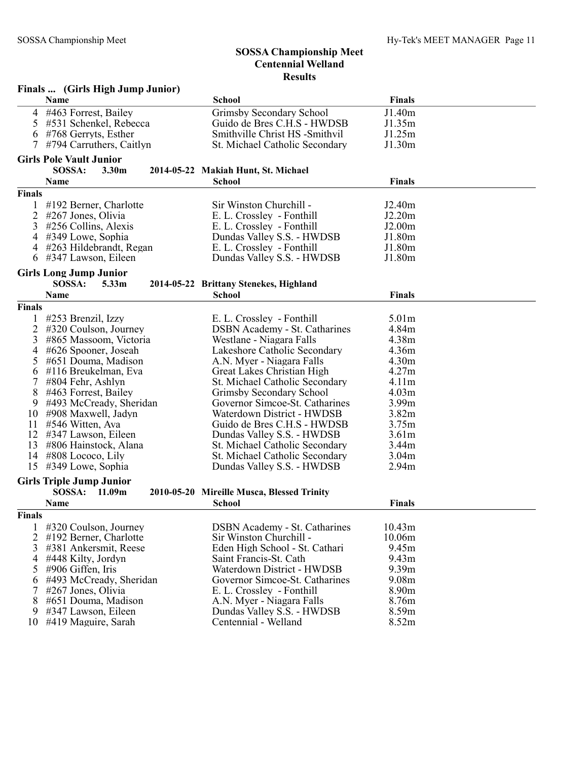# SOSSA Championship Meet
## Centennial Welland
## Results

### Finals ... (Girls High Jump Junior)

| | Name | School | Finals |
|---|---|---|---|
| 4 | #463 Forrest, Bailey | Grimsby Secondary School | J1.40m |
| 5 | #531 Schenkel, Rebecca | Guido de Bres C.H.S - HWDSB | J1.35m |
| 6 | #768 Gerryts, Esther | Smithville Christ HS -Smithvil | J1.25m |
| 7 | #794 Carruthers, Caitlyn | St. Michael Catholic Secondary | J1.30m |

### Girls Pole Vault Junior

**SOSSA: 3.30m 2014-05-22 Makiah Hunt, St. Michael**

| | Name | School | Finals |
|---|---|---|---|
| **Finals** | | | |
| 1 | #192 Berner, Charlotte | Sir Winston Churchill - | J2.40m |
| 2 | #267 Jones, Olivia | E. L. Crossley - Fonthill | J2.20m |
| 3 | #256 Collins, Alexis | E. L. Crossley - Fonthill | J2.00m |
| 4 | #349 Lowe, Sophia | Dundas Valley S.S. - HWDSB | J1.80m |
| 4 | #263 Hildebrandt, Regan | E. L. Crossley - Fonthill | J1.80m |
| 6 | #347 Lawson, Eileen | Dundas Valley S.S. - HWDSB | J1.80m |

### Girls Long Jump Junior

**SOSSA: 5.33m 2014-05-22 Brittany Stenekes, Highland**

| | Name | School | Finals |
|---|---|---|---|
| **Finals** | | | |
| 1 | #253 Brenzil, Izzy | E. L. Crossley - Fonthill | 5.01m |
| 2 | #320 Coulson, Journey | DSBN Academy - St. Catharines | 4.84m |
| 3 | #865 Massoom, Victoria | Westlane - Niagara Falls | 4.38m |
| 4 | #626 Spooner, Joseah | Lakeshore Catholic Secondary | 4.36m |
| 5 | #651 Douma, Madison | A.N. Myer - Niagara Falls | 4.30m |
| 6 | #116 Breukelman, Eva | Great Lakes Christian High | 4.27m |
| 7 | #804 Fehr, Ashlyn | St. Michael Catholic Secondary | 4.11m |
| 8 | #463 Forrest, Bailey | Grimsby Secondary School | 4.03m |
| 9 | #493 McCready, Sheridan | Governor Simcoe-St. Catharines | 3.99m |
| 10 | #908 Maxwell, Jadyn | Waterdown District - HWDSB | 3.82m |
| 11 | #546 Witten, Ava | Guido de Bres C.H.S - HWDSB | 3.75m |
| 12 | #347 Lawson, Eileen | Dundas Valley S.S. - HWDSB | 3.61m |
| 13 | #806 Hainstock, Alana | St. Michael Catholic Secondary | 3.44m |
| 14 | #808 Lococo, Lily | St. Michael Catholic Secondary | 3.04m |
| 15 | #349 Lowe, Sophia | Dundas Valley S.S. - HWDSB | 2.94m |

### Girls Triple Jump Junior

**SOSSA: 11.09m 2010-05-20 Mireille Musca, Blessed Trinity**

| | Name | School | Finals |
|---|---|---|---|
| **Finals** | | | |
| 1 | #320 Coulson, Journey | DSBN Academy - St. Catharines | 10.43m |
| 2 | #192 Berner, Charlotte | Sir Winston Churchill - | 10.06m |
| 3 | #381 Ankersmit, Reese | Eden High School - St. Cathari | 9.45m |
| 4 | #448 Kilty, Jordyn | Saint Francis-St. Cath | 9.43m |
| 5 | #906 Giffen, Iris | Waterdown District - HWDSB | 9.39m |
| 6 | #493 McCready, Sheridan | Governor Simcoe-St. Catharines | 9.08m |
| 7 | #267 Jones, Olivia | E. L. Crossley - Fonthill | 8.90m |
| 8 | #651 Douma, Madison | A.N. Myer - Niagara Falls | 8.76m |
| 9 | #347 Lawson, Eileen | Dundas Valley S.S. - HWDSB | 8.59m |
| 10 | #419 Maguire, Sarah | Centennial - Welland | 8.52m |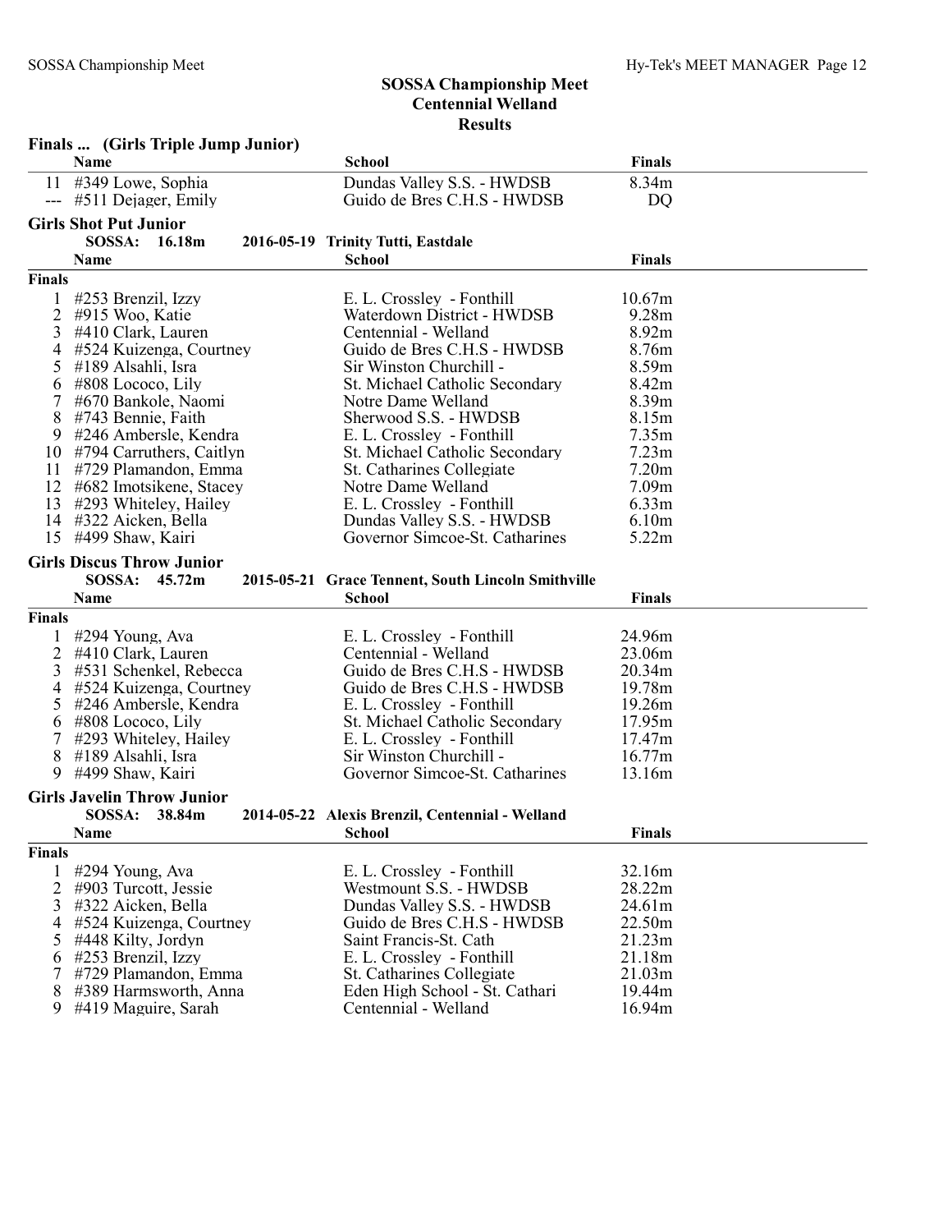# SOSSA Championship Meet
## Centennial Welland
## Results

### Finals ... (Girls Triple Jump Junior)

| | Name | School | Finals |
|---|---|---|---|
| 11 | #349 Lowe, Sophia | Dundas Valley S.S. - HWDSB | 8.34m |
| --- | #511 Dejager, Emily | Guido de Bres C.H.S - HWDSB | DQ |

### Girls Shot Put Junior

**SOSSA: 16.18m 2016-05-19 Trinity Tutti, Eastdale**

**Finals**

| | Name | School | Finals |
|---|---|---|---|
| 1 | #253 Brenzil, Izzy | E. L. Crossley - Fonthill | 10.67m |
| 2 | #915 Woo, Katie | Waterdown District - HWDSB | 9.28m |
| 3 | #410 Clark, Lauren | Centennial - Welland | 8.92m |
| 4 | #524 Kuizenga, Courtney | Guido de Bres C.H.S - HWDSB | 8.76m |
| 5 | #189 Alsahli, Isra | Sir Winston Churchill - | 8.59m |
| 6 | #808 Lococo, Lily | St. Michael Catholic Secondary | 8.42m |
| 7 | #670 Bankole, Naomi | Notre Dame Welland | 8.39m |
| 8 | #743 Bennie, Faith | Sherwood S.S. - HWDSB | 8.15m |
| 9 | #246 Ambersle, Kendra | E. L. Crossley - Fonthill | 7.35m |
| 10 | #794 Carruthers, Caitlyn | St. Michael Catholic Secondary | 7.23m |
| 11 | #729 Plamandon, Emma | St. Catharines Collegiate | 7.20m |
| 12 | #682 Imotsikene, Stacey | Notre Dame Welland | 7.09m |
| 13 | #293 Whiteley, Hailey | E. L. Crossley - Fonthill | 6.33m |
| 14 | #322 Aicken, Bella | Dundas Valley S.S. - HWDSB | 6.10m |
| 15 | #499 Shaw, Kairi | Governor Simcoe-St. Catharines | 5.22m |

### Girls Discus Throw Junior

**SOSSA: 45.72m 2015-05-21 Grace Tennent, South Lincoln Smithville**

**Finals**

| | Name | School | Finals |
|---|---|---|---|
| 1 | #294 Young, Ava | E. L. Crossley - Fonthill | 24.96m |
| 2 | #410 Clark, Lauren | Centennial - Welland | 23.06m |
| 3 | #531 Schenkel, Rebecca | Guido de Bres C.H.S - HWDSB | 20.34m |
| 4 | #524 Kuizenga, Courtney | Guido de Bres C.H.S - HWDSB | 19.78m |
| 5 | #246 Ambersle, Kendra | E. L. Crossley - Fonthill | 19.26m |
| 6 | #808 Lococo, Lily | St. Michael Catholic Secondary | 17.95m |
| 7 | #293 Whiteley, Hailey | E. L. Crossley - Fonthill | 17.47m |
| 8 | #189 Alsahli, Isra | Sir Winston Churchill - | 16.77m |
| 9 | #499 Shaw, Kairi | Governor Simcoe-St. Catharines | 13.16m |

### Girls Javelin Throw Junior

**SOSSA: 38.84m 2014-05-22 Alexis Brenzil, Centennial - Welland**

**Finals**

| | Name | School | Finals |
|---|---|---|---|
| 1 | #294 Young, Ava | E. L. Crossley - Fonthill | 32.16m |
| 2 | #903 Turcott, Jessie | Westmount S.S. - HWDSB | 28.22m |
| 3 | #322 Aicken, Bella | Dundas Valley S.S. - HWDSB | 24.61m |
| 4 | #524 Kuizenga, Courtney | Guido de Bres C.H.S - HWDSB | 22.50m |
| 5 | #448 Kilty, Jordyn | Saint Francis-St. Cath | 21.23m |
| 6 | #253 Brenzil, Izzy | E. L. Crossley - Fonthill | 21.18m |
| 7 | #729 Plamandon, Emma | St. Catharines Collegiate | 21.03m |
| 8 | #389 Harmsworth, Anna | Eden High School - St. Cathari | 19.44m |
| 9 | #419 Maguire, Sarah | Centennial - Welland | 16.94m |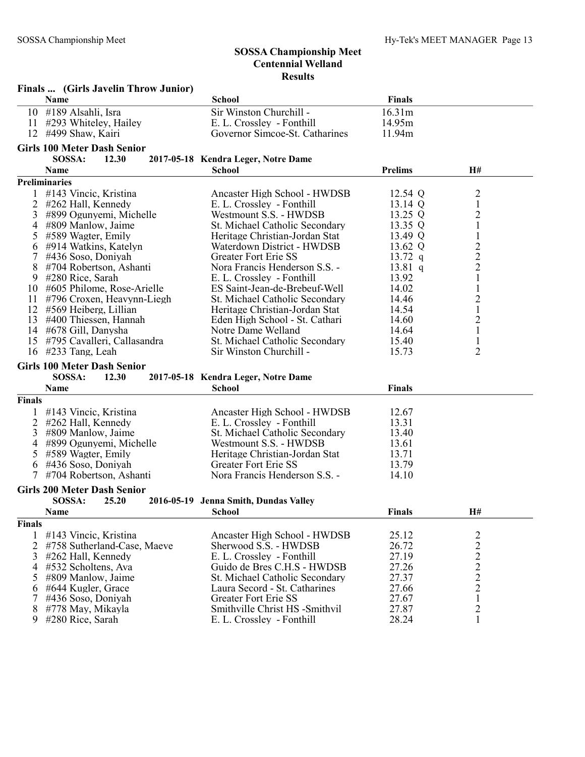## SOSSA Championship Meet
## Centennial Welland
## Results

### Finals ... (Girls Javelin Throw Junior)

| | Name | School | Finals |
|---|---|---|---|
| 10 | #189 Alsahli, Isra | Sir Winston Churchill - | 16.31m |
| 11 | #293 Whiteley, Hailey | E. L. Crossley - Fonthill | 14.95m |
| 12 | #499 Shaw, Kairi | Governor Simcoe-St. Catharines | 11.94m |

### Girls 100 Meter Dash Senior

SOSSA: 12.30 2017-05-18 Kendra Leger, Notre Dame

**Preliminaries**

| | Name | School | Prelims | H# |
|---|---|---|---|---|
| 1 | #143 Vincic, Kristina | Ancaster High School - HWDSB | 12.54 Q | 2 |
| 2 | #262 Hall, Kennedy | E. L. Crossley - Fonthill | 13.14 Q | 1 |
| 3 | #899 Ogunyemi, Michelle | Westmount S.S. - HWDSB | 13.25 Q | 2 |
| 4 | #809 Manlow, Jaime | St. Michael Catholic Secondary | 13.35 Q | 1 |
| 5 | #589 Wagter, Emily | Heritage Christian-Jordan Stat | 13.49 Q | 1 |
| 6 | #914 Watkins, Katelyn | Waterdown District - HWDSB | 13.62 Q | 2 |
| 7 | #436 Soso, Doniyah | Greater Fort Erie SS | 13.72 q | 2 |
| 8 | #704 Robertson, Ashanti | Nora Francis Henderson S.S. - | 13.81 q | 2 |
| 9 | #280 Rice, Sarah | E. L. Crossley - Fonthill | 13.92 | 1 |
| 10 | #605 Philome, Rose-Arielle | ES Saint-Jean-de-Brebeuf-Well | 14.02 | 1 |
| 11 | #796 Croxen, Heavynn-Liegh | St. Michael Catholic Secondary | 14.46 | 2 |
| 12 | #569 Heiberg, Lillian | Heritage Christian-Jordan Stat | 14.54 | 1 |
| 13 | #400 Thiessen, Hannah | Eden High School - St. Cathari | 14.60 | 2 |
| 14 | #678 Gill, Danysha | Notre Dame Welland | 14.64 | 1 |
| 15 | #795 Cavalleri, Callasandra | St. Michael Catholic Secondary | 15.40 | 1 |
| 16 | #233 Tang, Leah | Sir Winston Churchill - | 15.73 | 2 |

### Girls 100 Meter Dash Senior

SOSSA: 12.30 2017-05-18 Kendra Leger, Notre Dame

**Finals**

| | Name | School | Finals |
|---|---|---|---|
| 1 | #143 Vincic, Kristina | Ancaster High School - HWDSB | 12.67 |
| 2 | #262 Hall, Kennedy | E. L. Crossley - Fonthill | 13.31 |
| 3 | #809 Manlow, Jaime | St. Michael Catholic Secondary | 13.40 |
| 4 | #899 Ogunyemi, Michelle | Westmount S.S. - HWDSB | 13.61 |
| 5 | #589 Wagter, Emily | Heritage Christian-Jordan Stat | 13.71 |
| 6 | #436 Soso, Doniyah | Greater Fort Erie SS | 13.79 |
| 7 | #704 Robertson, Ashanti | Nora Francis Henderson S.S. - | 14.10 |

### Girls 200 Meter Dash Senior

SOSSA: 25.20 2016-05-19 Jenna Smith, Dundas Valley

**Finals**

| | Name | School | Finals | H# |
|---|---|---|---|---|
| 1 | #143 Vincic, Kristina | Ancaster High School - HWDSB | 25.12 | 2 |
| 2 | #758 Sutherland-Case, Maeve | Sherwood S.S. - HWDSB | 26.72 | 2 |
| 3 | #262 Hall, Kennedy | E. L. Crossley - Fonthill | 27.19 | 2 |
| 4 | #532 Scholtens, Ava | Guido de Bres C.H.S - HWDSB | 27.26 | 2 |
| 5 | #809 Manlow, Jaime | St. Michael Catholic Secondary | 27.37 | 2 |
| 6 | #644 Kugler, Grace | Laura Secord - St. Catharines | 27.66 | 2 |
| 7 | #436 Soso, Doniyah | Greater Fort Erie SS | 27.67 | 1 |
| 8 | #778 May, Mikayla | Smithville Christ HS -Smithvil | 27.87 | 2 |
| 9 | #280 Rice, Sarah | E. L. Crossley - Fonthill | 28.24 | 1 |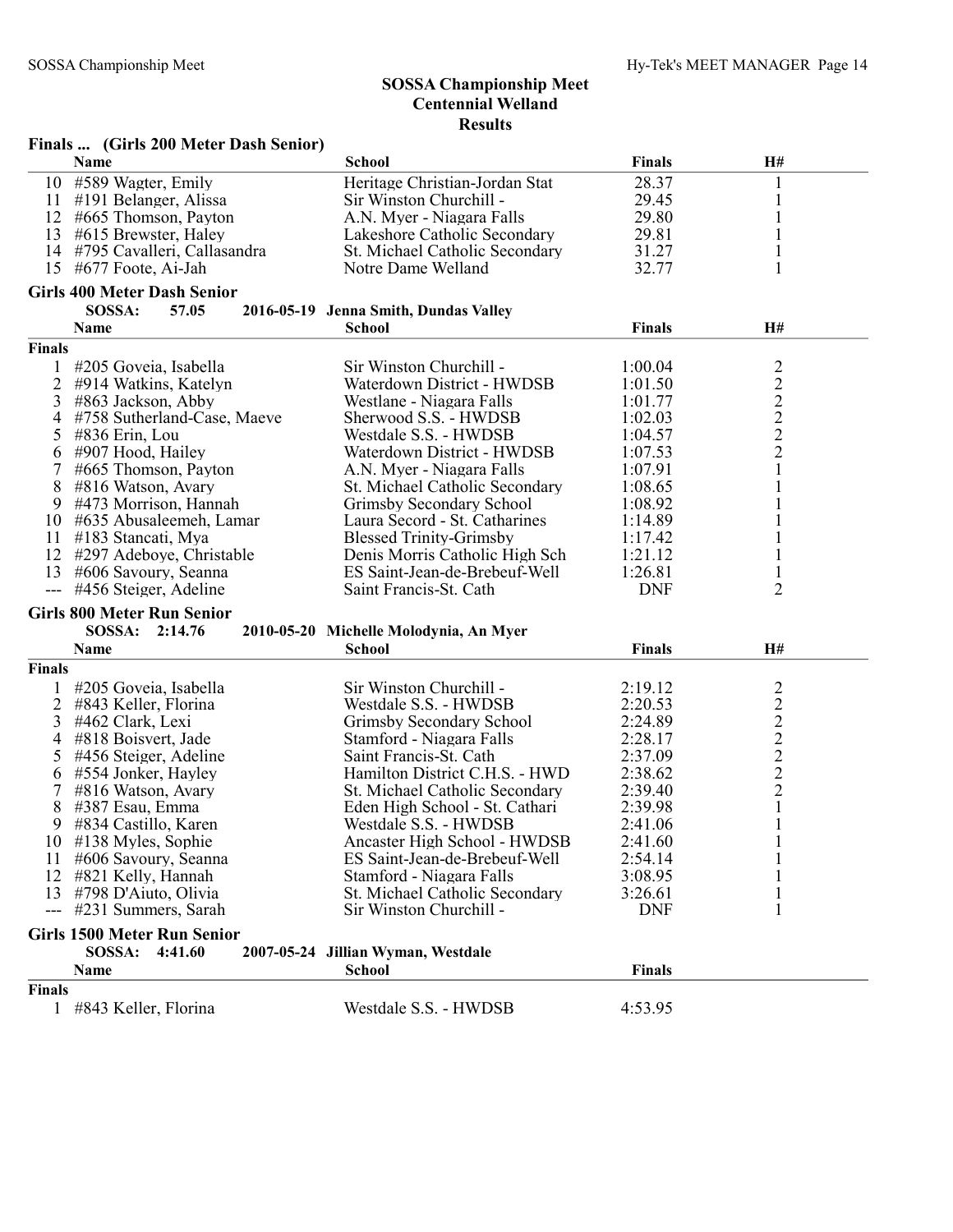# SOSSA Championship Meet
## Centennial Welland
## Results

### Finals ... (Girls 200 Meter Dash Senior)

| | Name | School | Finals | H# |
|---|---|---|---|---|
| 10 | #589 Wagter, Emily | Heritage Christian-Jordan Stat | 28.37 | 1 |
| 11 | #191 Belanger, Alissa | Sir Winston Churchill - | 29.45 | 1 |
| 12 | #665 Thomson, Payton | A.N. Myer - Niagara Falls | 29.80 | 1 |
| 13 | #615 Brewster, Haley | Lakeshore Catholic Secondary | 29.81 | 1 |
| 14 | #795 Cavalleri, Callasandra | St. Michael Catholic Secondary | 31.27 | 1 |
| 15 | #677 Foote, Ai-Jah | Notre Dame Welland | 32.77 | 1 |

### Girls 400 Meter Dash Senior

SOSSA: 57.05 2016-05-19 Jenna Smith, Dundas Valley

| | Name | School | Finals | H# |
|---|---|---|---|---|
| **Finals** | | | | |
| 1 | #205 Goveia, Isabella | Sir Winston Churchill - | 1:00.04 | 2 |
| 2 | #914 Watkins, Katelyn | Waterdown District - HWDSB | 1:01.50 | 2 |
| 3 | #863 Jackson, Abby | Westlane - Niagara Falls | 1:01.77 | 2 |
| 4 | #758 Sutherland-Case, Maeve | Sherwood S.S. - HWDSB | 1:02.03 | 2 |
| 5 | #836 Erin, Lou | Westdale S.S. - HWDSB | 1:04.57 | 2 |
| 6 | #907 Hood, Hailey | Waterdown District - HWDSB | 1:07.53 | 2 |
| 7 | #665 Thomson, Payton | A.N. Myer - Niagara Falls | 1:07.91 | 1 |
| 8 | #816 Watson, Avary | St. Michael Catholic Secondary | 1:08.65 | 1 |
| 9 | #473 Morrison, Hannah | Grimsby Secondary School | 1:08.92 | 1 |
| 10 | #635 Abusaleemeh, Lamar | Laura Secord - St. Catharines | 1:14.89 | 1 |
| 11 | #183 Stancati, Mya | Blessed Trinity-Grimsby | 1:17.42 | 1 |
| 12 | #297 Adeboye, Christable | Denis Morris Catholic High Sch | 1:21.12 | 1 |
| 13 | #606 Savoury, Seanna | ES Saint-Jean-de-Brebeuf-Well | 1:26.81 | 1 |
| --- | #456 Steiger, Adeline | Saint Francis-St. Cath | DNF | 2 |

### Girls 800 Meter Run Senior

SOSSA: 2:14.76 2010-05-20 Michelle Molodynia, An Myer

| | Name | School | Finals | H# |
|---|---|---|---|---|
| **Finals** | | | | |
| 1 | #205 Goveia, Isabella | Sir Winston Churchill - | 2:19.12 | 2 |
| 2 | #843 Keller, Florina | Westdale S.S. - HWDSB | 2:20.53 | 2 |
| 3 | #462 Clark, Lexi | Grimsby Secondary School | 2:24.89 | 2 |
| 4 | #818 Boisvert, Jade | Stamford - Niagara Falls | 2:28.17 | 2 |
| 5 | #456 Steiger, Adeline | Saint Francis-St. Cath | 2:37.09 | 2 |
| 6 | #554 Jonker, Hayley | Hamilton District C.H.S. - HWD | 2:38.62 | 2 |
| 7 | #816 Watson, Avary | St. Michael Catholic Secondary | 2:39.40 | 2 |
| 8 | #387 Esau, Emma | Eden High School - St. Cathari | 2:39.98 | 1 |
| 9 | #834 Castillo, Karen | Westdale S.S. - HWDSB | 2:41.06 | 1 |
| 10 | #138 Myles, Sophie | Ancaster High School - HWDSB | 2:41.60 | 1 |
| 11 | #606 Savoury, Seanna | ES Saint-Jean-de-Brebeuf-Well | 2:54.14 | 1 |
| 12 | #821 Kelly, Hannah | Stamford - Niagara Falls | 3:08.95 | 1 |
| 13 | #798 D'Aiuto, Olivia | St. Michael Catholic Secondary | 3:26.61 | 1 |
| --- | #231 Summers, Sarah | Sir Winston Churchill - | DNF | 1 |

### Girls 1500 Meter Run Senior

SOSSA: 4:41.60 2007-05-24 Jillian Wyman, Westdale

| | Name | School | Finals |
|---|---|---|---|
| **Finals** | | | |
| 1 | #843 Keller, Florina | Westdale S.S. - HWDSB | 4:53.95 |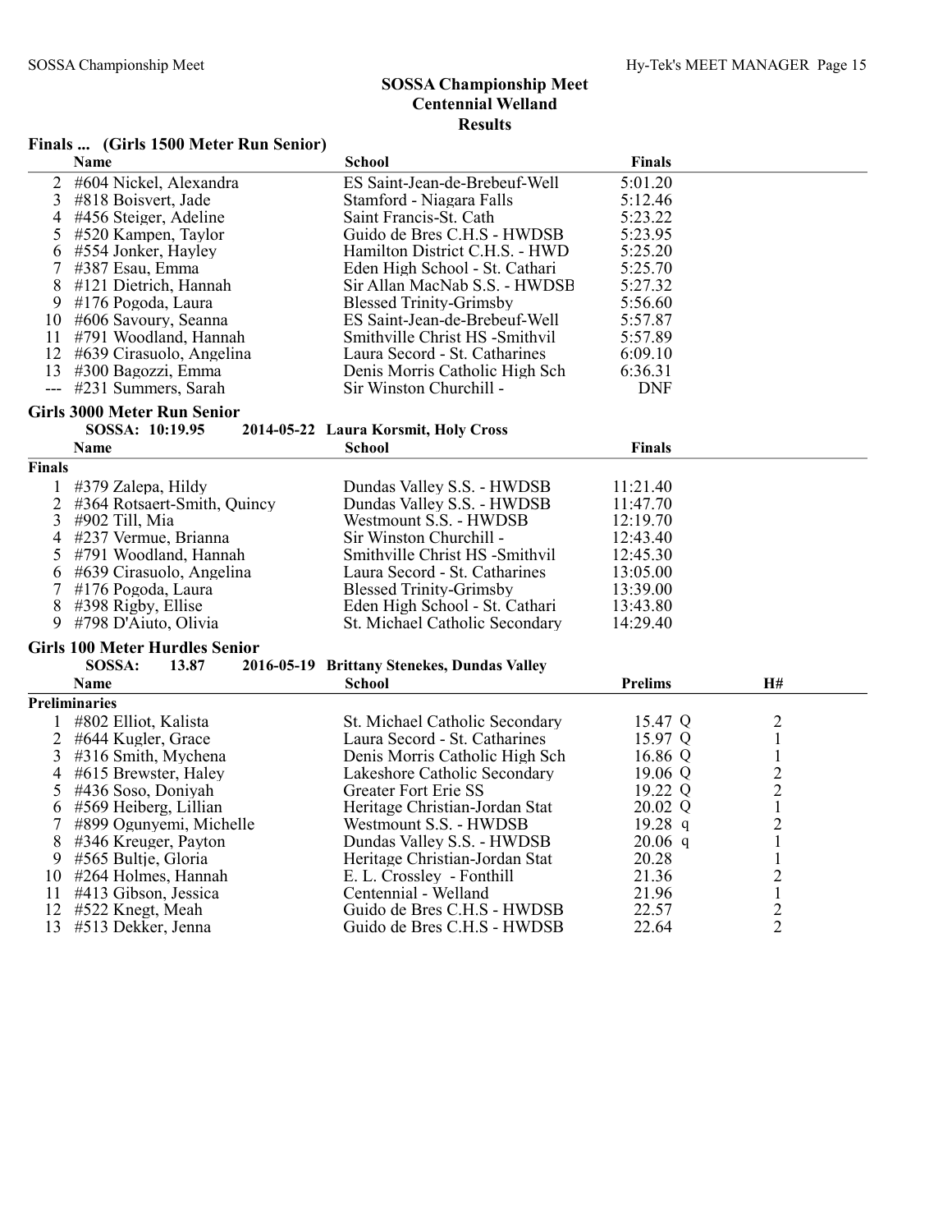# SOSSA Championship Meet
## Centennial Welland
## Results

### Finals ... (Girls 1500 Meter Run Senior)

| | Name | School | Finals |
|---|---|---|---|
| 2 | #604 Nickel, Alexandra | ES Saint-Jean-de-Brebeuf-Well | 5:01.20 |
| 3 | #818 Boisvert, Jade | Stamford - Niagara Falls | 5:12.46 |
| 4 | #456 Steiger, Adeline | Saint Francis-St. Cath | 5:23.22 |
| 5 | #520 Kampen, Taylor | Guido de Bres C.H.S - HWDSB | 5:23.95 |
| 6 | #554 Jonker, Hayley | Hamilton District C.H.S. - HWD | 5:25.20 |
| 7 | #387 Esau, Emma | Eden High School - St. Cathari | 5:25.70 |
| 8 | #121 Dietrich, Hannah | Sir Allan MacNab S.S. - HWDSB | 5:27.32 |
| 9 | #176 Pogoda, Laura | Blessed Trinity-Grimsby | 5:56.60 |
| 10 | #606 Savoury, Seanna | ES Saint-Jean-de-Brebeuf-Well | 5:57.87 |
| 11 | #791 Woodland, Hannah | Smithville Christ HS -Smithvil | 5:57.89 |
| 12 | #639 Cirasuolo, Angelina | Laura Secord - St. Catharines | 6:09.10 |
| 13 | #300 Bagozzi, Emma | Denis Morris Catholic High Sch | 6:36.31 |
| --- | #231 Summers, Sarah | Sir Winston Churchill - | DNF |

### Girls 3000 Meter Run Senior

SOSSA: 10:19.95 2014-05-22 Laura Korsmit, Holy Cross

| | Name | School | Finals |
|---|---|---|---|
| **Finals** | | | |
| 1 | #379 Zalepa, Hildy | Dundas Valley S.S. - HWDSB | 11:21.40 |
| 2 | #364 Rotsaert-Smith, Quincy | Dundas Valley S.S. - HWDSB | 11:47.70 |
| 3 | #902 Till, Mia | Westmount S.S. - HWDSB | 12:19.70 |
| 4 | #237 Vermue, Brianna | Sir Winston Churchill - | 12:43.40 |
| 5 | #791 Woodland, Hannah | Smithville Christ HS -Smithvil | 12:45.30 |
| 6 | #639 Cirasuolo, Angelina | Laura Secord - St. Catharines | 13:05.00 |
| 7 | #176 Pogoda, Laura | Blessed Trinity-Grimsby | 13:39.00 |
| 8 | #398 Rigby, Ellise | Eden High School - St. Cathari | 13:43.80 |
| 9 | #798 D'Aiuto, Olivia | St. Michael Catholic Secondary | 14:29.40 |

### Girls 100 Meter Hurdles Senior

SOSSA: 13.87 2016-05-19 Brittany Stenekes, Dundas Valley

| | Name | School | Prelims | H# |
|---|---|---|---|---|
| **Preliminaries** | | | | |
| 1 | #802 Elliot, Kalista | St. Michael Catholic Secondary | 15.47 Q | 2 |
| 2 | #644 Kugler, Grace | Laura Secord - St. Catharines | 15.97 Q | 1 |
| 3 | #316 Smith, Mychena | Denis Morris Catholic High Sch | 16.86 Q | 1 |
| 4 | #615 Brewster, Haley | Lakeshore Catholic Secondary | 19.06 Q | 2 |
| 5 | #436 Soso, Doniyah | Greater Fort Erie SS | 19.22 Q | 2 |
| 6 | #569 Heiberg, Lillian | Heritage Christian-Jordan Stat | 20.02 Q | 1 |
| 7 | #899 Ogunyemi, Michelle | Westmount S.S. - HWDSB | 19.28 q | 2 |
| 8 | #346 Kreuger, Payton | Dundas Valley S.S. - HWDSB | 20.06 q | 1 |
| 9 | #565 Bultje, Gloria | Heritage Christian-Jordan Stat | 20.28 | 1 |
| 10 | #264 Holmes, Hannah | E. L. Crossley - Fonthill | 21.36 | 2 |
| 11 | #413 Gibson, Jessica | Centennial - Welland | 21.96 | 1 |
| 12 | #522 Knegt, Meah | Guido de Bres C.H.S - HWDSB | 22.57 | 2 |
| 13 | #513 Dekker, Jenna | Guido de Bres C.H.S - HWDSB | 22.64 | 2 |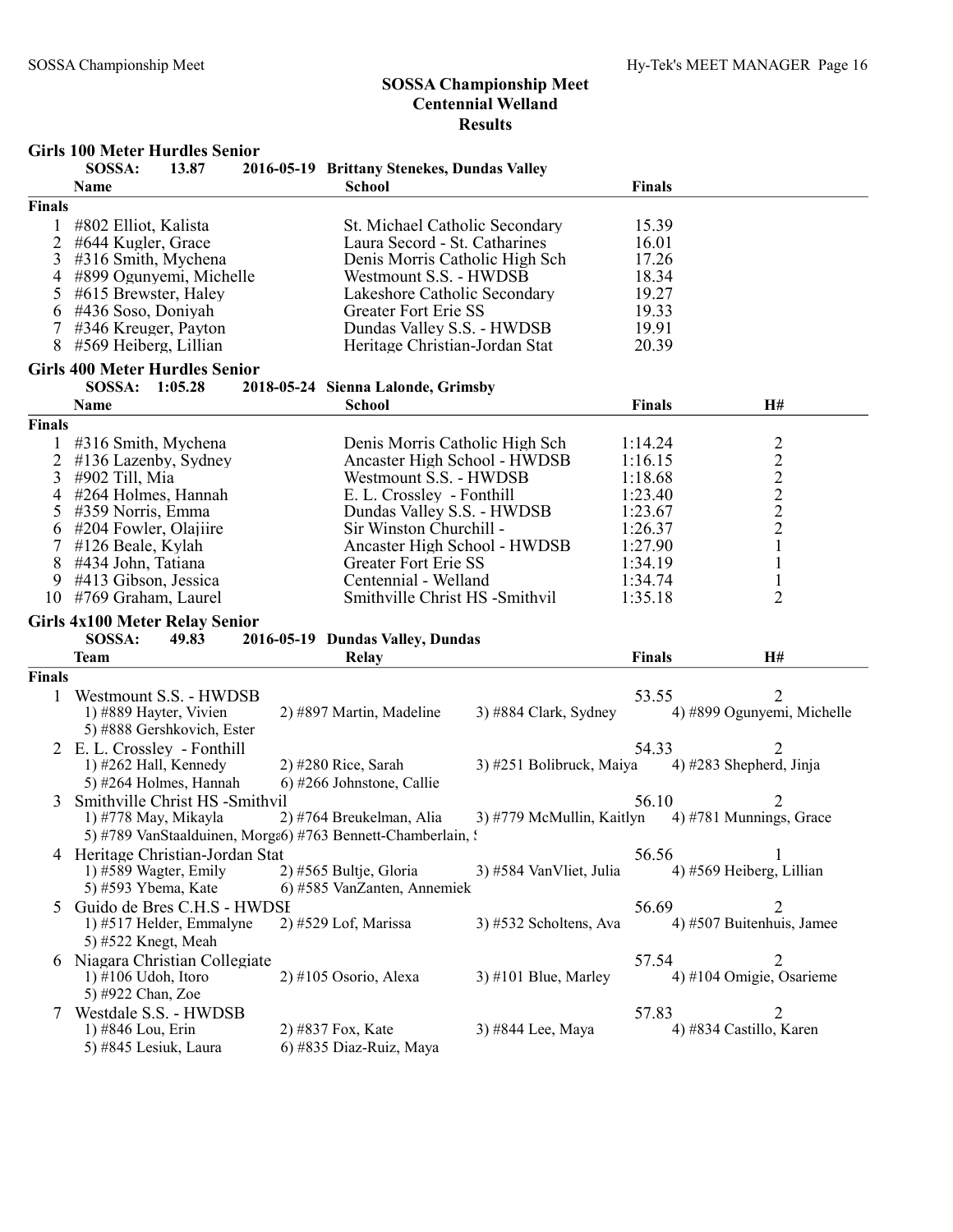# SOSSA Championship Meet
## Centennial Welland
## Results

### Girls 100 Meter Hurdles Senior

SOSSA: 13.87 2016-05-19 Brittany Stenekes, Dundas Valley

| | Name | School | Finals |
|---|---|---|---|
| **Finals** | | | |
| 1 | #802 Elliot, Kalista | St. Michael Catholic Secondary | 15.39 |
| 2 | #644 Kugler, Grace | Laura Secord - St. Catharines | 16.01 |
| 3 | #316 Smith, Mychena | Denis Morris Catholic High Sch | 17.26 |
| 4 | #899 Ogunyemi, Michelle | Westmount S.S. - HWDSB | 18.34 |
| 5 | #615 Brewster, Haley | Lakeshore Catholic Secondary | 19.27 |
| 6 | #436 Soso, Doniyah | Greater Fort Erie SS | 19.33 |
| 7 | #346 Kreuger, Payton | Dundas Valley S.S. - HWDSB | 19.91 |
| 8 | #569 Heiberg, Lillian | Heritage Christian-Jordan Stat | 20.39 |

### Girls 400 Meter Hurdles Senior

SOSSA: 1:05.28 2018-05-24 Sienna Lalonde, Grimsby

| | Name | School | Finals | H# |
|---|---|---|---|---|
| **Finals** | | | | |
| 1 | #316 Smith, Mychena | Denis Morris Catholic High Sch | 1:14.24 | 2 |
| 2 | #136 Lazenby, Sydney | Ancaster High School - HWDSB | 1:16.15 | 2 |
| 3 | #902 Till, Mia | Westmount S.S. - HWDSB | 1:18.68 | 2 |
| 4 | #264 Holmes, Hannah | E. L. Crossley - Fonthill | 1:23.40 | 2 |
| 5 | #359 Norris, Emma | Dundas Valley S.S. - HWDSB | 1:23.67 | 2 |
| 6 | #204 Fowler, Olajiire | Sir Winston Churchill - | 1:26.37 | 2 |
| 7 | #126 Beale, Kylah | Ancaster High School - HWDSB | 1:27.90 | 1 |
| 8 | #434 John, Tatiana | Greater Fort Erie SS | 1:34.19 | 1 |
| 9 | #413 Gibson, Jessica | Centennial - Welland | 1:34.74 | 1 |
| 10 | #769 Graham, Laurel | Smithville Christ HS -Smithvil | 1:35.18 | 2 |

### Girls 4x100 Meter Relay Senior

SOSSA: 49.83 2016-05-19 Dundas Valley, Dundas

| | Team | Relay | Finals | H# |
|---|---|---|---|---|
| **Finals** | | | | |
| 1 | Westmount S.S. - HWDSB | | 53.55 | 2 |
| | 1) #889 Hayter, Vivien; 2) #897 Martin, Madeline; 3) #884 Clark, Sydney; 4) #899 Ogunyemi, Michelle; 5) #888 Gershkovich, Ester | | | |
| 2 | E. L. Crossley - Fonthill | | 54.33 | 2 |
| | 1) #262 Hall, Kennedy; 2) #280 Rice, Sarah; 3) #251 Bolibruck, Maiya; 4) #283 Shepherd, Jinja; 5) #264 Holmes, Hannah; 6) #266 Johnstone, Callie | | | |
| 3 | Smithville Christ HS -Smithvil | | 56.10 | 2 |
| | 1) #778 May, Mikayla; 2) #764 Breukelman, Alia; 3) #779 McMullin, Kaitlyn; 4) #781 Munnings, Grace; 5) #789 VanStaalduinen, Morga; 6) #763 Bennett-Chamberlain, S | | | |
| 4 | Heritage Christian-Jordan Stat | | 56.56 | 1 |
| | 1) #589 Wagter, Emily; 2) #565 Bultje, Gloria; 3) #584 VanVliet, Julia; 4) #569 Heiberg, Lillian; 5) #593 Ybema, Kate; 6) #585 VanZanten, Annemiek | | | |
| 5 | Guido de Bres C.H.S - HWDSB | | 56.69 | 2 |
| | 1) #517 Helder, Emmalyne; 2) #529 Lof, Marissa; 3) #532 Scholtens, Ava; 4) #507 Buitenhuis, Jamee; 5) #522 Knegt, Meah | | | |
| 6 | Niagara Christian Collegiate | | 57.54 | 2 |
| | 1) #106 Udoh, Itoro; 2) #105 Osorio, Alexa; 3) #101 Blue, Marley; 4) #104 Omigie, Osarieme; 5) #922 Chan, Zoe | | | |
| 7 | Westdale S.S. - HWDSB | | 57.83 | 2 |
| | 1) #846 Lou, Erin; 2) #837 Fox, Kate; 3) #844 Lee, Maya; 4) #834 Castillo, Karen; 5) #845 Lesiuk, Laura; 6) #835 Diaz-Ruiz, Maya | | | |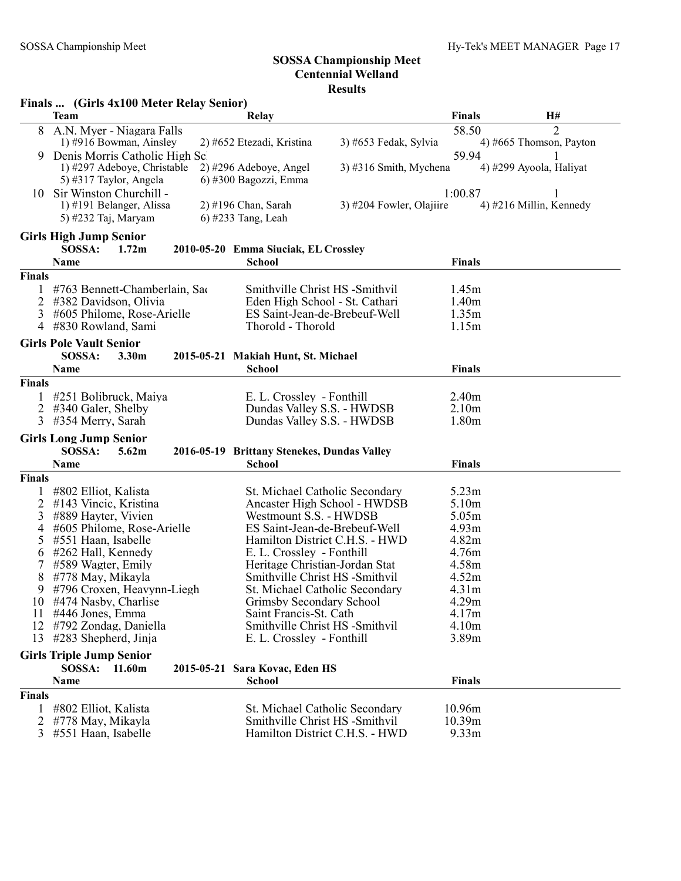# SOSSA Championship Meet
## Centennial Welland
### Results

**Finals ... (Girls 4x100 Meter Relay Senior)**

| | Team | Relay | | Finals | H# |
|---|---|---|---|---|---|
| 8 | A.N. Myer - Niagara Falls | | | 58.50 | 2 |
| | 1) #916 Bowman, Ainsley | 2) #652 Etezadi, Kristina | 3) #653 Fedak, Sylvia | 4) #665 Thomson, Payton | |
| 9 | Denis Morris Catholic High Sc | | | 59.94 | 1 |
| | 1) #297 Adeboye, Christable | 2) #296 Adeboye, Angel | 3) #316 Smith, Mychena | 4) #299 Ayoola, Haliyat | |
| | 5) #317 Taylor, Angela | 6) #300 Bagozzi, Emma | | | |
| 10 | Sir Winston Churchill - | | | 1:00.87 | 1 |
| | 1) #191 Belanger, Alissa | 2) #196 Chan, Sarah | 3) #204 Fowler, Olajiire | 4) #216 Millin, Kennedy | |
| | 5) #232 Taj, Maryam | 6) #233 Tang, Leah | | | |

### Girls High Jump Senior

SOSSA: 1.72m 2010-05-20 Emma Siuciak, EL Crossley

| | Name | School | Finals |
|---|---|---|---|
| **Finals** | | | |
| 1 | #763 Bennett-Chamberlain, Sa | Smithville Christ HS -Smithvil | 1.45m |
| 2 | #382 Davidson, Olivia | Eden High School - St. Cathari | 1.40m |
| 3 | #605 Philome, Rose-Arielle | ES Saint-Jean-de-Brebeuf-Well | 1.35m |
| 4 | #830 Rowland, Sami | Thorold - Thorold | 1.15m |

### Girls Pole Vault Senior

SOSSA: 3.30m 2015-05-21 Makiah Hunt, St. Michael

| | Name | School | Finals |
|---|---|---|---|
| **Finals** | | | |
| 1 | #251 Bolibruck, Maiya | E. L. Crossley - Fonthill | 2.40m |
| 2 | #340 Galer, Shelby | Dundas Valley S.S. - HWDSB | 2.10m |
| 3 | #354 Merry, Sarah | Dundas Valley S.S. - HWDSB | 1.80m |

### Girls Long Jump Senior

SOSSA: 5.62m 2016-05-19 Brittany Stenekes, Dundas Valley

| | Name | School | Finals |
|---|---|---|---|
| **Finals** | | | |
| 1 | #802 Elliot, Kalista | St. Michael Catholic Secondary | 5.23m |
| 2 | #143 Vincic, Kristina | Ancaster High School - HWDSB | 5.10m |
| 3 | #889 Hayter, Vivien | Westmount S.S. - HWDSB | 5.05m |
| 4 | #605 Philome, Rose-Arielle | ES Saint-Jean-de-Brebeuf-Well | 4.93m |
| 5 | #551 Haan, Isabelle | Hamilton District C.H.S. - HWD | 4.82m |
| 6 | #262 Hall, Kennedy | E. L. Crossley - Fonthill | 4.76m |
| 7 | #589 Wagter, Emily | Heritage Christian-Jordan Stat | 4.58m |
| 8 | #778 May, Mikayla | Smithville Christ HS -Smithvil | 4.52m |
| 9 | #796 Croxen, Heavynn-Liegh | St. Michael Catholic Secondary | 4.31m |
| 10 | #474 Nasby, Charlise | Grimsby Secondary School | 4.29m |
| 11 | #446 Jones, Emma | Saint Francis-St. Cath | 4.17m |
| 12 | #792 Zondag, Daniella | Smithville Christ HS -Smithvil | 4.10m |
| 13 | #283 Shepherd, Jinja | E. L. Crossley - Fonthill | 3.89m |

### Girls Triple Jump Senior

SOSSA: 11.60m 2015-05-21 Sara Kovac, Eden HS

| | Name | School | Finals |
|---|---|---|---|
| **Finals** | | | |
| 1 | #802 Elliot, Kalista | St. Michael Catholic Secondary | 10.96m |
| 2 | #778 May, Mikayla | Smithville Christ HS -Smithvil | 10.39m |
| 3 | #551 Haan, Isabelle | Hamilton District C.H.S. - HWD | 9.33m |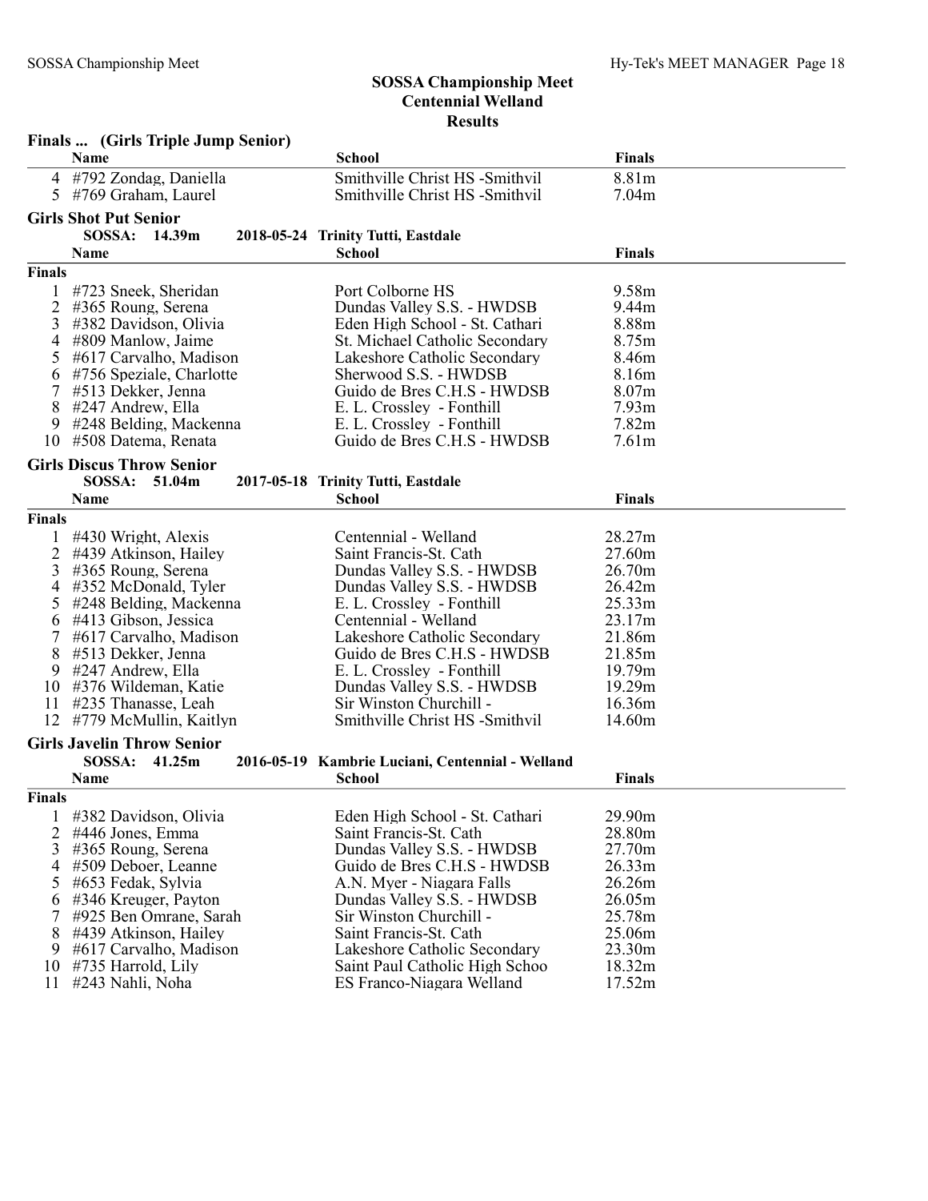# SOSSA Championship Meet
## Centennial Welland
## Results

### Finals ... (Girls Triple Jump Senior)

| | Name | School | Finals |
|---|---|---|---|
| 4 | #792 Zondag, Daniella | Smithville Christ HS -Smithvil | 8.81m |
| 5 | #769 Graham, Laurel | Smithville Christ HS -Smithvil | 7.04m |

### Girls Shot Put Senior

**SOSSA: 14.39m 2018-05-24 Trinity Tutti, Eastdale**

| | Name | School | Finals |
|---|---|---|---|
| **Finals** | | | |
| 1 | #723 Sneek, Sheridan | Port Colborne HS | 9.58m |
| 2 | #365 Roung, Serena | Dundas Valley S.S. - HWDSB | 9.44m |
| 3 | #382 Davidson, Olivia | Eden High School - St. Cathari | 8.88m |
| 4 | #809 Manlow, Jaime | St. Michael Catholic Secondary | 8.75m |
| 5 | #617 Carvalho, Madison | Lakeshore Catholic Secondary | 8.46m |
| 6 | #756 Speziale, Charlotte | Sherwood S.S. - HWDSB | 8.16m |
| 7 | #513 Dekker, Jenna | Guido de Bres C.H.S - HWDSB | 8.07m |
| 8 | #247 Andrew, Ella | E. L. Crossley - Fonthill | 7.93m |
| 9 | #248 Belding, Mackenna | E. L. Crossley - Fonthill | 7.82m |
| 10 | #508 Datema, Renata | Guido de Bres C.H.S - HWDSB | 7.61m |

### Girls Discus Throw Senior

**SOSSA: 51.04m 2017-05-18 Trinity Tutti, Eastdale**

| | Name | School | Finals |
|---|---|---|---|
| **Finals** | | | |
| 1 | #430 Wright, Alexis | Centennial - Welland | 28.27m |
| 2 | #439 Atkinson, Hailey | Saint Francis-St. Cath | 27.60m |
| 3 | #365 Roung, Serena | Dundas Valley S.S. - HWDSB | 26.70m |
| 4 | #352 McDonald, Tyler | Dundas Valley S.S. - HWDSB | 26.42m |
| 5 | #248 Belding, Mackenna | E. L. Crossley - Fonthill | 25.33m |
| 6 | #413 Gibson, Jessica | Centennial - Welland | 23.17m |
| 7 | #617 Carvalho, Madison | Lakeshore Catholic Secondary | 21.86m |
| 8 | #513 Dekker, Jenna | Guido de Bres C.H.S - HWDSB | 21.85m |
| 9 | #247 Andrew, Ella | E. L. Crossley - Fonthill | 19.79m |
| 10 | #376 Wildeman, Katie | Dundas Valley S.S. - HWDSB | 19.29m |
| 11 | #235 Thanasse, Leah | Sir Winston Churchill - | 16.36m |
| 12 | #779 McMullin, Kaitlyn | Smithville Christ HS -Smithvil | 14.60m |

### Girls Javelin Throw Senior

**SOSSA: 41.25m 2016-05-19 Kambrie Luciani, Centennial - Welland**

| | Name | School | Finals |
|---|---|---|---|
| **Finals** | | | |
| 1 | #382 Davidson, Olivia | Eden High School - St. Cathari | 29.90m |
| 2 | #446 Jones, Emma | Saint Francis-St. Cath | 28.80m |
| 3 | #365 Roung, Serena | Dundas Valley S.S. - HWDSB | 27.70m |
| 4 | #509 Deboer, Leanne | Guido de Bres C.H.S - HWDSB | 26.33m |
| 5 | #653 Fedak, Sylvia | A.N. Myer - Niagara Falls | 26.26m |
| 6 | #346 Kreuger, Payton | Dundas Valley S.S. - HWDSB | 26.05m |
| 7 | #925 Ben Omrane, Sarah | Sir Winston Churchill - | 25.78m |
| 8 | #439 Atkinson, Hailey | Saint Francis-St. Cath | 25.06m |
| 9 | #617 Carvalho, Madison | Lakeshore Catholic Secondary | 23.30m |
| 10 | #735 Harrold, Lily | Saint Paul Catholic High Schoo | 18.32m |
| 11 | #243 Nahli, Noha | ES Franco-Niagara Welland | 17.52m |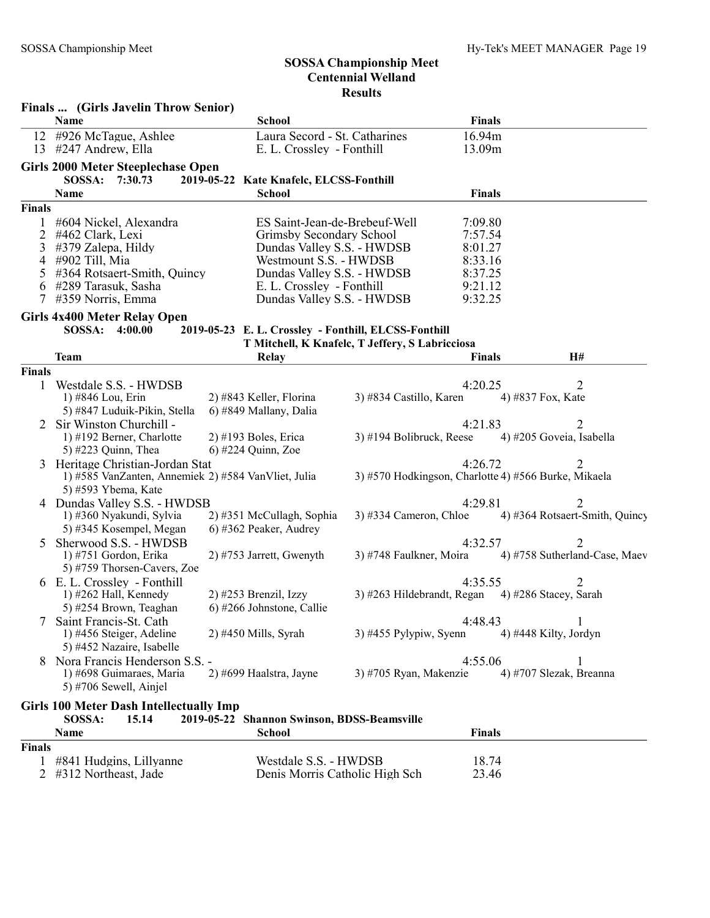## SOSSA Championship Meet
## Centennial Welland
## Results

### Finals ... (Girls Javelin Throw Senior)

| | Name | School | Finals |
|---|---|---|---|
| 12 | #926 McTague, Ashlee | Laura Secord - St. Catharines | 16.94m |
| 13 | #247 Andrew, Ella | E. L. Crossley - Fonthill | 13.09m |

### Girls 2000 Meter Steeplechase Open

SOSSA: 7:30.73 2019-05-22 Kate Knafelc, ELCSS-Fonthill

| | Name | School | Finals |
|---|---|---|---|
| **Finals** | | | |
| 1 | #604 Nickel, Alexandra | ES Saint-Jean-de-Brebeuf-Well | 7:09.80 |
| 2 | #462 Clark, Lexi | Grimsby Secondary School | 7:57.54 |
| 3 | #379 Zalepa, Hildy | Dundas Valley S.S. - HWDSB | 8:01.27 |
| 4 | #902 Till, Mia | Westmount S.S. - HWDSB | 8:33.16 |
| 5 | #364 Rotsaert-Smith, Quincy | Dundas Valley S.S. - HWDSB | 8:37.25 |
| 6 | #289 Tarasuk, Sasha | E. L. Crossley - Fonthill | 9:21.12 |
| 7 | #359 Norris, Emma | Dundas Valley S.S. - HWDSB | 9:32.25 |

### Girls 4x400 Meter Relay Open

SOSSA: 4:00.00 2019-05-23 E. L. Crossley - Fonthill, ELCSS-Fonthill
T Mitchell, K Knafelc, T Jeffery, S Labricciosa

| | Team | Relay | Finals | H# |
|---|---|---|---|---|
| **Finals** | | | | |
| 1 | Westdale S.S. - HWDSB | | 4:20.25 | 2 |
| | 1) #846 Lou, Erin | 2) #843 Keller, Florina | 3) #834 Castillo, Karen | 4) #837 Fox, Kate |
| | 5) #847 Luduik-Pikin, Stella | 6) #849 Mallany, Dalia | | |
| 2 | Sir Winston Churchill - | | 4:21.83 | 2 |
| | 1) #192 Berner, Charlotte | 2) #193 Boles, Erica | 3) #194 Bolibruck, Reese | 4) #205 Goveia, Isabella |
| | 5) #223 Quinn, Thea | 6) #224 Quinn, Zoe | | |
| 3 | Heritage Christian-Jordan Stat | | 4:26.72 | 2 |
| | 1) #585 VanZanten, Annemiek | 2) #584 VanVliet, Julia | 3) #570 Hodkingson, Charlotte | 4) #566 Burke, Mikaela |
| | 5) #593 Ybema, Kate | | | |
| 4 | Dundas Valley S.S. - HWDSB | | 4:29.81 | 2 |
| | 1) #360 Nyakundi, Sylvia | 2) #351 McCullagh, Sophia | 3) #334 Cameron, Chloe | 4) #364 Rotsaert-Smith, Quincy |
| | 5) #345 Kosempel, Megan | 6) #362 Peaker, Audrey | | |
| 5 | Sherwood S.S. - HWDSB | | 4:32.57 | 2 |
| | 1) #751 Gordon, Erika | 2) #753 Jarrett, Gwenyth | 3) #748 Faulkner, Moira | 4) #758 Sutherland-Case, Maev |
| | 5) #759 Thorsen-Cavers, Zoe | | | |
| 6 | E. L. Crossley - Fonthill | | 4:35.55 | 2 |
| | 1) #262 Hall, Kennedy | 2) #253 Brenzil, Izzy | 3) #263 Hildebrandt, Regan | 4) #286 Stacey, Sarah |
| | 5) #254 Brown, Teaghan | 6) #266 Johnstone, Callie | | |
| 7 | Saint Francis-St. Cath | | 4:48.43 | 1 |
| | 1) #456 Steiger, Adeline | 2) #450 Mills, Syrah | 3) #455 Pylypiw, Syenn | 4) #448 Kilty, Jordyn |
| | 5) #452 Nazaire, Isabelle | | | |
| 8 | Nora Francis Henderson S.S. - | | 4:55.06 | 1 |
| | 1) #698 Guimaraes, Maria | 2) #699 Haalstra, Jayne | 3) #705 Ryan, Makenzie | 4) #707 Slezak, Breanna |
| | 5) #706 Sewell, Ainjel | | | |

### Girls 100 Meter Dash Intellectually Imp

SOSSA: 15.14 2019-05-22 Shannon Swinson, BDSS-Beamsville

| | Name | School | Finals |
|---|---|---|---|
| **Finals** | | | |
| 1 | #841 Hudgins, Lillyanne | Westdale S.S. - HWDSB | 18.74 |
| 2 | #312 Northeast, Jade | Denis Morris Catholic High Sch | 23.46 |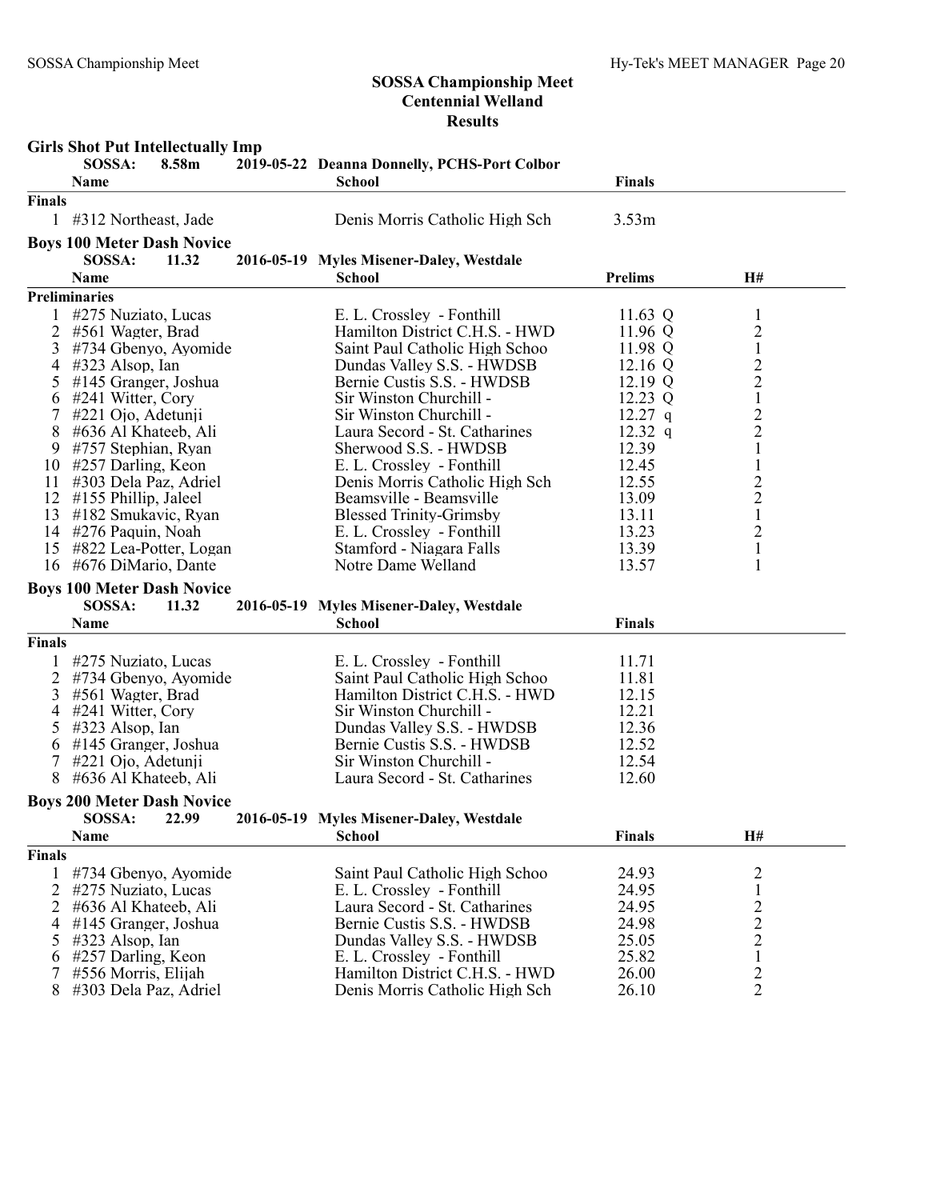# SOSSA Championship Meet
## Centennial Welland
## Results

### Girls Shot Put Intellectually Imp

SOSSA: 8.58m 2019-05-22 Deanna Donnelly, PCHS-Port Colbor

| | Name | School | Finals |
|---|---|---|---|
| **Finals** | | | |
| 1 | #312 Northeast, Jade | Denis Morris Catholic High Sch | 3.53m |

### Boys 100 Meter Dash Novice

SOSSA: 11.32 2016-05-19 Myles Misener-Daley, Westdale

| | Name | School | Prelims | H# |
|---|---|---|---|---|
| **Preliminaries** | | | | |
| 1 | #275 Nuziato, Lucas | E. L. Crossley - Fonthill | 11.63 Q | 1 |
| 2 | #561 Wagter, Brad | Hamilton District C.H.S. - HWD | 11.96 Q | 2 |
| 3 | #734 Gbenyo, Ayomide | Saint Paul Catholic High Schoo | 11.98 Q | 1 |
| 4 | #323 Alsop, Ian | Dundas Valley S.S. - HWDSB | 12.16 Q | 2 |
| 5 | #145 Granger, Joshua | Bernie Custis S.S. - HWDSB | 12.19 Q | 2 |
| 6 | #241 Witter, Cory | Sir Winston Churchill - | 12.23 Q | 1 |
| 7 | #221 Ojo, Adetunji | Sir Winston Churchill - | 12.27 q | 2 |
| 8 | #636 Al Khateeb, Ali | Laura Secord - St. Catharines | 12.32 q | 2 |
| 9 | #757 Stephian, Ryan | Sherwood S.S. - HWDSB | 12.39 | 1 |
| 10 | #257 Darling, Keon | E. L. Crossley - Fonthill | 12.45 | 1 |
| 11 | #303 Dela Paz, Adriel | Denis Morris Catholic High Sch | 12.55 | 2 |
| 12 | #155 Phillip, Jaleel | Beamsville - Beamsville | 13.09 | 2 |
| 13 | #182 Smukavic, Ryan | Blessed Trinity-Grimsby | 13.11 | 1 |
| 14 | #276 Paquin, Noah | E. L. Crossley - Fonthill | 13.23 | 2 |
| 15 | #822 Lea-Potter, Logan | Stamford - Niagara Falls | 13.39 | 1 |
| 16 | #676 DiMario, Dante | Notre Dame Welland | 13.57 | 1 |

### Boys 100 Meter Dash Novice

SOSSA: 11.32 2016-05-19 Myles Misener-Daley, Westdale

| | Name | School | Finals |
|---|---|---|---|
| **Finals** | | | |
| 1 | #275 Nuziato, Lucas | E. L. Crossley - Fonthill | 11.71 |
| 2 | #734 Gbenyo, Ayomide | Saint Paul Catholic High Schoo | 11.81 |
| 3 | #561 Wagter, Brad | Hamilton District C.H.S. - HWD | 12.15 |
| 4 | #241 Witter, Cory | Sir Winston Churchill - | 12.21 |
| 5 | #323 Alsop, Ian | Dundas Valley S.S. - HWDSB | 12.36 |
| 6 | #145 Granger, Joshua | Bernie Custis S.S. - HWDSB | 12.52 |
| 7 | #221 Ojo, Adetunji | Sir Winston Churchill - | 12.54 |
| 8 | #636 Al Khateeb, Ali | Laura Secord - St. Catharines | 12.60 |

### Boys 200 Meter Dash Novice

SOSSA: 22.99 2016-05-19 Myles Misener-Daley, Westdale

| | Name | School | Finals | H# |
|---|---|---|---|---|
| **Finals** | | | | |
| 1 | #734 Gbenyo, Ayomide | Saint Paul Catholic High Schoo | 24.93 | 2 |
| 2 | #275 Nuziato, Lucas | E. L. Crossley - Fonthill | 24.95 | 1 |
| 2 | #636 Al Khateeb, Ali | Laura Secord - St. Catharines | 24.95 | 2 |
| 4 | #145 Granger, Joshua | Bernie Custis S.S. - HWDSB | 24.98 | 2 |
| 5 | #323 Alsop, Ian | Dundas Valley S.S. - HWDSB | 25.05 | 2 |
| 6 | #257 Darling, Keon | E. L. Crossley - Fonthill | 25.82 | 1 |
| 7 | #556 Morris, Elijah | Hamilton District C.H.S. - HWD | 26.00 | 2 |
| 8 | #303 Dela Paz, Adriel | Denis Morris Catholic High Sch | 26.10 | 2 |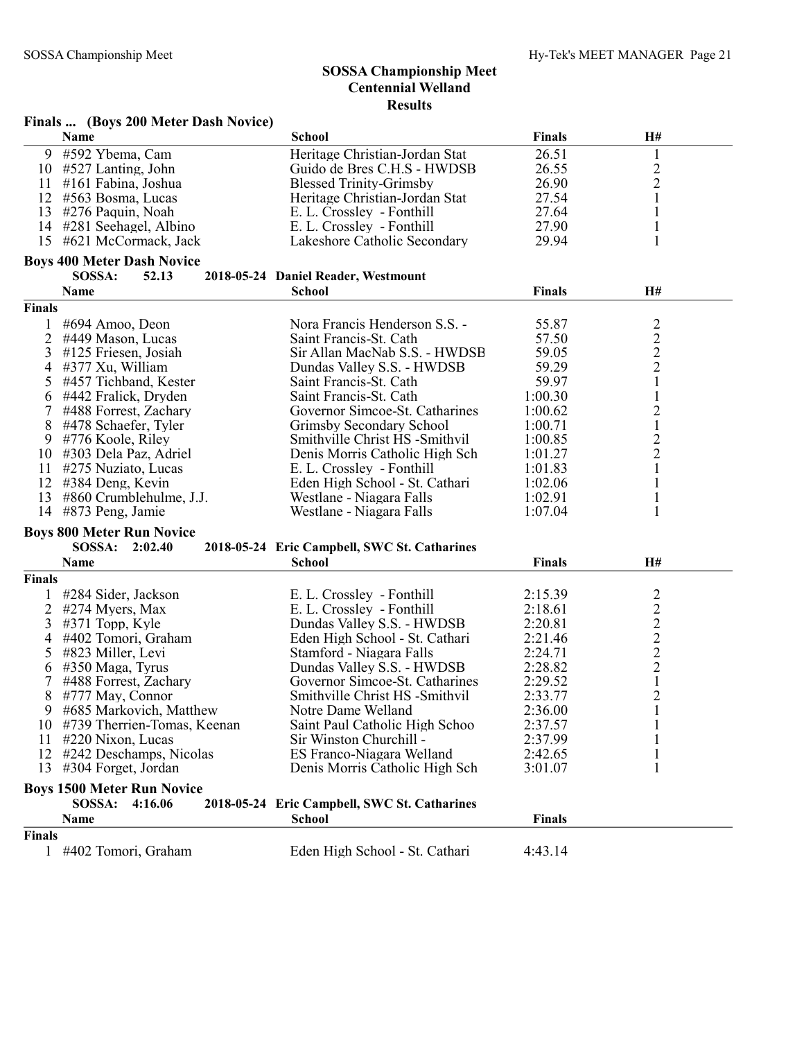## SOSSA Championship Meet
## Centennial Welland
## Results

### Finals ... (Boys 200 Meter Dash Novice)

| | Name | School | Finals | H# |
|---|---|---|---|---|
| 9 | #592 Ybema, Cam | Heritage Christian-Jordan Stat | 26.51 | 1 |
| 10 | #527 Lanting, John | Guido de Bres C.H.S - HWDSB | 26.55 | 2 |
| 11 | #161 Fabina, Joshua | Blessed Trinity-Grimsby | 26.90 | 2 |
| 12 | #563 Bosma, Lucas | Heritage Christian-Jordan Stat | 27.54 | 1 |
| 13 | #276 Paquin, Noah | E. L. Crossley - Fonthill | 27.64 | 1 |
| 14 | #281 Seehagel, Albino | E. L. Crossley - Fonthill | 27.90 | 1 |
| 15 | #621 McCormack, Jack | Lakeshore Catholic Secondary | 29.94 | 1 |

### Boys 400 Meter Dash Novice

SOSSA: 52.13 2018-05-24 Daniel Reader, Westmount

| | Name | School | Finals | H# |
|---|---|---|---|---|
| **Finals** | | | | |
| 1 | #694 Amoo, Deon | Nora Francis Henderson S.S. - | 55.87 | 2 |
| 2 | #449 Mason, Lucas | Saint Francis-St. Cath | 57.50 | 2 |
| 3 | #125 Friesen, Josiah | Sir Allan MacNab S.S. - HWDSB | 59.05 | 2 |
| 4 | #377 Xu, William | Dundas Valley S.S. - HWDSB | 59.29 | 2 |
| 5 | #457 Tichband, Kester | Saint Francis-St. Cath | 59.97 | 1 |
| 6 | #442 Fralick, Dryden | Saint Francis-St. Cath | 1:00.30 | 1 |
| 7 | #488 Forrest, Zachary | Governor Simcoe-St. Catharines | 1:00.62 | 2 |
| 8 | #478 Schaefer, Tyler | Grimsby Secondary School | 1:00.71 | 1 |
| 9 | #776 Koole, Riley | Smithville Christ HS -Smithvil | 1:00.85 | 2 |
| 10 | #303 Dela Paz, Adriel | Denis Morris Catholic High Sch | 1:01.27 | 2 |
| 11 | #275 Nuziato, Lucas | E. L. Crossley - Fonthill | 1:01.83 | 1 |
| 12 | #384 Deng, Kevin | Eden High School - St. Cathari | 1:02.06 | 1 |
| 13 | #860 Crumblehulme, J.J. | Westlane - Niagara Falls | 1:02.91 | 1 |
| 14 | #873 Peng, Jamie | Westlane - Niagara Falls | 1:07.04 | 1 |

### Boys 800 Meter Run Novice

SOSSA: 2:02.40 2018-05-24 Eric Campbell, SWC St. Catharines

| | Name | School | Finals | H# |
|---|---|---|---|---|
| **Finals** | | | | |
| 1 | #284 Sider, Jackson | E. L. Crossley - Fonthill | 2:15.39 | 2 |
| 2 | #274 Myers, Max | E. L. Crossley - Fonthill | 2:18.61 | 2 |
| 3 | #371 Topp, Kyle | Dundas Valley S.S. - HWDSB | 2:20.81 | 2 |
| 4 | #402 Tomori, Graham | Eden High School - St. Cathari | 2:21.46 | 2 |
| 5 | #823 Miller, Levi | Stamford - Niagara Falls | 2:24.71 | 2 |
| 6 | #350 Maga, Tyrus | Dundas Valley S.S. - HWDSB | 2:28.82 | 2 |
| 7 | #488 Forrest, Zachary | Governor Simcoe-St. Catharines | 2:29.52 | 1 |
| 8 | #777 May, Connor | Smithville Christ HS -Smithvil | 2:33.77 | 2 |
| 9 | #685 Markovich, Matthew | Notre Dame Welland | 2:36.00 | 1 |
| 10 | #739 Therrien-Tomas, Keenan | Saint Paul Catholic High Schoo | 2:37.57 | 1 |
| 11 | #220 Nixon, Lucas | Sir Winston Churchill - | 2:37.99 | 1 |
| 12 | #242 Deschamps, Nicolas | ES Franco-Niagara Welland | 2:42.65 | 1 |
| 13 | #304 Forget, Jordan | Denis Morris Catholic High Sch | 3:01.07 | 1 |

### Boys 1500 Meter Run Novice

SOSSA: 4:16.06 2018-05-24 Eric Campbell, SWC St. Catharines

| | Name | School | Finals |
|---|---|---|---|
| **Finals** | | | |
| 1 | #402 Tomori, Graham | Eden High School - St. Cathari | 4:43.14 |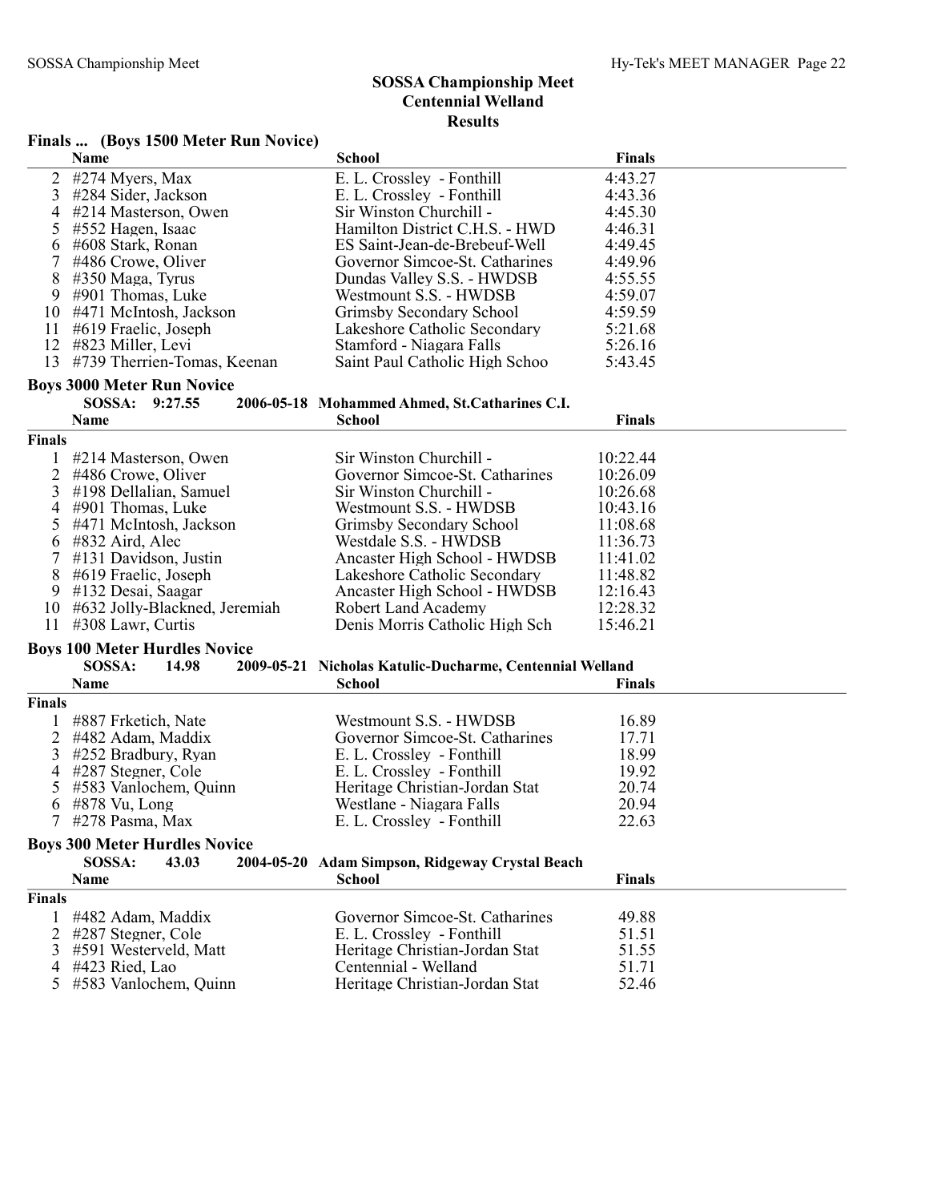# SOSSA Championship Meet
## Centennial Welland
## Results

### Finals ... (Boys 1500 Meter Run Novice)

| | Name | School | Finals |
|---|---|---|---|
| 2 | #274 Myers, Max | E. L. Crossley - Fonthill | 4:43.27 |
| 3 | #284 Sider, Jackson | E. L. Crossley - Fonthill | 4:43.36 |
| 4 | #214 Masterson, Owen | Sir Winston Churchill - | 4:45.30 |
| 5 | #552 Hagen, Isaac | Hamilton District C.H.S. - HWD | 4:46.31 |
| 6 | #608 Stark, Ronan | ES Saint-Jean-de-Brebeuf-Well | 4:49.45 |
| 7 | #486 Crowe, Oliver | Governor Simcoe-St. Catharines | 4:49.96 |
| 8 | #350 Maga, Tyrus | Dundas Valley S.S. - HWDSB | 4:55.55 |
| 9 | #901 Thomas, Luke | Westmount S.S. - HWDSB | 4:59.07 |
| 10 | #471 McIntosh, Jackson | Grimsby Secondary School | 4:59.59 |
| 11 | #619 Fraelic, Joseph | Lakeshore Catholic Secondary | 5:21.68 |
| 12 | #823 Miller, Levi | Stamford - Niagara Falls | 5:26.16 |
| 13 | #739 Therrien-Tomas, Keenan | Saint Paul Catholic High Schoo | 5:43.45 |

### Boys 3000 Meter Run Novice

**SOSSA: 9:27.55 2006-05-18 Mohammed Ahmed, St.Catharines C.I.**

**Finals**

| | Name | School | Finals |
|---|---|---|---|
| 1 | #214 Masterson, Owen | Sir Winston Churchill - | 10:22.44 |
| 2 | #486 Crowe, Oliver | Governor Simcoe-St. Catharines | 10:26.09 |
| 3 | #198 Dellalian, Samuel | Sir Winston Churchill - | 10:26.68 |
| 4 | #901 Thomas, Luke | Westmount S.S. - HWDSB | 10:43.16 |
| 5 | #471 McIntosh, Jackson | Grimsby Secondary School | 11:08.68 |
| 6 | #832 Aird, Alec | Westdale S.S. - HWDSB | 11:36.73 |
| 7 | #131 Davidson, Justin | Ancaster High School - HWDSB | 11:41.02 |
| 8 | #619 Fraelic, Joseph | Lakeshore Catholic Secondary | 11:48.82 |
| 9 | #132 Desai, Saagar | Ancaster High School - HWDSB | 12:16.43 |
| 10 | #632 Jolly-Blackned, Jeremiah | Robert Land Academy | 12:28.32 |
| 11 | #308 Lawr, Curtis | Denis Morris Catholic High Sch | 15:46.21 |

### Boys 100 Meter Hurdles Novice

**SOSSA: 14.98 2009-05-21 Nicholas Katulic-Ducharme, Centennial Welland**

**Finals**

| | Name | School | Finals |
|---|---|---|---|
| 1 | #887 Frketich, Nate | Westmount S.S. - HWDSB | 16.89 |
| 2 | #482 Adam, Maddix | Governor Simcoe-St. Catharines | 17.71 |
| 3 | #252 Bradbury, Ryan | E. L. Crossley - Fonthill | 18.99 |
| 4 | #287 Stegner, Cole | E. L. Crossley - Fonthill | 19.92 |
| 5 | #583 Vanlochem, Quinn | Heritage Christian-Jordan Stat | 20.74 |
| 6 | #878 Vu, Long | Westlane - Niagara Falls | 20.94 |
| 7 | #278 Pasma, Max | E. L. Crossley - Fonthill | 22.63 |

### Boys 300 Meter Hurdles Novice

**SOSSA: 43.03 2004-05-20 Adam Simpson, Ridgeway Crystal Beach**

**Finals**

| | Name | School | Finals |
|---|---|---|---|
| 1 | #482 Adam, Maddix | Governor Simcoe-St. Catharines | 49.88 |
| 2 | #287 Stegner, Cole | E. L. Crossley - Fonthill | 51.51 |
| 3 | #591 Westerveld, Matt | Heritage Christian-Jordan Stat | 51.55 |
| 4 | #423 Ried, Lao | Centennial - Welland | 51.71 |
| 5 | #583 Vanlochem, Quinn | Heritage Christian-Jordan Stat | 52.46 |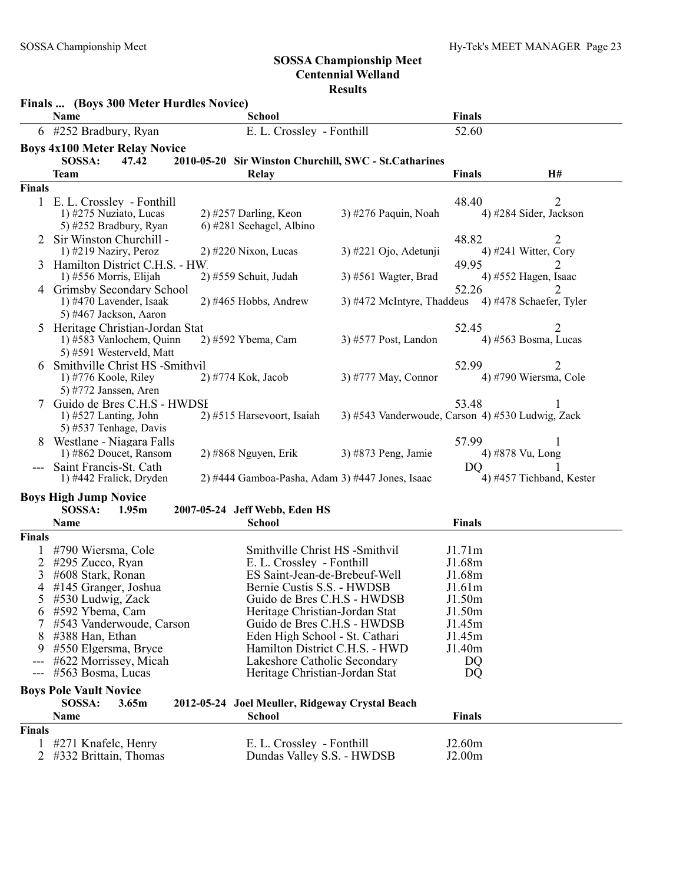## SOSSA Championship Meet
## Centennial Welland
## Results

### Finals ... (Boys 300 Meter Hurdles Novice)

| | Name | School | Finals |
|---|---|---|---|
| 6 | #252 Bradbury, Ryan | E. L. Crossley - Fonthill | 52.60 |

### Boys 4x100 Meter Relay Novice

SOSSA: 47.42 2010-05-20 Sir Winston Churchill, SWC - St.Catharines

| | Team | Relay | Finals | H# |
|---|---|---|---|---|
| **Finals** | | | | |
| 1 | E. L. Crossley - Fonthill | | 48.40 | 2 |
| | 1) #275 Nuziato, Lucas | 2) #257 Darling, Keon | 3) #276 Paquin, Noah | 4) #284 Sider, Jackson |
| | 5) #252 Bradbury, Ryan | 6) #281 Seehagel, Albino | | |
| 2 | Sir Winston Churchill - | | 48.82 | 2 |
| | 1) #219 Naziry, Peroz | 2) #220 Nixon, Lucas | 3) #221 Ojo, Adetunji | 4) #241 Witter, Cory |
| 3 | Hamilton District C.H.S. - HW | | 49.95 | 2 |
| | 1) #556 Morris, Elijah | 2) #559 Schuit, Judah | 3) #561 Wagter, Brad | 4) #552 Hagen, Isaac |
| 4 | Grimsby Secondary School | | 52.26 | 2 |
| | 1) #470 Lavender, Isaak | 2) #465 Hobbs, Andrew | 3) #472 McIntyre, Thaddeus | 4) #478 Schaefer, Tyler |
| | 5) #467 Jackson, Aaron | | | |
| 5 | Heritage Christian-Jordan Stat | | 52.45 | 2 |
| | 1) #583 Vanlochem, Quinn | 2) #592 Ybema, Cam | 3) #577 Post, Landon | 4) #563 Bosma, Lucas |
| | 5) #591 Westerveld, Matt | | | |
| 6 | Smithville Christ HS -Smithvil | | 52.99 | 2 |
| | 1) #776 Koole, Riley | 2) #774 Kok, Jacob | 3) #777 May, Connor | 4) #790 Wiersma, Cole |
| | 5) #772 Janssen, Aren | | | |
| 7 | Guido de Bres C.H.S - HWDSE | | 53.48 | 1 |
| | 1) #527 Lanting, John | 2) #515 Harsevoort, Isaiah | 3) #543 Vanderwoude, Carson | 4) #530 Ludwig, Zack |
| | 5) #537 Tenhage, Davis | | | |
| 8 | Westlane - Niagara Falls | | 57.99 | 1 |
| | 1) #862 Doucet, Ransom | 2) #868 Nguyen, Erik | 3) #873 Peng, Jamie | 4) #878 Vu, Long |
| --- | Saint Francis-St. Cath | | DQ | 1 |
| | 1) #442 Fralick, Dryden | 2) #444 Gamboa-Pasha, Adam | 3) #447 Jones, Isaac | 4) #457 Tichband, Kester |

### Boys High Jump Novice

SOSSA: 1.95m 2007-05-24 Jeff Webb, Eden HS

| | Name | School | Finals |
|---|---|---|---|
| **Finals** | | | |
| 1 | #790 Wiersma, Cole | Smithville Christ HS -Smithvil | J1.71m |
| 2 | #295 Zucco, Ryan | E. L. Crossley - Fonthill | J1.68m |
| 3 | #608 Stark, Ronan | ES Saint-Jean-de-Brebeuf-Well | J1.68m |
| 4 | #145 Granger, Joshua | Bernie Custis S.S. - HWDSB | J1.61m |
| 5 | #530 Ludwig, Zack | Guido de Bres C.H.S - HWDSB | J1.50m |
| 6 | #592 Ybema, Cam | Heritage Christian-Jordan Stat | J1.50m |
| 7 | #543 Vanderwoude, Carson | Guido de Bres C.H.S - HWDSB | J1.45m |
| 8 | #388 Han, Ethan | Eden High School - St. Cathari | J1.45m |
| 9 | #550 Elgersma, Bryce | Hamilton District C.H.S. - HWD | J1.40m |
| --- | #622 Morrissey, Micah | Lakeshore Catholic Secondary | DQ |
| --- | #563 Bosma, Lucas | Heritage Christian-Jordan Stat | DQ |

### Boys Pole Vault Novice

SOSSA: 3.65m 2012-05-24 Joel Meuller, Ridgeway Crystal Beach

| | Name | School | Finals |
|---|---|---|---|
| **Finals** | | | |
| 1 | #271 Knafelc, Henry | E. L. Crossley - Fonthill | J2.60m |
| 2 | #332 Brittain, Thomas | Dundas Valley S.S. - HWDSB | J2.00m |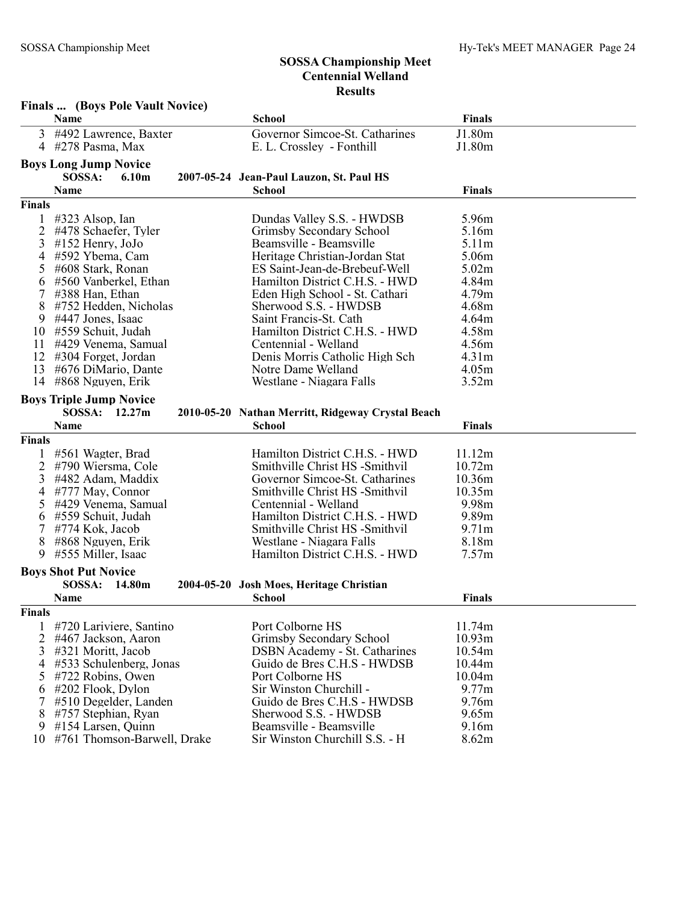# SOSSA Championship Meet
## Centennial Welland
## Results

### Finals ... (Boys Pole Vault Novice)

| | Name | School | Finals |
|---|---|---|---|
| 3 | #492 Lawrence, Baxter | Governor Simcoe-St. Catharines | J1.80m |
| 4 | #278 Pasma, Max | E. L. Crossley - Fonthill | J1.80m |

### Boys Long Jump Novice

**SOSSA: 6.10m 2007-05-24 Jean-Paul Lauzon, St. Paul HS**

**Finals**

| | Name | School | Finals |
|---|---|---|---|
| 1 | #323 Alsop, Ian | Dundas Valley S.S. - HWDSB | 5.96m |
| 2 | #478 Schaefer, Tyler | Grimsby Secondary School | 5.16m |
| 3 | #152 Henry, JoJo | Beamsville - Beamsville | 5.11m |
| 4 | #592 Ybema, Cam | Heritage Christian-Jordan Stat | 5.06m |
| 5 | #608 Stark, Ronan | ES Saint-Jean-de-Brebeuf-Well | 5.02m |
| 6 | #560 Vanberkel, Ethan | Hamilton District C.H.S. - HWD | 4.84m |
| 7 | #388 Han, Ethan | Eden High School - St. Cathari | 4.79m |
| 8 | #752 Hedden, Nicholas | Sherwood S.S. - HWDSB | 4.68m |
| 9 | #447 Jones, Isaac | Saint Francis-St. Cath | 4.64m |
| 10 | #559 Schuit, Judah | Hamilton District C.H.S. - HWD | 4.58m |
| 11 | #429 Venema, Samual | Centennial - Welland | 4.56m |
| 12 | #304 Forget, Jordan | Denis Morris Catholic High Sch | 4.31m |
| 13 | #676 DiMario, Dante | Notre Dame Welland | 4.05m |
| 14 | #868 Nguyen, Erik | Westlane - Niagara Falls | 3.52m |

### Boys Triple Jump Novice

**SOSSA: 12.27m 2010-05-20 Nathan Merritt, Ridgeway Crystal Beach**

**Finals**

| | Name | School | Finals |
|---|---|---|---|
| 1 | #561 Wagter, Brad | Hamilton District C.H.S. - HWD | 11.12m |
| 2 | #790 Wiersma, Cole | Smithville Christ HS -Smithvil | 10.72m |
| 3 | #482 Adam, Maddix | Governor Simcoe-St. Catharines | 10.36m |
| 4 | #777 May, Connor | Smithville Christ HS -Smithvil | 10.35m |
| 5 | #429 Venema, Samual | Centennial - Welland | 9.98m |
| 6 | #559 Schuit, Judah | Hamilton District C.H.S. - HWD | 9.89m |
| 7 | #774 Kok, Jacob | Smithville Christ HS -Smithvil | 9.71m |
| 8 | #868 Nguyen, Erik | Westlane - Niagara Falls | 8.18m |
| 9 | #555 Miller, Isaac | Hamilton District C.H.S. - HWD | 7.57m |

### Boys Shot Put Novice

**SOSSA: 14.80m 2004-05-20 Josh Moes, Heritage Christian**

**Finals**

| | Name | School | Finals |
|---|---|---|---|
| 1 | #720 Lariviere, Santino | Port Colborne HS | 11.74m |
| 2 | #467 Jackson, Aaron | Grimsby Secondary School | 10.93m |
| 3 | #321 Moritt, Jacob | DSBN Academy - St. Catharines | 10.54m |
| 4 | #533 Schulenberg, Jonas | Guido de Bres C.H.S - HWDSB | 10.44m |
| 5 | #722 Robins, Owen | Port Colborne HS | 10.04m |
| 6 | #202 Flook, Dylon | Sir Winston Churchill - | 9.77m |
| 7 | #510 Degelder, Landen | Guido de Bres C.H.S - HWDSB | 9.76m |
| 8 | #757 Stephian, Ryan | Sherwood S.S. - HWDSB | 9.65m |
| 9 | #154 Larsen, Quinn | Beamsville - Beamsville | 9.16m |
| 10 | #761 Thomson-Barwell, Drake | Sir Winston Churchill S.S. - H | 8.62m |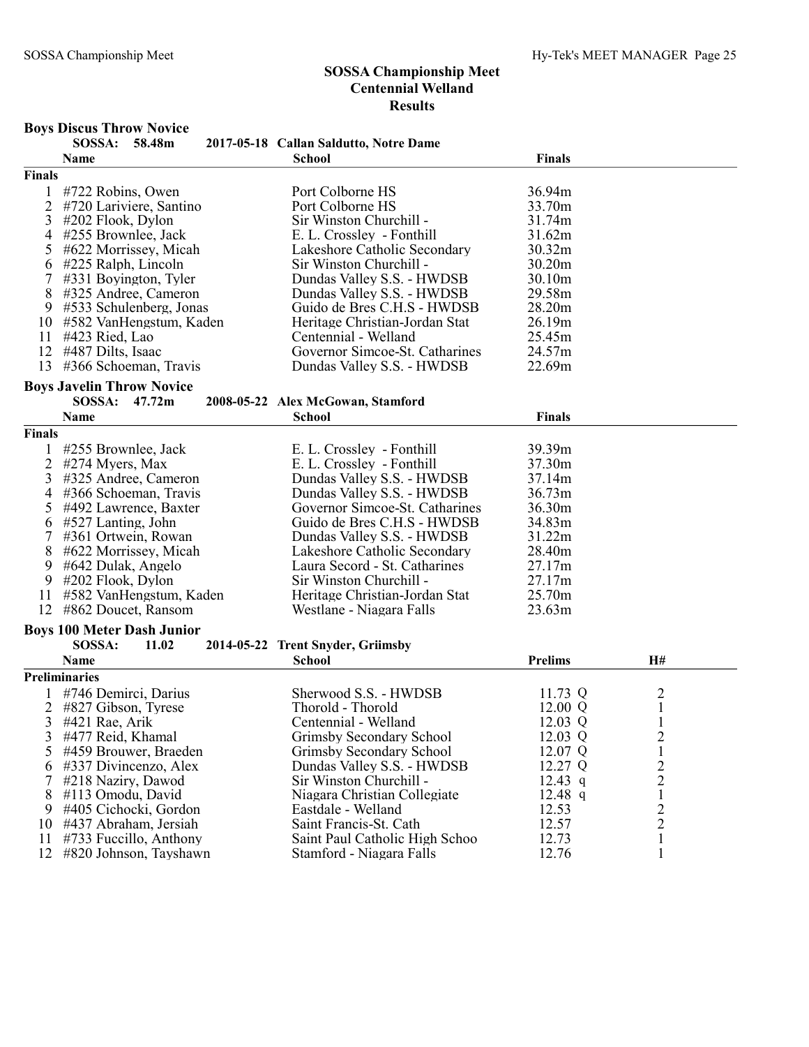# SOSSA Championship Meet
## Centennial Welland
### Results

### Boys Discus Throw Novice

SOSSA: 58.48m 2017-05-18 Callan Saldutto, Notre Dame

| | Name | School | Finals |
|---|---|---|---|
| **Finals** | | | |
| 1 | #722 Robins, Owen | Port Colborne HS | 36.94m |
| 2 | #720 Lariviere, Santino | Port Colborne HS | 33.70m |
| 3 | #202 Flook, Dylon | Sir Winston Churchill - | 31.74m |
| 4 | #255 Brownlee, Jack | E. L. Crossley - Fonthill | 31.62m |
| 5 | #622 Morrissey, Micah | Lakeshore Catholic Secondary | 30.32m |
| 6 | #225 Ralph, Lincoln | Sir Winston Churchill - | 30.20m |
| 7 | #331 Boyington, Tyler | Dundas Valley S.S. - HWDSB | 30.10m |
| 8 | #325 Andree, Cameron | Dundas Valley S.S. - HWDSB | 29.58m |
| 9 | #533 Schulenberg, Jonas | Guido de Bres C.H.S - HWDSB | 28.20m |
| 10 | #582 VanHengstum, Kaden | Heritage Christian-Jordan Stat | 26.19m |
| 11 | #423 Ried, Lao | Centennial - Welland | 25.45m |
| 12 | #487 Dilts, Isaac | Governor Simcoe-St. Catharines | 24.57m |
| 13 | #366 Schoeman, Travis | Dundas Valley S.S. - HWDSB | 22.69m |

### Boys Javelin Throw Novice

SOSSA: 47.72m 2008-05-22 Alex McGowan, Stamford

| | Name | School | Finals |
|---|---|---|---|
| **Finals** | | | |
| 1 | #255 Brownlee, Jack | E. L. Crossley - Fonthill | 39.39m |
| 2 | #274 Myers, Max | E. L. Crossley - Fonthill | 37.30m |
| 3 | #325 Andree, Cameron | Dundas Valley S.S. - HWDSB | 37.14m |
| 4 | #366 Schoeman, Travis | Dundas Valley S.S. - HWDSB | 36.73m |
| 5 | #492 Lawrence, Baxter | Governor Simcoe-St. Catharines | 36.30m |
| 6 | #527 Lanting, John | Guido de Bres C.H.S - HWDSB | 34.83m |
| 7 | #361 Ortwein, Rowan | Dundas Valley S.S. - HWDSB | 31.22m |
| 8 | #622 Morrissey, Micah | Lakeshore Catholic Secondary | 28.40m |
| 9 | #642 Dulak, Angelo | Laura Secord - St. Catharines | 27.17m |
| 9 | #202 Flook, Dylon | Sir Winston Churchill - | 27.17m |
| 11 | #582 VanHengstum, Kaden | Heritage Christian-Jordan Stat | 25.70m |
| 12 | #862 Doucet, Ransom | Westlane - Niagara Falls | 23.63m |

### Boys 100 Meter Dash Junior

SOSSA: 11.02 2014-05-22 Trent Snyder, Griimsby

| | Name | School | Prelims | H# |
|---|---|---|---|---|
| **Preliminaries** | | | | |
| 1 | #746 Demirci, Darius | Sherwood S.S. - HWDSB | 11.73 Q | 2 |
| 2 | #827 Gibson, Tyrese | Thorold - Thorold | 12.00 Q | 1 |
| 3 | #421 Rae, Arik | Centennial - Welland | 12.03 Q | 1 |
| 3 | #477 Reid, Khamal | Grimsby Secondary School | 12.03 Q | 2 |
| 5 | #459 Brouwer, Braeden | Grimsby Secondary School | 12.07 Q | 1 |
| 6 | #337 Divincenzo, Alex | Dundas Valley S.S. - HWDSB | 12.27 Q | 2 |
| 7 | #218 Naziry, Dawod | Sir Winston Churchill - | 12.43 q | 2 |
| 8 | #113 Omodu, David | Niagara Christian Collegiate | 12.48 q | 1 |
| 9 | #405 Cichocki, Gordon | Eastdale - Welland | 12.53 | 2 |
| 10 | #437 Abraham, Jersiah | Saint Francis-St. Cath | 12.57 | 2 |
| 11 | #733 Fuccillo, Anthony | Saint Paul Catholic High Schoo | 12.73 | 1 |
| 12 | #820 Johnson, Tayshawn | Stamford - Niagara Falls | 12.76 | 1 |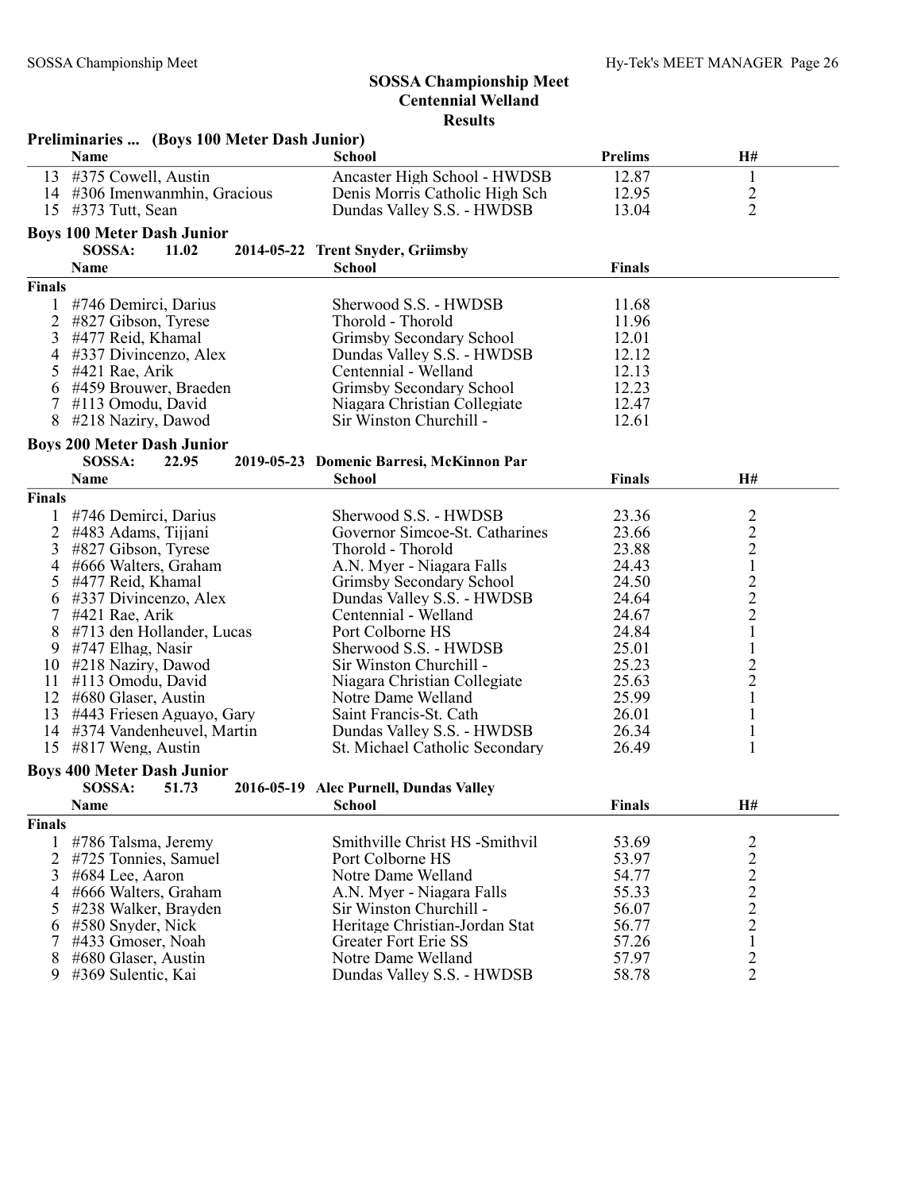# SOSSA Championship Meet
## Centennial Welland
## Results

### Preliminaries ... (Boys 100 Meter Dash Junior)

| | Name | School | Prelims | H# |
|---|---|---|---|---|
| 13 | #375 Cowell, Austin | Ancaster High School - HWDSB | 12.87 | 1 |
| 14 | #306 Imenwanmhin, Gracious | Denis Morris Catholic High Sch | 12.95 | 2 |
| 15 | #373 Tutt, Sean | Dundas Valley S.S. - HWDSB | 13.04 | 2 |

### Boys 100 Meter Dash Junior

SOSSA: 11.02 2014-05-22 Trent Snyder, Griimsby

| | Name | School | Finals |
|---|---|---|---|
| **Finals** | | | |
| 1 | #746 Demirci, Darius | Sherwood S.S. - HWDSB | 11.68 |
| 2 | #827 Gibson, Tyrese | Thorold - Thorold | 11.96 |
| 3 | #477 Reid, Khamal | Grimsby Secondary School | 12.01 |
| 4 | #337 Divincenzo, Alex | Dundas Valley S.S. - HWDSB | 12.12 |
| 5 | #421 Rae, Arik | Centennial - Welland | 12.13 |
| 6 | #459 Brouwer, Braeden | Grimsby Secondary School | 12.23 |
| 7 | #113 Omodu, David | Niagara Christian Collegiate | 12.47 |
| 8 | #218 Naziry, Dawod | Sir Winston Churchill - | 12.61 |

### Boys 200 Meter Dash Junior

SOSSA: 22.95 2019-05-23 Domenic Barresi, McKinnon Par

| | Name | School | Finals | H# |
|---|---|---|---|---|
| **Finals** | | | | |
| 1 | #746 Demirci, Darius | Sherwood S.S. - HWDSB | 23.36 | 2 |
| 2 | #483 Adams, Tijjani | Governor Simcoe-St. Catharines | 23.66 | 2 |
| 3 | #827 Gibson, Tyrese | Thorold - Thorold | 23.88 | 2 |
| 4 | #666 Walters, Graham | A.N. Myer - Niagara Falls | 24.43 | 1 |
| 5 | #477 Reid, Khamal | Grimsby Secondary School | 24.50 | 2 |
| 6 | #337 Divincenzo, Alex | Dundas Valley S.S. - HWDSB | 24.64 | 2 |
| 7 | #421 Rae, Arik | Centennial - Welland | 24.67 | 2 |
| 8 | #713 den Hollander, Lucas | Port Colborne HS | 24.84 | 1 |
| 9 | #747 Elhag, Nasir | Sherwood S.S. - HWDSB | 25.01 | 1 |
| 10 | #218 Naziry, Dawod | Sir Winston Churchill - | 25.23 | 2 |
| 11 | #113 Omodu, David | Niagara Christian Collegiate | 25.63 | 2 |
| 12 | #680 Glaser, Austin | Notre Dame Welland | 25.99 | 1 |
| 13 | #443 Friesen Aguayo, Gary | Saint Francis-St. Cath | 26.01 | 1 |
| 14 | #374 Vandenheuvel, Martin | Dundas Valley S.S. - HWDSB | 26.34 | 1 |
| 15 | #817 Weng, Austin | St. Michael Catholic Secondary | 26.49 | 1 |

### Boys 400 Meter Dash Junior

SOSSA: 51.73 2016-05-19 Alec Purnell, Dundas Valley

| | Name | School | Finals | H# |
|---|---|---|---|---|
| **Finals** | | | | |
| 1 | #786 Talsma, Jeremy | Smithville Christ HS -Smithvil | 53.69 | 2 |
| 2 | #725 Tonnies, Samuel | Port Colborne HS | 53.97 | 2 |
| 3 | #684 Lee, Aaron | Notre Dame Welland | 54.77 | 2 |
| 4 | #666 Walters, Graham | A.N. Myer - Niagara Falls | 55.33 | 2 |
| 5 | #238 Walker, Brayden | Sir Winston Churchill - | 56.07 | 2 |
| 6 | #580 Snyder, Nick | Heritage Christian-Jordan Stat | 56.77 | 2 |
| 7 | #433 Gmoser, Noah | Greater Fort Erie SS | 57.26 | 1 |
| 8 | #680 Glaser, Austin | Notre Dame Welland | 57.97 | 2 |
| 9 | #369 Sulentic, Kai | Dundas Valley S.S. - HWDSB | 58.78 | 2 |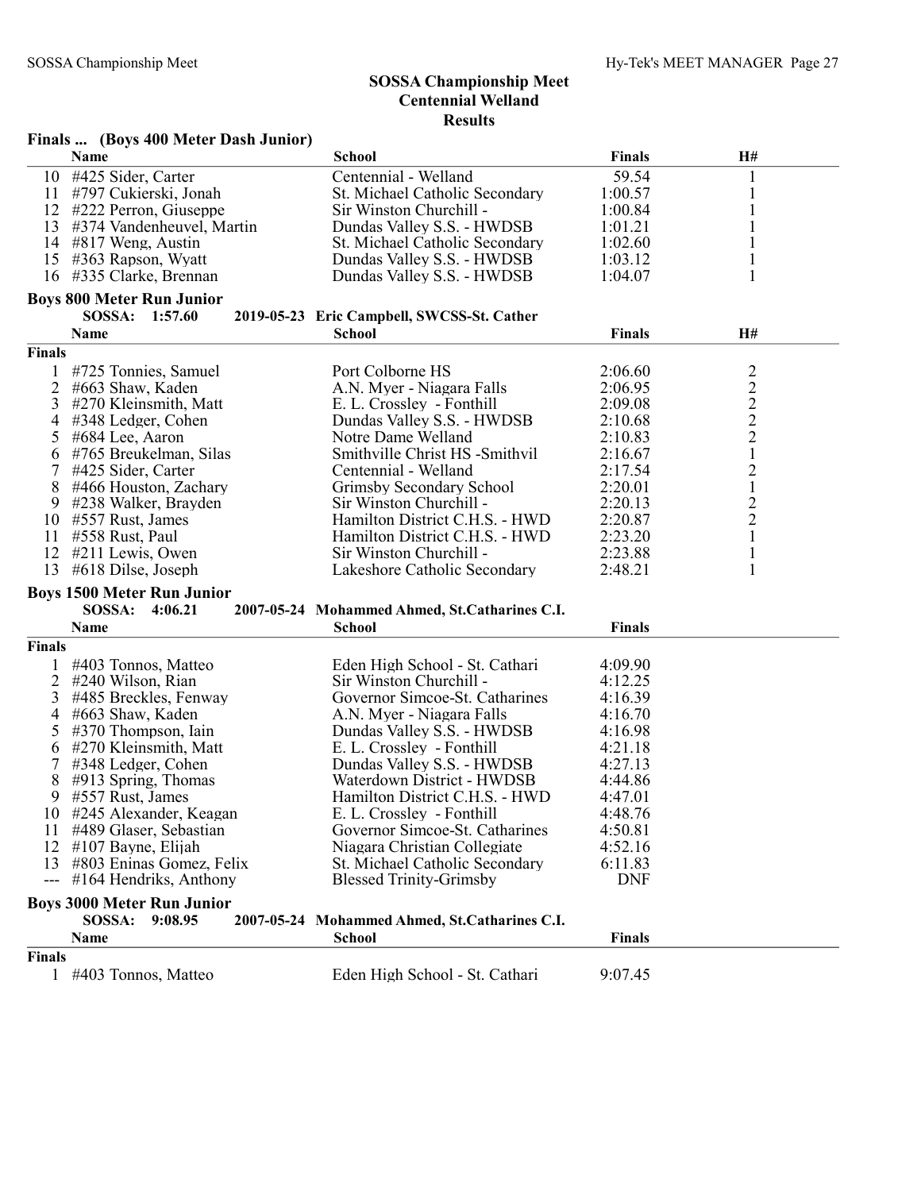# SOSSA Championship Meet
## Centennial Welland
## Results

### Finals ... (Boys 400 Meter Dash Junior)

| | Name | School | Finals | H# |
|---|---|---|---|---|
| 10 | #425 Sider, Carter | Centennial - Welland | 59.54 | 1 |
| 11 | #797 Cukierski, Jonah | St. Michael Catholic Secondary | 1:00.57 | 1 |
| 12 | #222 Perron, Giuseppe | Sir Winston Churchill - | 1:00.84 | 1 |
| 13 | #374 Vandenheuvel, Martin | Dundas Valley S.S. - HWDSB | 1:01.21 | 1 |
| 14 | #817 Weng, Austin | St. Michael Catholic Secondary | 1:02.60 | 1 |
| 15 | #363 Rapson, Wyatt | Dundas Valley S.S. - HWDSB | 1:03.12 | 1 |
| 16 | #335 Clarke, Brennan | Dundas Valley S.S. - HWDSB | 1:04.07 | 1 |

### Boys 800 Meter Run Junior

**SOSSA: 1:57.60 2019-05-23 Eric Campbell, SWCSS-St. Cather**

| | Name | School | Finals | H# |
|---|---|---|---|---|
| **Finals** | | | | |
| 1 | #725 Tonnies, Samuel | Port Colborne HS | 2:06.60 | 2 |
| 2 | #663 Shaw, Kaden | A.N. Myer - Niagara Falls | 2:06.95 | 2 |
| 3 | #270 Kleinsmith, Matt | E. L. Crossley - Fonthill | 2:09.08 | 2 |
| 4 | #348 Ledger, Cohen | Dundas Valley S.S. - HWDSB | 2:10.68 | 2 |
| 5 | #684 Lee, Aaron | Notre Dame Welland | 2:10.83 | 2 |
| 6 | #765 Breukelman, Silas | Smithville Christ HS -Smithvil | 2:16.67 | 1 |
| 7 | #425 Sider, Carter | Centennial - Welland | 2:17.54 | 2 |
| 8 | #466 Houston, Zachary | Grimsby Secondary School | 2:20.01 | 1 |
| 9 | #238 Walker, Brayden | Sir Winston Churchill - | 2:20.13 | 2 |
| 10 | #557 Rust, James | Hamilton District C.H.S. - HWD | 2:20.87 | 2 |
| 11 | #558 Rust, Paul | Hamilton District C.H.S. - HWD | 2:23.20 | 1 |
| 12 | #211 Lewis, Owen | Sir Winston Churchill - | 2:23.88 | 1 |
| 13 | #618 Dilse, Joseph | Lakeshore Catholic Secondary | 2:48.21 | 1 |

### Boys 1500 Meter Run Junior

**SOSSA: 4:06.21 2007-05-24 Mohammed Ahmed, St.Catharines C.I.**

| | Name | School | Finals |
|---|---|---|---|
| **Finals** | | | |
| 1 | #403 Tonnos, Matteo | Eden High School - St. Cathari | 4:09.90 |
| 2 | #240 Wilson, Rian | Sir Winston Churchill - | 4:12.25 |
| 3 | #485 Breckles, Fenway | Governor Simcoe-St. Catharines | 4:16.39 |
| 4 | #663 Shaw, Kaden | A.N. Myer - Niagara Falls | 4:16.70 |
| 5 | #370 Thompson, Iain | Dundas Valley S.S. - HWDSB | 4:16.98 |
| 6 | #270 Kleinsmith, Matt | E. L. Crossley - Fonthill | 4:21.18 |
| 7 | #348 Ledger, Cohen | Dundas Valley S.S. - HWDSB | 4:27.13 |
| 8 | #913 Spring, Thomas | Waterdown District - HWDSB | 4:44.86 |
| 9 | #557 Rust, James | Hamilton District C.H.S. - HWD | 4:47.01 |
| 10 | #245 Alexander, Keagan | E. L. Crossley - Fonthill | 4:48.76 |
| 11 | #489 Glaser, Sebastian | Governor Simcoe-St. Catharines | 4:50.81 |
| 12 | #107 Bayne, Elijah | Niagara Christian Collegiate | 4:52.16 |
| 13 | #803 Eninas Gomez, Felix | St. Michael Catholic Secondary | 6:11.83 |
| --- | #164 Hendriks, Anthony | Blessed Trinity-Grimsby | DNF |

### Boys 3000 Meter Run Junior

**SOSSA: 9:08.95 2007-05-24 Mohammed Ahmed, St.Catharines C.I.**

| | Name | School | Finals |
|---|---|---|---|
| **Finals** | | | |
| 1 | #403 Tonnos, Matteo | Eden High School - St. Cathari | 9:07.45 |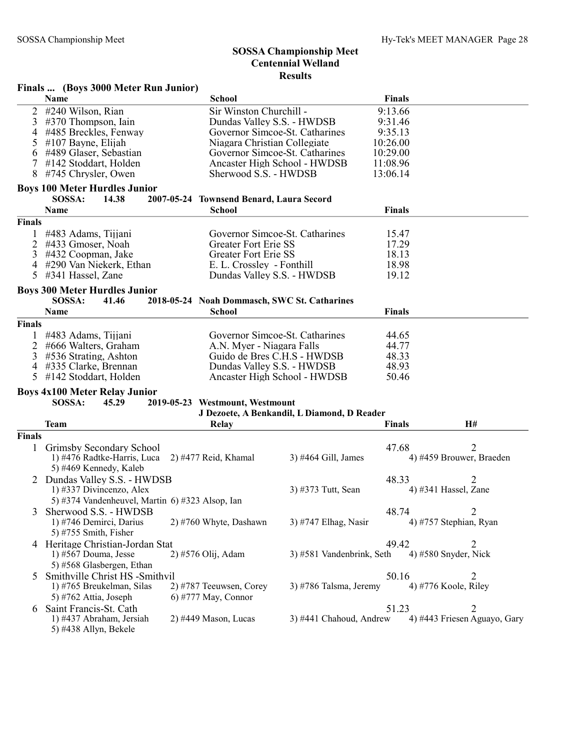## SOSSA Championship Meet
## Centennial Welland
## Results

### Finals ... (Boys 3000 Meter Run Junior)

| | Name | School | Finals |
|---|---|---|---|
| 2 | #240 Wilson, Rian | Sir Winston Churchill - | 9:13.66 |
| 3 | #370 Thompson, Iain | Dundas Valley S.S. - HWDSB | 9:31.46 |
| 4 | #485 Breckles, Fenway | Governor Simcoe-St. Catharines | 9:35.13 |
| 5 | #107 Bayne, Elijah | Niagara Christian Collegiate | 10:26.00 |
| 6 | #489 Glaser, Sebastian | Governor Simcoe-St. Catharines | 10:29.00 |
| 7 | #142 Stoddart, Holden | Ancaster High School - HWDSB | 11:08.96 |
| 8 | #745 Chrysler, Owen | Sherwood S.S. - HWDSB | 13:06.14 |

### Boys 100 Meter Hurdles Junior

**SOSSA: 14.38 2007-05-24 Townsend Benard, Laura Secord**

| | Name | School | Finals |
|---|---|---|---|
| **Finals** | | | |
| 1 | #483 Adams, Tijjani | Governor Simcoe-St. Catharines | 15.47 |
| 2 | #433 Gmoser, Noah | Greater Fort Erie SS | 17.29 |
| 3 | #432 Coopman, Jake | Greater Fort Erie SS | 18.13 |
| 4 | #290 Van Niekerk, Ethan | E. L. Crossley - Fonthill | 18.98 |
| 5 | #341 Hassel, Zane | Dundas Valley S.S. - HWDSB | 19.12 |

### Boys 300 Meter Hurdles Junior

**SOSSA: 41.46 2018-05-24 Noah Dommasch, SWC St. Catharines**

| | Name | School | Finals |
|---|---|---|---|
| **Finals** | | | |
| 1 | #483 Adams, Tijjani | Governor Simcoe-St. Catharines | 44.65 |
| 2 | #666 Walters, Graham | A.N. Myer - Niagara Falls | 44.77 |
| 3 | #536 Strating, Ashton | Guido de Bres C.H.S - HWDSB | 48.33 |
| 4 | #335 Clarke, Brennan | Dundas Valley S.S. - HWDSB | 48.93 |
| 5 | #142 Stoddart, Holden | Ancaster High School - HWDSB | 50.46 |

### Boys 4x100 Meter Relay Junior

**SOSSA: 45.29 2019-05-23 Westmount, Westmount**
**J Dezoete, A Benkandil, L Diamond, D Reader**

| | Team | Relay | Finals | H# |
|---|---|---|---|---|
| **Finals** | | | | |
| 1 | Grimsby Secondary School | | 47.68 | 2 |
| | 1) #476 Radtke-Harris, Luca | 2) #477 Reid, Khamal | 3) #464 Gill, James | 4) #459 Brouwer, Braeden |
| | 5) #469 Kennedy, Kaleb | | | |
| 2 | Dundas Valley S.S. - HWDSB | | 48.33 | 2 |
| | 1) #337 Divincenzo, Alex | | 3) #373 Tutt, Sean | 4) #341 Hassel, Zane |
| | 5) #374 Vandenheuvel, Martin | 6) #323 Alsop, Ian | | |
| 3 | Sherwood S.S. - HWDSB | | 48.74 | 2 |
| | 1) #746 Demirci, Darius | 2) #760 Whyte, Dashawn | 3) #747 Elhag, Nasir | 4) #757 Stephian, Ryan |
| | 5) #755 Smith, Fisher | | | |
| 4 | Heritage Christian-Jordan Stat | | 49.42 | 2 |
| | 1) #567 Douma, Jesse | 2) #576 Olij, Adam | 3) #581 Vandenbrink, Seth | 4) #580 Snyder, Nick |
| | 5) #568 Glasbergen, Ethan | | | |
| 5 | Smithville Christ HS -Smithvil | | 50.16 | 2 |
| | 1) #765 Breukelman, Silas | 2) #787 Teeuwsen, Corey | 3) #786 Talsma, Jeremy | 4) #776 Koole, Riley |
| | 5) #762 Attia, Joseph | 6) #777 May, Connor | | |
| 6 | Saint Francis-St. Cath | | 51.23 | 2 |
| | 1) #437 Abraham, Jersiah | 2) #449 Mason, Lucas | 3) #441 Chahoud, Andrew | 4) #443 Friesen Aguayo, Gary |
| | 5) #438 Allyn, Bekele | | | |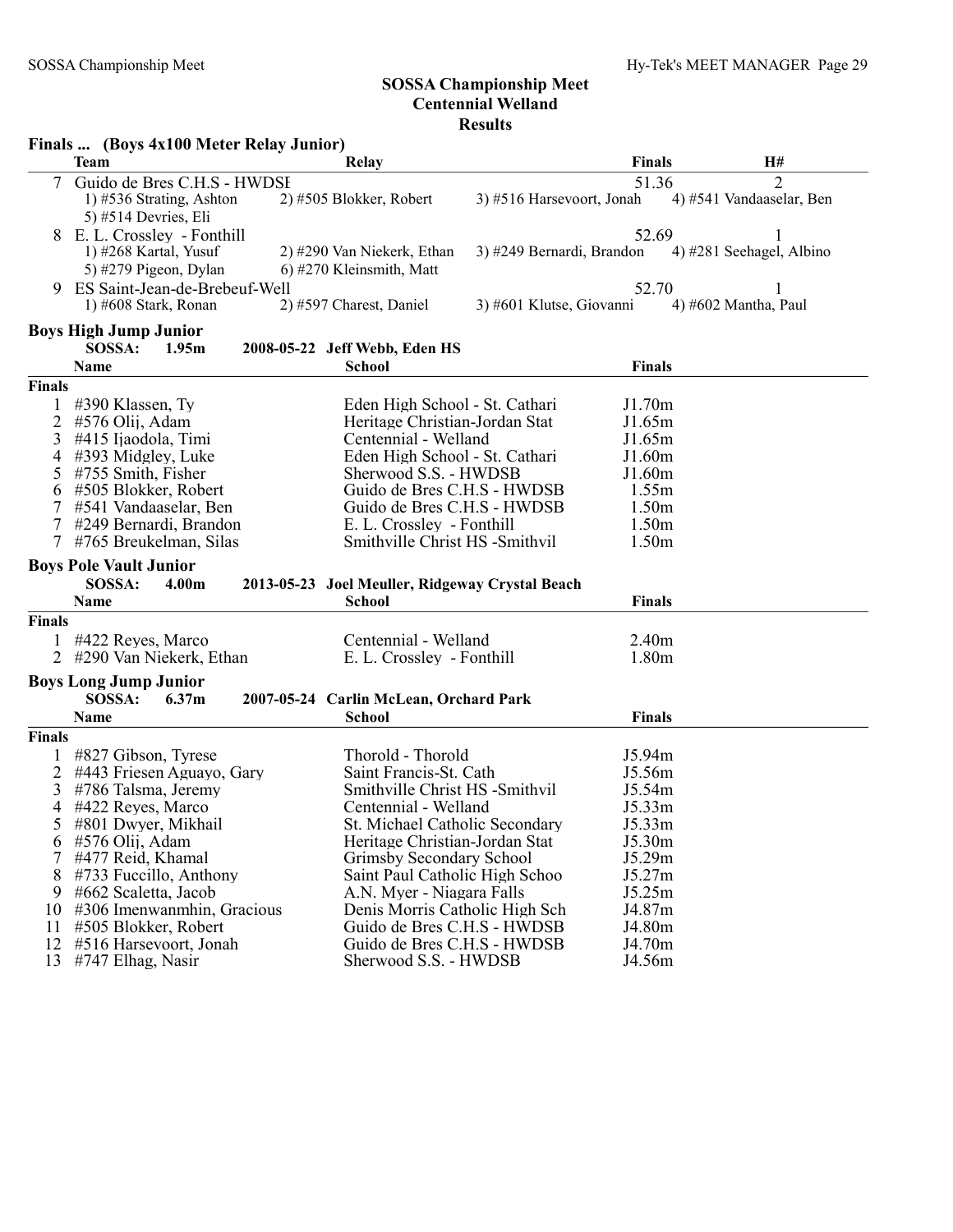# SOSSA Championship Meet
## Centennial Welland
### Results

**Finals ... (Boys 4x100 Meter Relay Junior)**

| | Team | Relay | | Finals | H# |
|---|---|---|---|---|---|
| 7 | Guido de Bres C.H.S - HWDSE | | | 51.36 | 2 |
| | 1) #536 Strating, Ashton | 2) #505 Blokker, Robert | 3) #516 Harsevoort, Jonah | 4) #541 Vandaaselar, Ben | |
| | 5) #514 Devries, Eli | | | | |
| 8 | E. L. Crossley - Fonthill | | | 52.69 | 1 |
| | 1) #268 Kartal, Yusuf | 2) #290 Van Niekerk, Ethan | 3) #249 Bernardi, Brandon | 4) #281 Seehagel, Albino | |
| | 5) #279 Pigeon, Dylan | 6) #270 Kleinsmith, Matt | | | |
| 9 | ES Saint-Jean-de-Brebeuf-Well | | | 52.70 | 1 |
| | 1) #608 Stark, Ronan | 2) #597 Charest, Daniel | 3) #601 Klutse, Giovanni | 4) #602 Mantha, Paul | |

**Boys High Jump Junior**

SOSSA: 1.95m 2008-05-22 Jeff Webb, Eden HS

| | Name | School | Finals |
|---|---|---|---|
| **Finals** | | | |
| 1 | #390 Klassen, Ty | Eden High School - St. Cathari | J1.70m |
| 2 | #576 Olij, Adam | Heritage Christian-Jordan Stat | J1.65m |
| 3 | #415 Ijaodola, Timi | Centennial - Welland | J1.65m |
| 4 | #393 Midgley, Luke | Eden High School - St. Cathari | J1.60m |
| 5 | #755 Smith, Fisher | Sherwood S.S. - HWDSB | J1.60m |
| 6 | #505 Blokker, Robert | Guido de Bres C.H.S - HWDSB | 1.55m |
| 7 | #541 Vandaaselar, Ben | Guido de Bres C.H.S - HWDSB | 1.50m |
| 7 | #249 Bernardi, Brandon | E. L. Crossley - Fonthill | 1.50m |
| 7 | #765 Breukelman, Silas | Smithville Christ HS -Smithvil | 1.50m |

**Boys Pole Vault Junior**

SOSSA: 4.00m 2013-05-23 Joel Meuller, Ridgeway Crystal Beach

| | Name | School | Finals |
|---|---|---|---|
| **Finals** | | | |
| 1 | #422 Reyes, Marco | Centennial - Welland | 2.40m |
| 2 | #290 Van Niekerk, Ethan | E. L. Crossley - Fonthill | 1.80m |

**Boys Long Jump Junior**

SOSSA: 6.37m 2007-05-24 Carlin McLean, Orchard Park

| | Name | School | Finals |
|---|---|---|---|
| **Finals** | | | |
| 1 | #827 Gibson, Tyrese | Thorold - Thorold | J5.94m |
| 2 | #443 Friesen Aguayo, Gary | Saint Francis-St. Cath | J5.56m |
| 3 | #786 Talsma, Jeremy | Smithville Christ HS -Smithvil | J5.54m |
| 4 | #422 Reyes, Marco | Centennial - Welland | J5.33m |
| 5 | #801 Dwyer, Mikhail | St. Michael Catholic Secondary | J5.33m |
| 6 | #576 Olij, Adam | Heritage Christian-Jordan Stat | J5.30m |
| 7 | #477 Reid, Khamal | Grimsby Secondary School | J5.29m |
| 8 | #733 Fuccillo, Anthony | Saint Paul Catholic High Schoo | J5.27m |
| 9 | #662 Scaletta, Jacob | A.N. Myer - Niagara Falls | J5.25m |
| 10 | #306 Imenwanmhin, Gracious | Denis Morris Catholic High Sch | J4.87m |
| 11 | #505 Blokker, Robert | Guido de Bres C.H.S - HWDSB | J4.80m |
| 12 | #516 Harsevoort, Jonah | Guido de Bres C.H.S - HWDSB | J4.70m |
| 13 | #747 Elhag, Nasir | Sherwood S.S. - HWDSB | J4.56m |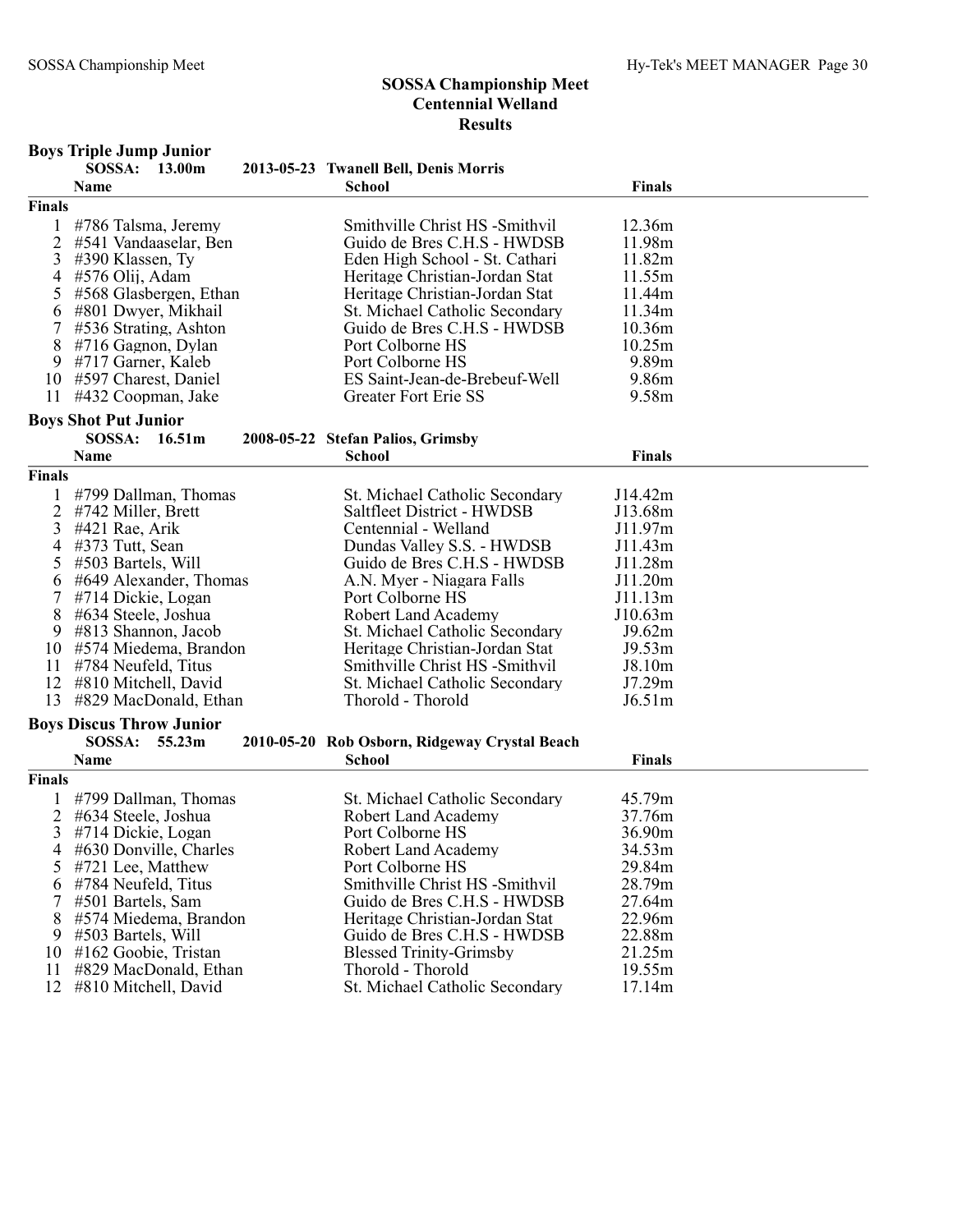# SOSSA Championship Meet
## Centennial Welland
### Results

**Boys Triple Jump Junior**

SOSSA: 13.00m 2013-05-23 Twanell Bell, Denis Morris

| | Name | School | Finals |
|---|---|---|---|
| **Finals** | | | |
| 1 | #786 Talsma, Jeremy | Smithville Christ HS -Smithvil | 12.36m |
| 2 | #541 Vandaaselar, Ben | Guido de Bres C.H.S - HWDSB | 11.98m |
| 3 | #390 Klassen, Ty | Eden High School - St. Cathari | 11.82m |
| 4 | #576 Olij, Adam | Heritage Christian-Jordan Stat | 11.55m |
| 5 | #568 Glasbergen, Ethan | Heritage Christian-Jordan Stat | 11.44m |
| 6 | #801 Dwyer, Mikhail | St. Michael Catholic Secondary | 11.34m |
| 7 | #536 Strating, Ashton | Guido de Bres C.H.S - HWDSB | 10.36m |
| 8 | #716 Gagnon, Dylan | Port Colborne HS | 10.25m |
| 9 | #717 Garner, Kaleb | Port Colborne HS | 9.89m |
| 10 | #597 Charest, Daniel | ES Saint-Jean-de-Brebeuf-Well | 9.86m |
| 11 | #432 Coopman, Jake | Greater Fort Erie SS | 9.58m |

**Boys Shot Put Junior**

SOSSA: 16.51m 2008-05-22 Stefan Palios, Grimsby

| | Name | School | Finals |
|---|---|---|---|
| **Finals** | | | |
| 1 | #799 Dallman, Thomas | St. Michael Catholic Secondary | J14.42m |
| 2 | #742 Miller, Brett | Saltfleet District - HWDSB | J13.68m |
| 3 | #421 Rae, Arik | Centennial - Welland | J11.97m |
| 4 | #373 Tutt, Sean | Dundas Valley S.S. - HWDSB | J11.43m |
| 5 | #503 Bartels, Will | Guido de Bres C.H.S - HWDSB | J11.28m |
| 6 | #649 Alexander, Thomas | A.N. Myer - Niagara Falls | J11.20m |
| 7 | #714 Dickie, Logan | Port Colborne HS | J11.13m |
| 8 | #634 Steele, Joshua | Robert Land Academy | J10.63m |
| 9 | #813 Shannon, Jacob | St. Michael Catholic Secondary | J9.62m |
| 10 | #574 Miedema, Brandon | Heritage Christian-Jordan Stat | J9.53m |
| 11 | #784 Neufeld, Titus | Smithville Christ HS -Smithvil | J8.10m |
| 12 | #810 Mitchell, David | St. Michael Catholic Secondary | J7.29m |
| 13 | #829 MacDonald, Ethan | Thorold - Thorold | J6.51m |

**Boys Discus Throw Junior**

SOSSA: 55.23m 2010-05-20 Rob Osborn, Ridgeway Crystal Beach

| | Name | School | Finals |
|---|---|---|---|
| **Finals** | | | |
| 1 | #799 Dallman, Thomas | St. Michael Catholic Secondary | 45.79m |
| 2 | #634 Steele, Joshua | Robert Land Academy | 37.76m |
| 3 | #714 Dickie, Logan | Port Colborne HS | 36.90m |
| 4 | #630 Donville, Charles | Robert Land Academy | 34.53m |
| 5 | #721 Lee, Matthew | Port Colborne HS | 29.84m |
| 6 | #784 Neufeld, Titus | Smithville Christ HS -Smithvil | 28.79m |
| 7 | #501 Bartels, Sam | Guido de Bres C.H.S - HWDSB | 27.64m |
| 8 | #574 Miedema, Brandon | Heritage Christian-Jordan Stat | 22.96m |
| 9 | #503 Bartels, Will | Guido de Bres C.H.S - HWDSB | 22.88m |
| 10 | #162 Goobie, Tristan | Blessed Trinity-Grimsby | 21.25m |
| 11 | #829 MacDonald, Ethan | Thorold - Thorold | 19.55m |
| 12 | #810 Mitchell, David | St. Michael Catholic Secondary | 17.14m |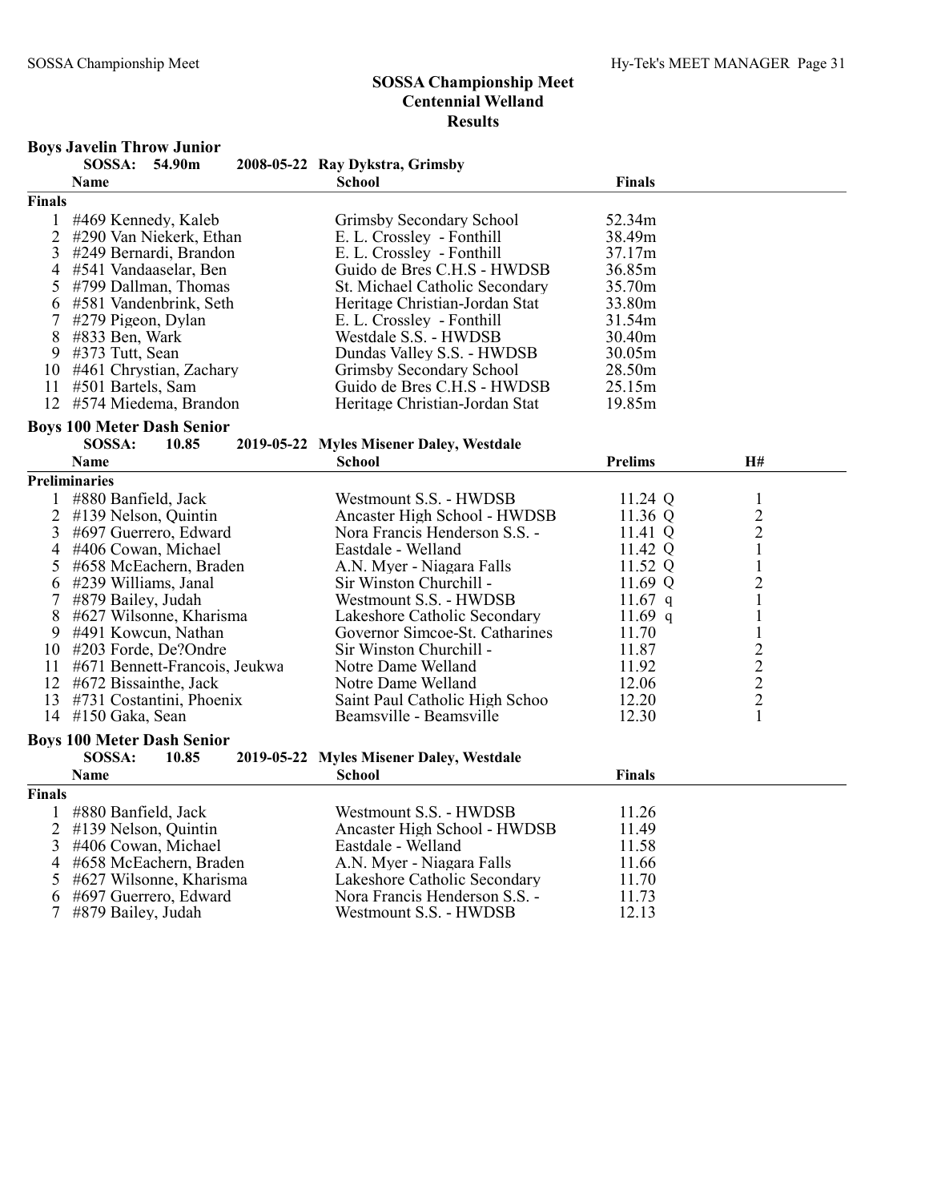# SOSSA Championship Meet
## Centennial Welland
## Results

### Boys Javelin Throw Junior

SOSSA: 54.90m 2008-05-22 Ray Dykstra, Grimsby

| | Name | School | Finals |
|---|---|---|---|
| **Finals** | | | |
| 1 | #469 Kennedy, Kaleb | Grimsby Secondary School | 52.34m |
| 2 | #290 Van Niekerk, Ethan | E. L. Crossley - Fonthill | 38.49m |
| 3 | #249 Bernardi, Brandon | E. L. Crossley - Fonthill | 37.17m |
| 4 | #541 Vandaaselar, Ben | Guido de Bres C.H.S - HWDSB | 36.85m |
| 5 | #799 Dallman, Thomas | St. Michael Catholic Secondary | 35.70m |
| 6 | #581 Vandenbrink, Seth | Heritage Christian-Jordan Stat | 33.80m |
| 7 | #279 Pigeon, Dylan | E. L. Crossley - Fonthill | 31.54m |
| 8 | #833 Ben, Wark | Westdale S.S. - HWDSB | 30.40m |
| 9 | #373 Tutt, Sean | Dundas Valley S.S. - HWDSB | 30.05m |
| 10 | #461 Chrystian, Zachary | Grimsby Secondary School | 28.50m |
| 11 | #501 Bartels, Sam | Guido de Bres C.H.S - HWDSB | 25.15m |
| 12 | #574 Miedema, Brandon | Heritage Christian-Jordan Stat | 19.85m |

### Boys 100 Meter Dash Senior

SOSSA: 10.85 2019-05-22 Myles Misener Daley, Westdale

| | Name | School | Prelims | H# |
|---|---|---|---|---|
| **Preliminaries** | | | | |
| 1 | #880 Banfield, Jack | Westmount S.S. - HWDSB | 11.24 Q | 1 |
| 2 | #139 Nelson, Quintin | Ancaster High School - HWDSB | 11.36 Q | 2 |
| 3 | #697 Guerrero, Edward | Nora Francis Henderson S.S. - | 11.41 Q | 2 |
| 4 | #406 Cowan, Michael | Eastdale - Welland | 11.42 Q | 1 |
| 5 | #658 McEachern, Braden | A.N. Myer - Niagara Falls | 11.52 Q | 1 |
| 6 | #239 Williams, Janal | Sir Winston Churchill - | 11.69 Q | 2 |
| 7 | #879 Bailey, Judah | Westmount S.S. - HWDSB | 11.67 q | 1 |
| 8 | #627 Wilsonne, Kharisma | Lakeshore Catholic Secondary | 11.69 q | 1 |
| 9 | #491 Kowcun, Nathan | Governor Simcoe-St. Catharines | 11.70 | 1 |
| 10 | #203 Forde, De?Ondre | Sir Winston Churchill - | 11.87 | 2 |
| 11 | #671 Bennett-Francois, Jeukwa | Notre Dame Welland | 11.92 | 2 |
| 12 | #672 Bissainthe, Jack | Notre Dame Welland | 12.06 | 2 |
| 13 | #731 Costantini, Phoenix | Saint Paul Catholic High Schoo | 12.20 | 2 |
| 14 | #150 Gaka, Sean | Beamsville - Beamsville | 12.30 | 1 |

### Boys 100 Meter Dash Senior

SOSSA: 10.85 2019-05-22 Myles Misener Daley, Westdale

| | Name | School | Finals |
|---|---|---|---|
| **Finals** | | | |
| 1 | #880 Banfield, Jack | Westmount S.S. - HWDSB | 11.26 |
| 2 | #139 Nelson, Quintin | Ancaster High School - HWDSB | 11.49 |
| 3 | #406 Cowan, Michael | Eastdale - Welland | 11.58 |
| 4 | #658 McEachern, Braden | A.N. Myer - Niagara Falls | 11.66 |
| 5 | #627 Wilsonne, Kharisma | Lakeshore Catholic Secondary | 11.70 |
| 6 | #697 Guerrero, Edward | Nora Francis Henderson S.S. - | 11.73 |
| 7 | #879 Bailey, Judah | Westmount S.S. - HWDSB | 12.13 |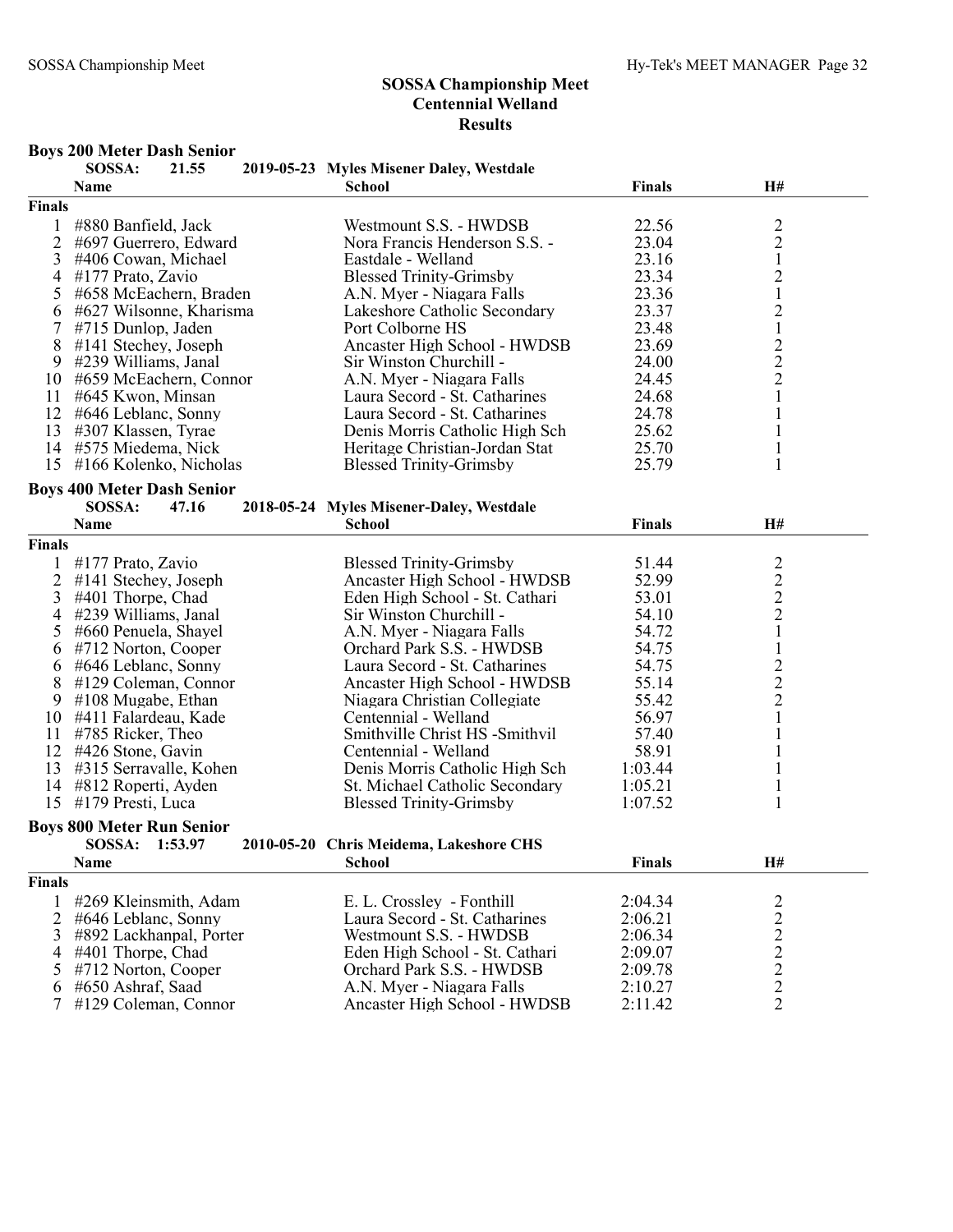# SOSSA Championship Meet
## Centennial Welland
## Results

### Boys 200 Meter Dash Senior

SOSSA: 21.55 2019-05-23 Myles Misener Daley, Westdale

| | Name | School | Finals | H# |
|---|---|---|---|---|
| **Finals** | | | | |
| 1 | #880 Banfield, Jack | Westmount S.S. - HWDSB | 22.56 | 2 |
| 2 | #697 Guerrero, Edward | Nora Francis Henderson S.S. - | 23.04 | 2 |
| 3 | #406 Cowan, Michael | Eastdale - Welland | 23.16 | 1 |
| 4 | #177 Prato, Zavio | Blessed Trinity-Grimsby | 23.34 | 2 |
| 5 | #658 McEachern, Braden | A.N. Myer - Niagara Falls | 23.36 | 1 |
| 6 | #627 Wilsonne, Kharisma | Lakeshore Catholic Secondary | 23.37 | 2 |
| 7 | #715 Dunlop, Jaden | Port Colborne HS | 23.48 | 1 |
| 8 | #141 Stechey, Joseph | Ancaster High School - HWDSB | 23.69 | 2 |
| 9 | #239 Williams, Janal | Sir Winston Churchill - | 24.00 | 2 |
| 10 | #659 McEachern, Connor | A.N. Myer - Niagara Falls | 24.45 | 2 |
| 11 | #645 Kwon, Minsan | Laura Secord - St. Catharines | 24.68 | 1 |
| 12 | #646 Leblanc, Sonny | Laura Secord - St. Catharines | 24.78 | 1 |
| 13 | #307 Klassen, Tyrae | Denis Morris Catholic High Sch | 25.62 | 1 |
| 14 | #575 Miedema, Nick | Heritage Christian-Jordan Stat | 25.70 | 1 |
| 15 | #166 Kolenko, Nicholas | Blessed Trinity-Grimsby | 25.79 | 1 |

### Boys 400 Meter Dash Senior

SOSSA: 47.16 2018-05-24 Myles Misener-Daley, Westdale

| | Name | School | Finals | H# |
|---|---|---|---|---|
| **Finals** | | | | |
| 1 | #177 Prato, Zavio | Blessed Trinity-Grimsby | 51.44 | 2 |
| 2 | #141 Stechey, Joseph | Ancaster High School - HWDSB | 52.99 | 2 |
| 3 | #401 Thorpe, Chad | Eden High School - St. Cathari | 53.01 | 2 |
| 4 | #239 Williams, Janal | Sir Winston Churchill - | 54.10 | 2 |
| 5 | #660 Penuela, Shayel | A.N. Myer - Niagara Falls | 54.72 | 1 |
| 6 | #712 Norton, Cooper | Orchard Park S.S. - HWDSB | 54.75 | 1 |
| 6 | #646 Leblanc, Sonny | Laura Secord - St. Catharines | 54.75 | 2 |
| 8 | #129 Coleman, Connor | Ancaster High School - HWDSB | 55.14 | 2 |
| 9 | #108 Mugabe, Ethan | Niagara Christian Collegiate | 55.42 | 2 |
| 10 | #411 Falardeau, Kade | Centennial - Welland | 56.97 | 1 |
| 11 | #785 Ricker, Theo | Smithville Christ HS -Smithvil | 57.40 | 1 |
| 12 | #426 Stone, Gavin | Centennial - Welland | 58.91 | 1 |
| 13 | #315 Serravalle, Kohen | Denis Morris Catholic High Sch | 1:03.44 | 1 |
| 14 | #812 Roperti, Ayden | St. Michael Catholic Secondary | 1:05.21 | 1 |
| 15 | #179 Presti, Luca | Blessed Trinity-Grimsby | 1:07.52 | 1 |

### Boys 800 Meter Run Senior

SOSSA: 1:53.97 2010-05-20 Chris Meidema, Lakeshore CHS

| | Name | School | Finals | H# |
|---|---|---|---|---|
| **Finals** | | | | |
| 1 | #269 Kleinsmith, Adam | E. L. Crossley - Fonthill | 2:04.34 | 2 |
| 2 | #646 Leblanc, Sonny | Laura Secord - St. Catharines | 2:06.21 | 2 |
| 3 | #892 Lackhanpal, Porter | Westmount S.S. - HWDSB | 2:06.34 | 2 |
| 4 | #401 Thorpe, Chad | Eden High School - St. Cathari | 2:09.07 | 2 |
| 5 | #712 Norton, Cooper | Orchard Park S.S. - HWDSB | 2:09.78 | 2 |
| 6 | #650 Ashraf, Saad | A.N. Myer - Niagara Falls | 2:10.27 | 2 |
| 7 | #129 Coleman, Connor | Ancaster High School - HWDSB | 2:11.42 | 2 |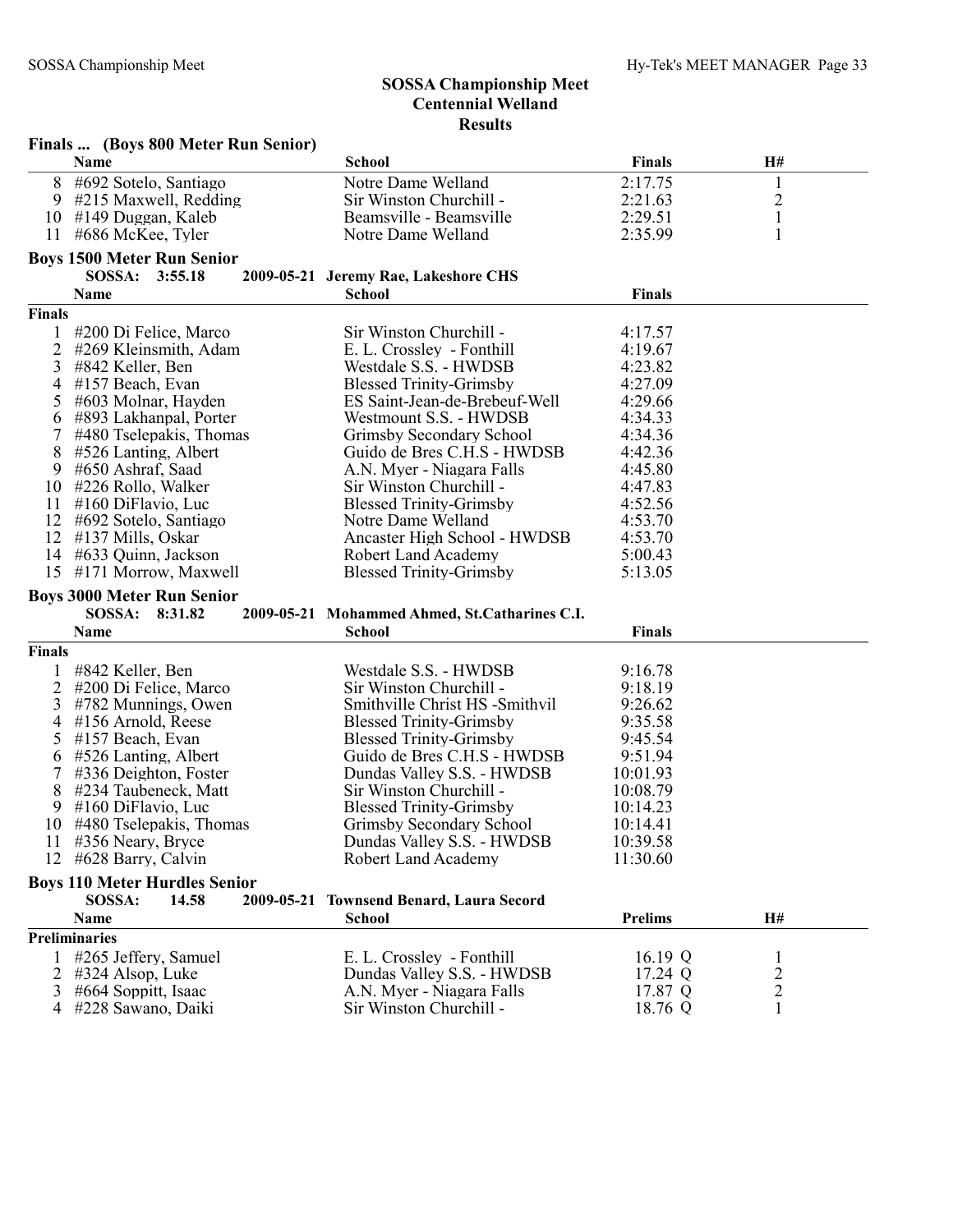## SOSSA Championship Meet
## Centennial Welland
## Results

### Finals ... (Boys 800 Meter Run Senior)

| | Name | School | Finals | H# |
|---|---|---|---|---|
| 8 | #692 Sotelo, Santiago | Notre Dame Welland | 2:17.75 | 1 |
| 9 | #215 Maxwell, Redding | Sir Winston Churchill - | 2:21.63 | 2 |
| 10 | #149 Duggan, Kaleb | Beamsville - Beamsville | 2:29.51 | 1 |
| 11 | #686 McKee, Tyler | Notre Dame Welland | 2:35.99 | 1 |

### Boys 1500 Meter Run Senior

**SOSSA: 3:55.18 2009-05-21 Jeremy Rae, Lakeshore CHS**

| | Name | School | Finals |
|---|---|---|---|
| **Finals** | | | |
| 1 | #200 Di Felice, Marco | Sir Winston Churchill - | 4:17.57 |
| 2 | #269 Kleinsmith, Adam | E. L. Crossley - Fonthill | 4:19.67 |
| 3 | #842 Keller, Ben | Westdale S.S. - HWDSB | 4:23.82 |
| 4 | #157 Beach, Evan | Blessed Trinity-Grimsby | 4:27.09 |
| 5 | #603 Molnar, Hayden | ES Saint-Jean-de-Brebeuf-Well | 4:29.66 |
| 6 | #893 Lakhanpal, Porter | Westmount S.S. - HWDSB | 4:34.33 |
| 7 | #480 Tselepakis, Thomas | Grimsby Secondary School | 4:34.36 |
| 8 | #526 Lanting, Albert | Guido de Bres C.H.S - HWDSB | 4:42.36 |
| 9 | #650 Ashraf, Saad | A.N. Myer - Niagara Falls | 4:45.80 |
| 10 | #226 Rollo, Walker | Sir Winston Churchill - | 4:47.83 |
| 11 | #160 DiFlavio, Luc | Blessed Trinity-Grimsby | 4:52.56 |
| 12 | #692 Sotelo, Santiago | Notre Dame Welland | 4:53.70 |
| 12 | #137 Mills, Oskar | Ancaster High School - HWDSB | 4:53.70 |
| 14 | #633 Quinn, Jackson | Robert Land Academy | 5:00.43 |
| 15 | #171 Morrow, Maxwell | Blessed Trinity-Grimsby | 5:13.05 |

### Boys 3000 Meter Run Senior

**SOSSA: 8:31.82 2009-05-21 Mohammed Ahmed, St.Catharines C.I.**

| | Name | School | Finals |
|---|---|---|---|
| **Finals** | | | |
| 1 | #842 Keller, Ben | Westdale S.S. - HWDSB | 9:16.78 |
| 2 | #200 Di Felice, Marco | Sir Winston Churchill - | 9:18.19 |
| 3 | #782 Munnings, Owen | Smithville Christ HS -Smithvil | 9:26.62 |
| 4 | #156 Arnold, Reese | Blessed Trinity-Grimsby | 9:35.58 |
| 5 | #157 Beach, Evan | Blessed Trinity-Grimsby | 9:45.54 |
| 6 | #526 Lanting, Albert | Guido de Bres C.H.S - HWDSB | 9:51.94 |
| 7 | #336 Deighton, Foster | Dundas Valley S.S. - HWDSB | 10:01.93 |
| 8 | #234 Taubeneck, Matt | Sir Winston Churchill - | 10:08.79 |
| 9 | #160 DiFlavio, Luc | Blessed Trinity-Grimsby | 10:14.23 |
| 10 | #480 Tselepakis, Thomas | Grimsby Secondary School | 10:14.41 |
| 11 | #356 Neary, Bryce | Dundas Valley S.S. - HWDSB | 10:39.58 |
| 12 | #628 Barry, Calvin | Robert Land Academy | 11:30.60 |

### Boys 110 Meter Hurdles Senior

**SOSSA: 14.58 2009-05-21 Townsend Benard, Laura Secord**

| | Name | School | Prelims | H# |
|---|---|---|---|---|
| **Preliminaries** | | | | |
| 1 | #265 Jeffery, Samuel | E. L. Crossley - Fonthill | 16.19 Q | 1 |
| 2 | #324 Alsop, Luke | Dundas Valley S.S. - HWDSB | 17.24 Q | 2 |
| 3 | #664 Soppitt, Isaac | A.N. Myer - Niagara Falls | 17.87 Q | 2 |
| 4 | #228 Sawano, Daiki | Sir Winston Churchill - | 18.76 Q | 1 |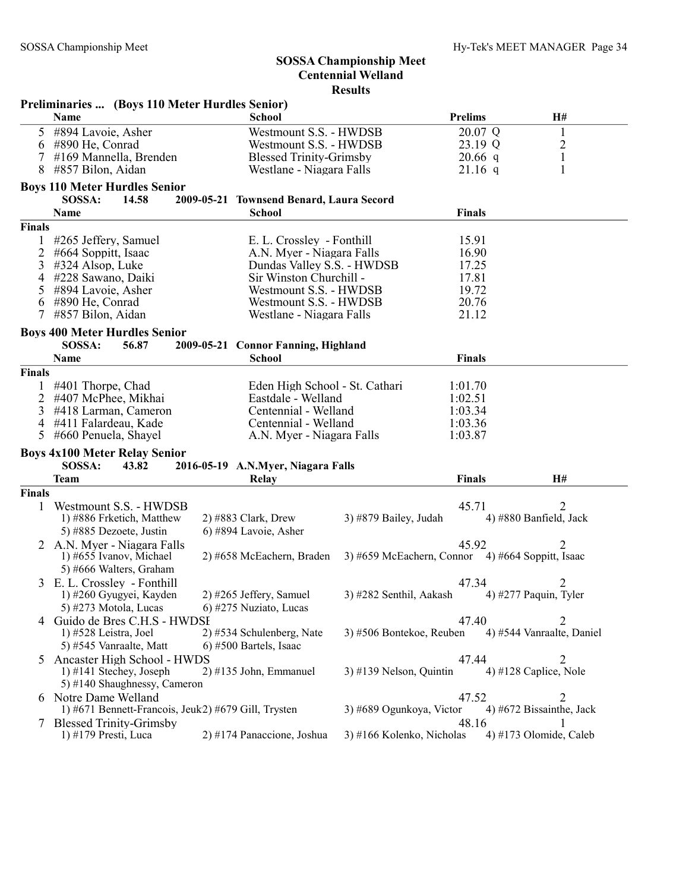## SOSSA Championship Meet
## Centennial Welland
## Results

### Preliminaries ... (Boys 110 Meter Hurdles Senior)

| | Name | School | Prelims | H# |
|---|---|---|---|---|
| 5 | #894 Lavoie, Asher | Westmount S.S. - HWDSB | 20.07 Q | 1 |
| 6 | #890 He, Conrad | Westmount S.S. - HWDSB | 23.19 Q | 2 |
| 7 | #169 Mannella, Brenden | Blessed Trinity-Grimsby | 20.66 q | 1 |
| 8 | #857 Bilon, Aidan | Westlane - Niagara Falls | 21.16 q | 1 |

### Boys 110 Meter Hurdles Senior

SOSSA: 14.58 2009-05-21 Townsend Benard, Laura Secord

| | Name | School | Finals |
|---|---|---|---|
| **Finals** | | | |
| 1 | #265 Jeffery, Samuel | E. L. Crossley - Fonthill | 15.91 |
| 2 | #664 Soppitt, Isaac | A.N. Myer - Niagara Falls | 16.90 |
| 3 | #324 Alsop, Luke | Dundas Valley S.S. - HWDSB | 17.25 |
| 4 | #228 Sawano, Daiki | Sir Winston Churchill - | 17.81 |
| 5 | #894 Lavoie, Asher | Westmount S.S. - HWDSB | 19.72 |
| 6 | #890 He, Conrad | Westmount S.S. - HWDSB | 20.76 |
| 7 | #857 Bilon, Aidan | Westlane - Niagara Falls | 21.12 |

### Boys 400 Meter Hurdles Senior

SOSSA: 56.87 2009-05-21 Connor Fanning, Highland

| | Name | School | Finals |
|---|---|---|---|
| **Finals** | | | |
| 1 | #401 Thorpe, Chad | Eden High School - St. Cathari | 1:01.70 |
| 2 | #407 McPhee, Mikhai | Eastdale - Welland | 1:02.51 |
| 3 | #418 Larman, Cameron | Centennial - Welland | 1:03.34 |
| 4 | #411 Falardeau, Kade | Centennial - Welland | 1:03.36 |
| 5 | #660 Penuela, Shayel | A.N. Myer - Niagara Falls | 1:03.87 |

### Boys 4x100 Meter Relay Senior

SOSSA: 43.82 2016-05-19 A.N.Myer, Niagara Falls

| | Team | Relay | Finals | H# |
|---|---|---|---|---|
| **Finals** | | | | |
| 1 | Westmount S.S. - HWDSB | | 45.71 | 2 |
| | 1) #886 Frketich, Matthew; 2) #883 Clark, Drew; 3) #879 Bailey, Judah; 4) #880 Banfield, Jack; 5) #885 Dezoete, Justin; 6) #894 Lavoie, Asher | | | |
| 2 | A.N. Myer - Niagara Falls | | 45.92 | 2 |
| | 1) #655 Ivanov, Michael; 2) #658 McEachern, Braden; 3) #659 McEachern, Connor; 4) #664 Soppitt, Isaac; 5) #666 Walters, Graham | | | |
| 3 | E. L. Crossley - Fonthill | | 47.34 | 2 |
| | 1) #260 Gyugyei, Kayden; 2) #265 Jeffery, Samuel; 3) #282 Senthil, Aakash; 4) #277 Paquin, Tyler; 5) #273 Motola, Lucas; 6) #275 Nuziato, Lucas | | | |
| 4 | Guido de Bres C.H.S - HWDSI | | 47.40 | 2 |
| | 1) #528 Leistra, Joel; 2) #534 Schulenberg, Nate; 3) #506 Bontekoe, Reuben; 4) #544 Vanraalte, Daniel; 5) #545 Vanraalte, Matt; 6) #500 Bartels, Isaac | | | |
| 5 | Ancaster High School - HWDS | | 47.44 | 2 |
| | 1) #141 Stechey, Joseph; 2) #135 John, Emmanuel; 3) #139 Nelson, Quintin; 4) #128 Caplice, Nole; 5) #140 Shaughnessy, Cameron | | | |
| 6 | Notre Dame Welland | | 47.52 | 2 |
| | 1) #671 Bennett-Francois, Jeuk; 2) #679 Gill, Trysten; 3) #689 Ogunkoya, Victor; 4) #672 Bissainthe, Jack | | | |
| 7 | Blessed Trinity-Grimsby | | 48.16 | 1 |
| | 1) #179 Presti, Luca; 2) #174 Panaccione, Joshua; 3) #166 Kolenko, Nicholas; 4) #173 Olomide, Caleb | | | |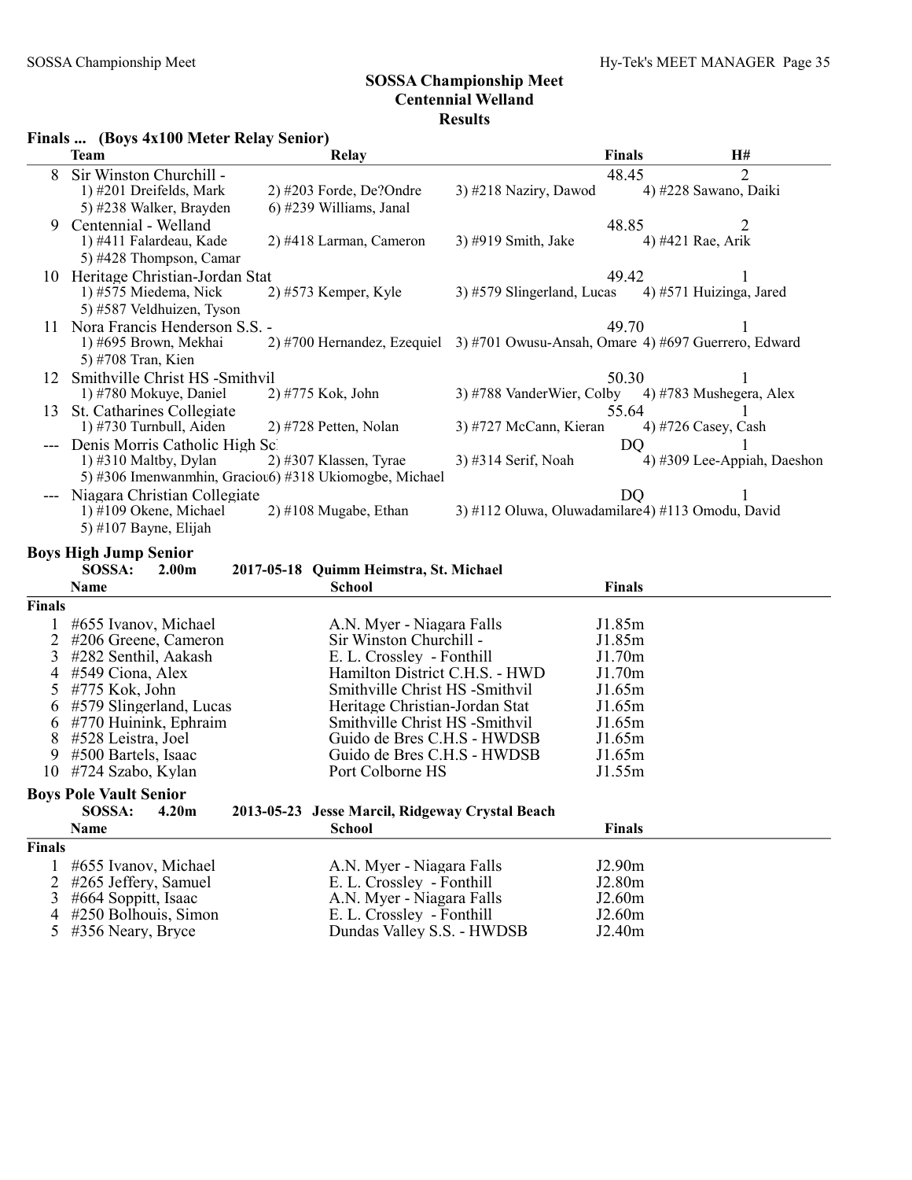# SOSSA Championship Meet
## Centennial Welland
### Results

**Finals ... (Boys 4x100 Meter Relay Senior)**

| | Team | Relay | | Finals | H# |
|---|---|---|---|---|---|
| 8 | Sir Winston Churchill - | | | 48.45 | 2 |
| | 1) #201 Dreifelds, Mark | 2) #203 Forde, De?Ondre | 3) #218 Naziry, Dawod | 4) #228 Sawano, Daiki | |
| | 5) #238 Walker, Brayden | 6) #239 Williams, Janal | | | |
| 9 | Centennial - Welland | | | 48.85 | 2 |
| | 1) #411 Falardeau, Kade | 2) #418 Larman, Cameron | 3) #919 Smith, Jake | 4) #421 Rae, Arik | |
| | 5) #428 Thompson, Camar | | | | |
| 10 | Heritage Christian-Jordan Stat | | | 49.42 | 1 |
| | 1) #575 Miedema, Nick | 2) #573 Kemper, Kyle | 3) #579 Slingerland, Lucas | 4) #571 Huizinga, Jared | |
| | 5) #587 Veldhuizen, Tyson | | | | |
| 11 | Nora Francis Henderson S.S. - | | | 49.70 | 1 |
| | 1) #695 Brown, Mekhai | 2) #700 Hernandez, Ezequiel | 3) #701 Owusu-Ansah, Omare | 4) #697 Guerrero, Edward | |
| | 5) #708 Tran, Kien | | | | |
| 12 | Smithville Christ HS -Smithvil | | | 50.30 | 1 |
| | 1) #780 Mokuye, Daniel | 2) #775 Kok, John | 3) #788 VanderWier, Colby | 4) #783 Mushegera, Alex | |
| 13 | St. Catharines Collegiate | | | 55.64 | 1 |
| | 1) #730 Turnbull, Aiden | 2) #728 Petten, Nolan | 3) #727 McCann, Kieran | 4) #726 Casey, Cash | |
| --- | Denis Morris Catholic High Sc | | | DQ | 1 |
| | 1) #310 Maltby, Dylan | 2) #307 Klassen, Tyrae | 3) #314 Serif, Noah | 4) #309 Lee-Appiah, Daeshon | |
| | 5) #306 Imenwanmhin, Graciou | 6) #318 Ukiomogbe, Michael | | | |
| --- | Niagara Christian Collegiate | | | DQ | 1 |
| | 1) #109 Okene, Michael | 2) #108 Mugabe, Ethan | 3) #112 Oluwa, Oluwadamilare | 4) #113 Omodu, David | |
| | 5) #107 Bayne, Elijah | | | | |

## Boys High Jump Senior

SOSSA: 2.00m 2017-05-18 Quimm Heimstra, St. Michael

| | Name | School | Finals |
|---|---|---|---|
| **Finals** | | | |
| 1 | #655 Ivanov, Michael | A.N. Myer - Niagara Falls | J1.85m |
| 2 | #206 Greene, Cameron | Sir Winston Churchill - | J1.85m |
| 3 | #282 Senthil, Aakash | E. L. Crossley - Fonthill | J1.70m |
| 4 | #549 Ciona, Alex | Hamilton District C.H.S. - HWD | J1.70m |
| 5 | #775 Kok, John | Smithville Christ HS -Smithvil | J1.65m |
| 6 | #579 Slingerland, Lucas | Heritage Christian-Jordan Stat | J1.65m |
| 6 | #770 Huinink, Ephraim | Smithville Christ HS -Smithvil | J1.65m |
| 8 | #528 Leistra, Joel | Guido de Bres C.H.S - HWDSB | J1.65m |
| 9 | #500 Bartels, Isaac | Guido de Bres C.H.S - HWDSB | J1.65m |
| 10 | #724 Szabo, Kylan | Port Colborne HS | J1.55m |

## Boys Pole Vault Senior

SOSSA: 4.20m 2013-05-23 Jesse Marcil, Ridgeway Crystal Beach

| | Name | School | Finals |
|---|---|---|---|
| **Finals** | | | |
| 1 | #655 Ivanov, Michael | A.N. Myer - Niagara Falls | J2.90m |
| 2 | #265 Jeffery, Samuel | E. L. Crossley - Fonthill | J2.80m |
| 3 | #664 Soppitt, Isaac | A.N. Myer - Niagara Falls | J2.60m |
| 4 | #250 Bolhouis, Simon | E. L. Crossley - Fonthill | J2.60m |
| 5 | #356 Neary, Bryce | Dundas Valley S.S. - HWDSB | J2.40m |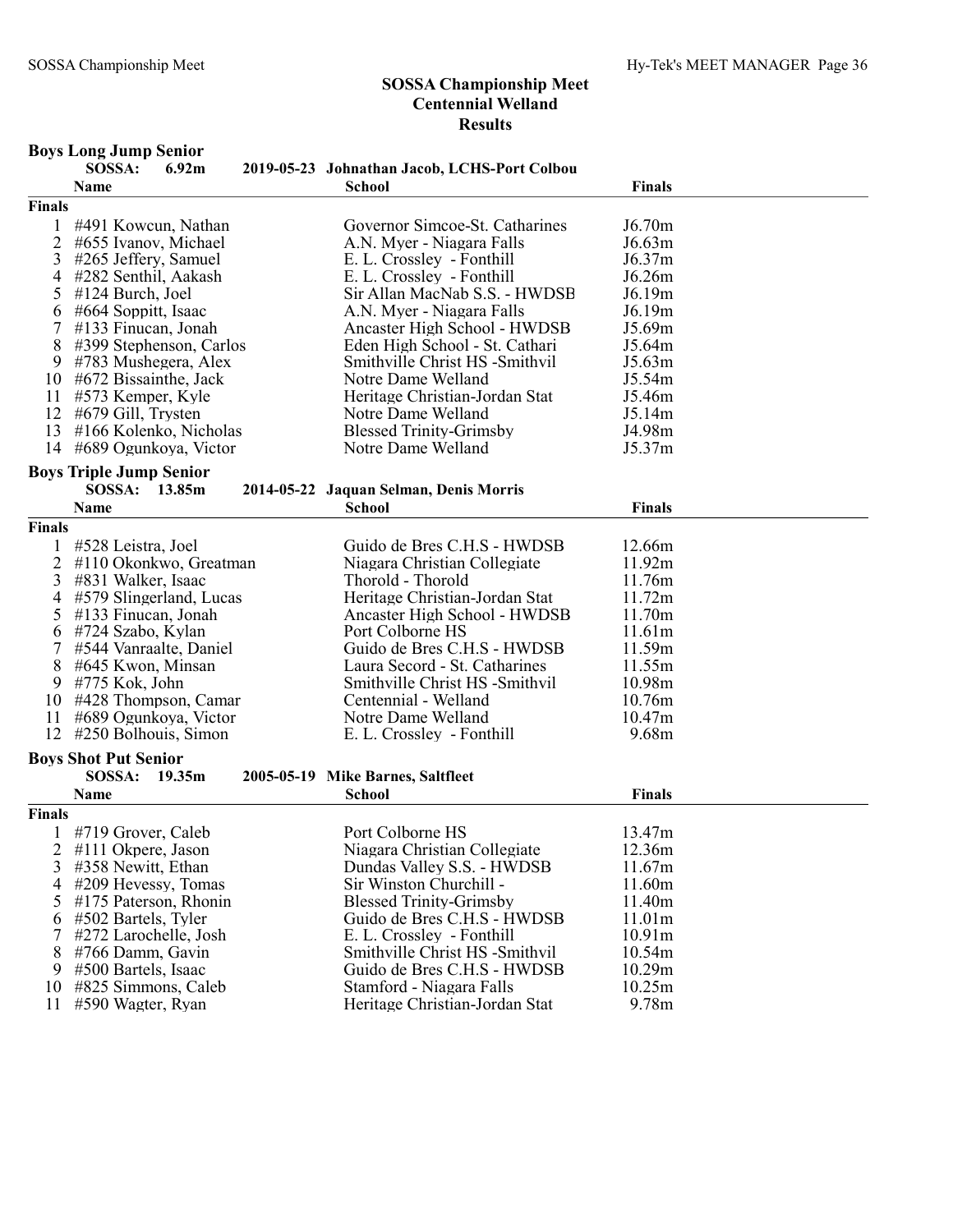# SOSSA Championship Meet
## Centennial Welland
## Results

### Boys Long Jump Senior

SOSSA: 6.92m — 2019-05-23 Johnathan Jacob, LCHS-Port Colbou

| | Name | School | Finals |
|---|---|---|---|
| **Finals** | | | |
| 1 | #491 Kowcun, Nathan | Governor Simcoe-St. Catharines | J6.70m |
| 2 | #655 Ivanov, Michael | A.N. Myer - Niagara Falls | J6.63m |
| 3 | #265 Jeffery, Samuel | E. L. Crossley - Fonthill | J6.37m |
| 4 | #282 Senthil, Aakash | E. L. Crossley - Fonthill | J6.26m |
| 5 | #124 Burch, Joel | Sir Allan MacNab S.S. - HWDSB | J6.19m |
| 6 | #664 Soppitt, Isaac | A.N. Myer - Niagara Falls | J6.19m |
| 7 | #133 Finucan, Jonah | Ancaster High School - HWDSB | J5.69m |
| 8 | #399 Stephenson, Carlos | Eden High School - St. Cathari | J5.64m |
| 9 | #783 Mushegera, Alex | Smithville Christ HS -Smithvil | J5.63m |
| 10 | #672 Bissainthe, Jack | Notre Dame Welland | J5.54m |
| 11 | #573 Kemper, Kyle | Heritage Christian-Jordan Stat | J5.46m |
| 12 | #679 Gill, Trysten | Notre Dame Welland | J5.14m |
| 13 | #166 Kolenko, Nicholas | Blessed Trinity-Grimsby | J4.98m |
| 14 | #689 Ogunkoya, Victor | Notre Dame Welland | J5.37m |

### Boys Triple Jump Senior

SOSSA: 13.85m — 2014-05-22 Jaquan Selman, Denis Morris

| | Name | School | Finals |
|---|---|---|---|
| **Finals** | | | |
| 1 | #528 Leistra, Joel | Guido de Bres C.H.S - HWDSB | 12.66m |
| 2 | #110 Okonkwo, Greatman | Niagara Christian Collegiate | 11.92m |
| 3 | #831 Walker, Isaac | Thorold - Thorold | 11.76m |
| 4 | #579 Slingerland, Lucas | Heritage Christian-Jordan Stat | 11.72m |
| 5 | #133 Finucan, Jonah | Ancaster High School - HWDSB | 11.70m |
| 6 | #724 Szabo, Kylan | Port Colborne HS | 11.61m |
| 7 | #544 Vanraalte, Daniel | Guido de Bres C.H.S - HWDSB | 11.59m |
| 8 | #645 Kwon, Minsan | Laura Secord - St. Catharines | 11.55m |
| 9 | #775 Kok, John | Smithville Christ HS -Smithvil | 10.98m |
| 10 | #428 Thompson, Camar | Centennial - Welland | 10.76m |
| 11 | #689 Ogunkoya, Victor | Notre Dame Welland | 10.47m |
| 12 | #250 Bolhouis, Simon | E. L. Crossley - Fonthill | 9.68m |

### Boys Shot Put Senior

SOSSA: 19.35m — 2005-05-19 Mike Barnes, Saltfleet

| | Name | School | Finals |
|---|---|---|---|
| **Finals** | | | |
| 1 | #719 Grover, Caleb | Port Colborne HS | 13.47m |
| 2 | #111 Okpere, Jason | Niagara Christian Collegiate | 12.36m |
| 3 | #358 Newitt, Ethan | Dundas Valley S.S. - HWDSB | 11.67m |
| 4 | #209 Hevessy, Tomas | Sir Winston Churchill - | 11.60m |
| 5 | #175 Paterson, Rhonin | Blessed Trinity-Grimsby | 11.40m |
| 6 | #502 Bartels, Tyler | Guido de Bres C.H.S - HWDSB | 11.01m |
| 7 | #272 Larochelle, Josh | E. L. Crossley - Fonthill | 10.91m |
| 8 | #766 Damm, Gavin | Smithville Christ HS -Smithvil | 10.54m |
| 9 | #500 Bartels, Isaac | Guido de Bres C.H.S - HWDSB | 10.29m |
| 10 | #825 Simmons, Caleb | Stamford - Niagara Falls | 10.25m |
| 11 | #590 Wagter, Ryan | Heritage Christian-Jordan Stat | 9.78m |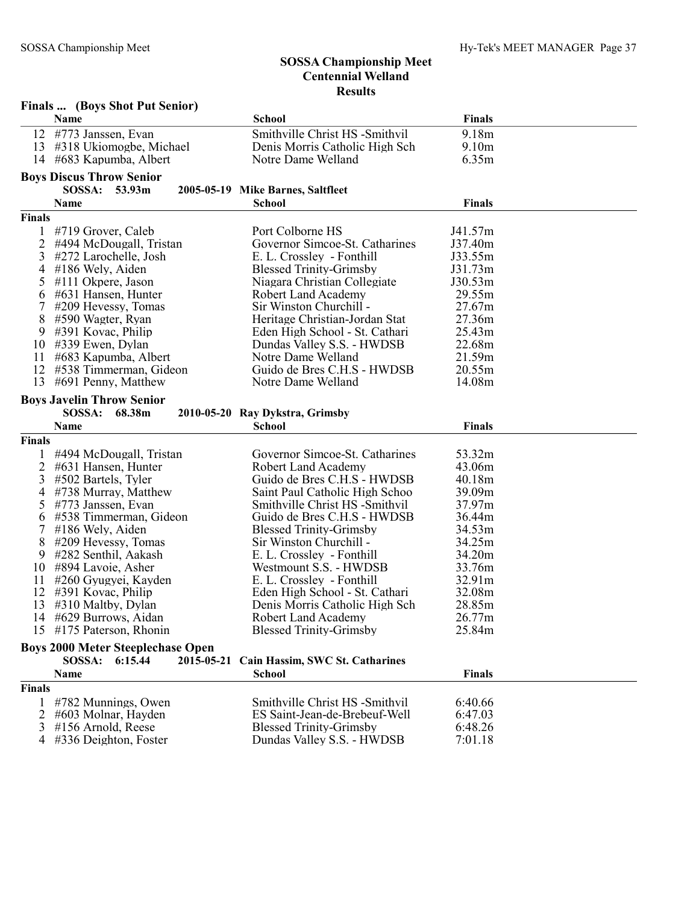## SOSSA Championship Meet
## Centennial Welland
## Results

### Finals ... (Boys Shot Put Senior)

| | Name | School | Finals |
|---|---|---|---|
| 12 | #773 Janssen, Evan | Smithville Christ HS -Smithvil | 9.18m |
| 13 | #318 Ukiomogbe, Michael | Denis Morris Catholic High Sch | 9.10m |
| 14 | #683 Kapumba, Albert | Notre Dame Welland | 6.35m |

### Boys Discus Throw Senior

**SOSSA: 53.93m 2005-05-19 Mike Barnes, Saltfleet**

| | Name | School | Finals |
|---|---|---|---|
| **Finals** | | | |
| 1 | #719 Grover, Caleb | Port Colborne HS | J41.57m |
| 2 | #494 McDougall, Tristan | Governor Simcoe-St. Catharines | J37.40m |
| 3 | #272 Larochelle, Josh | E. L. Crossley - Fonthill | J33.55m |
| 4 | #186 Wely, Aiden | Blessed Trinity-Grimsby | J31.73m |
| 5 | #111 Okpere, Jason | Niagara Christian Collegiate | J30.53m |
| 6 | #631 Hansen, Hunter | Robert Land Academy | 29.55m |
| 7 | #209 Hevessy, Tomas | Sir Winston Churchill - | 27.67m |
| 8 | #590 Wagter, Ryan | Heritage Christian-Jordan Stat | 27.36m |
| 9 | #391 Kovac, Philip | Eden High School - St. Cathari | 25.43m |
| 10 | #339 Ewen, Dylan | Dundas Valley S.S. - HWDSB | 22.68m |
| 11 | #683 Kapumba, Albert | Notre Dame Welland | 21.59m |
| 12 | #538 Timmerman, Gideon | Guido de Bres C.H.S - HWDSB | 20.55m |
| 13 | #691 Penny, Matthew | Notre Dame Welland | 14.08m |

### Boys Javelin Throw Senior

**SOSSA: 68.38m 2010-05-20 Ray Dykstra, Grimsby**

| | Name | School | Finals |
|---|---|---|---|
| **Finals** | | | |
| 1 | #494 McDougall, Tristan | Governor Simcoe-St. Catharines | 53.32m |
| 2 | #631 Hansen, Hunter | Robert Land Academy | 43.06m |
| 3 | #502 Bartels, Tyler | Guido de Bres C.H.S - HWDSB | 40.18m |
| 4 | #738 Murray, Matthew | Saint Paul Catholic High Schoo | 39.09m |
| 5 | #773 Janssen, Evan | Smithville Christ HS -Smithvil | 37.97m |
| 6 | #538 Timmerman, Gideon | Guido de Bres C.H.S - HWDSB | 36.44m |
| 7 | #186 Wely, Aiden | Blessed Trinity-Grimsby | 34.53m |
| 8 | #209 Hevessy, Tomas | Sir Winston Churchill - | 34.25m |
| 9 | #282 Senthil, Aakash | E. L. Crossley - Fonthill | 34.20m |
| 10 | #894 Lavoie, Asher | Westmount S.S. - HWDSB | 33.76m |
| 11 | #260 Gyugyei, Kayden | E. L. Crossley - Fonthill | 32.91m |
| 12 | #391 Kovac, Philip | Eden High School - St. Cathari | 32.08m |
| 13 | #310 Maltby, Dylan | Denis Morris Catholic High Sch | 28.85m |
| 14 | #629 Burrows, Aidan | Robert Land Academy | 26.77m |
| 15 | #175 Paterson, Rhonin | Blessed Trinity-Grimsby | 25.84m |

### Boys 2000 Meter Steeplechase Open

**SOSSA: 6:15.44 2015-05-21 Cain Hassim, SWC St. Catharines**

| | Name | School | Finals |
|---|---|---|---|
| **Finals** | | | |
| 1 | #782 Munnings, Owen | Smithville Christ HS -Smithvil | 6:40.66 |
| 2 | #603 Molnar, Hayden | ES Saint-Jean-de-Brebeuf-Well | 6:47.03 |
| 3 | #156 Arnold, Reese | Blessed Trinity-Grimsby | 6:48.26 |
| 4 | #336 Deighton, Foster | Dundas Valley S.S. - HWDSB | 7:01.18 |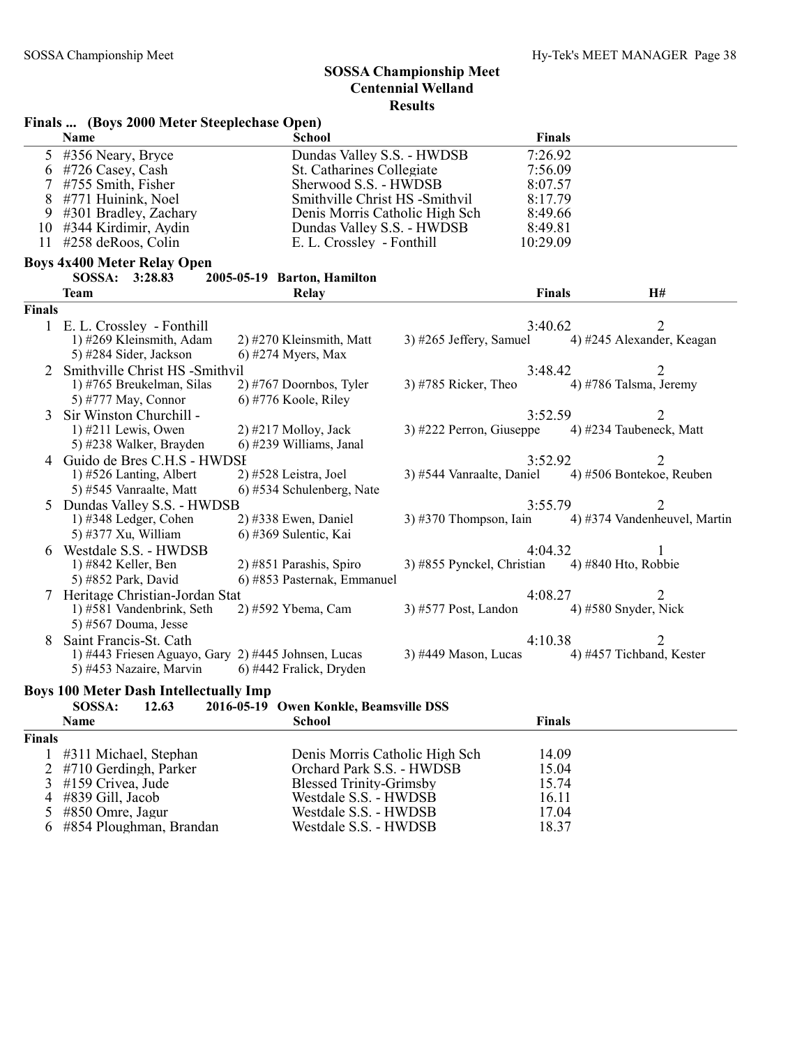## SOSSA Championship Meet
## Centennial Welland
## Results

### Finals ... (Boys 2000 Meter Steeplechase Open)

| | Name | School | Finals |
|---|---|---|---|
| 5 | #356 Neary, Bryce | Dundas Valley S.S. - HWDSB | 7:26.92 |
| 6 | #726 Casey, Cash | St. Catharines Collegiate | 7:56.09 |
| 7 | #755 Smith, Fisher | Sherwood S.S. - HWDSB | 8:07.57 |
| 8 | #771 Huinink, Noel | Smithville Christ HS -Smithvil | 8:17.79 |
| 9 | #301 Bradley, Zachary | Denis Morris Catholic High Sch | 8:49.66 |
| 10 | #344 Kirdimir, Aydin | Dundas Valley S.S. - HWDSB | 8:49.81 |
| 11 | #258 deRoos, Colin | E. L. Crossley - Fonthill | 10:29.09 |

### Boys 4x400 Meter Relay Open

SOSSA: 3:28.83 2005-05-19 Barton, Hamilton

| | Team | Relay | | | Finals | H# |
|---|---|---|---|---|---|---|
| **Finals** | | | | | | |
| 1 | E. L. Crossley - Fonthill | | | | 3:40.62 | 2 |
| | 1) #269 Kleinsmith, Adam | 2) #270 Kleinsmith, Matt | 3) #265 Jeffery, Samuel | 4) #245 Alexander, Keagan | | |
| | 5) #284 Sider, Jackson | 6) #274 Myers, Max | | | | |
| 2 | Smithville Christ HS -Smithvil | | | | 3:48.42 | 2 |
| | 1) #765 Breukelman, Silas | 2) #767 Doornbos, Tyler | 3) #785 Ricker, Theo | 4) #786 Talsma, Jeremy | | |
| | 5) #777 May, Connor | 6) #776 Koole, Riley | | | | |
| 3 | Sir Winston Churchill - | | | | 3:52.59 | 2 |
| | 1) #211 Lewis, Owen | 2) #217 Molloy, Jack | 3) #222 Perron, Giuseppe | 4) #234 Taubeneck, Matt | | |
| | 5) #238 Walker, Brayden | 6) #239 Williams, Janal | | | | |
| 4 | Guido de Bres C.H.S - HWDSE | | | | 3:52.92 | 2 |
| | 1) #526 Lanting, Albert | 2) #528 Leistra, Joel | 3) #544 Vanraalte, Daniel | 4) #506 Bontekoe, Reuben | | |
| | 5) #545 Vanraalte, Matt | 6) #534 Schulenberg, Nate | | | | |
| 5 | Dundas Valley S.S. - HWDSB | | | | 3:55.79 | 2 |
| | 1) #348 Ledger, Cohen | 2) #338 Ewen, Daniel | 3) #370 Thompson, Iain | 4) #374 Vandenheuvel, Martin | | |
| | 5) #377 Xu, William | 6) #369 Sulentic, Kai | | | | |
| 6 | Westdale S.S. - HWDSB | | | | 4:04.32 | 1 |
| | 1) #842 Keller, Ben | 2) #851 Parashis, Spiro | 3) #855 Pynckel, Christian | 4) #840 Hto, Robbie | | |
| | 5) #852 Park, David | 6) #853 Pasternak, Emmanuel | | | | |
| 7 | Heritage Christian-Jordan Stat | | | | 4:08.27 | 2 |
| | 1) #581 Vandenbrink, Seth | 2) #592 Ybema, Cam | 3) #577 Post, Landon | 4) #580 Snyder, Nick | | |
| | 5) #567 Douma, Jesse | | | | | |
| 8 | Saint Francis-St. Cath | | | | 4:10.38 | 2 |
| | 1) #443 Friesen Aguayo, Gary | 2) #445 Johnsen, Lucas | 3) #449 Mason, Lucas | 4) #457 Tichband, Kester | | |
| | 5) #453 Nazaire, Marvin | 6) #442 Fralick, Dryden | | | | |

### Boys 100 Meter Dash Intellectually Imp

SOSSA: 12.63 2016-05-19 Owen Konkle, Beamsville DSS

| | Name | School | Finals |
|---|---|---|---|
| **Finals** | | | |
| 1 | #311 Michael, Stephan | Denis Morris Catholic High Sch | 14.09 |
| 2 | #710 Gerdingh, Parker | Orchard Park S.S. - HWDSB | 15.04 |
| 3 | #159 Crivea, Jude | Blessed Trinity-Grimsby | 15.74 |
| 4 | #839 Gill, Jacob | Westdale S.S. - HWDSB | 16.11 |
| 5 | #850 Omre, Jagur | Westdale S.S. - HWDSB | 17.04 |
| 6 | #854 Ploughman, Brandan | Westdale S.S. - HWDSB | 18.37 |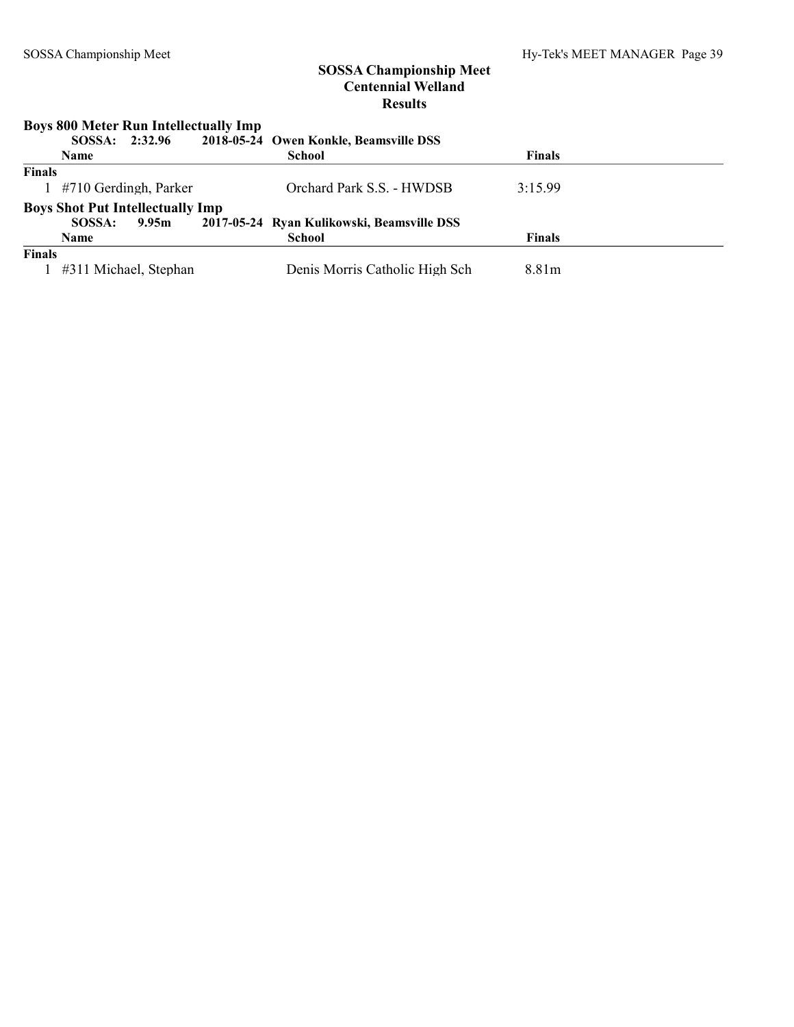# SOSSA Championship Meet
## Centennial Welland
## Results

### Boys 800 Meter Run Intellectually Imp

**SOSSA: 2:32.96 2018-05-24 Owen Konkle, Beamsville DSS**

| | Name | School | Finals |
|---|---|---|---|
| **Finals** | | | |
| 1 | #710 Gerdingh, Parker | Orchard Park S.S. - HWDSB | 3:15.99 |

### Boys Shot Put Intellectually Imp

**SOSSA: 9.95m 2017-05-24 Ryan Kulikowski, Beamsville DSS**

| | Name | School | Finals |
|---|---|---|---|
| **Finals** | | | |
| 1 | #311 Michael, Stephan | Denis Morris Catholic High Sch | 8.81m |